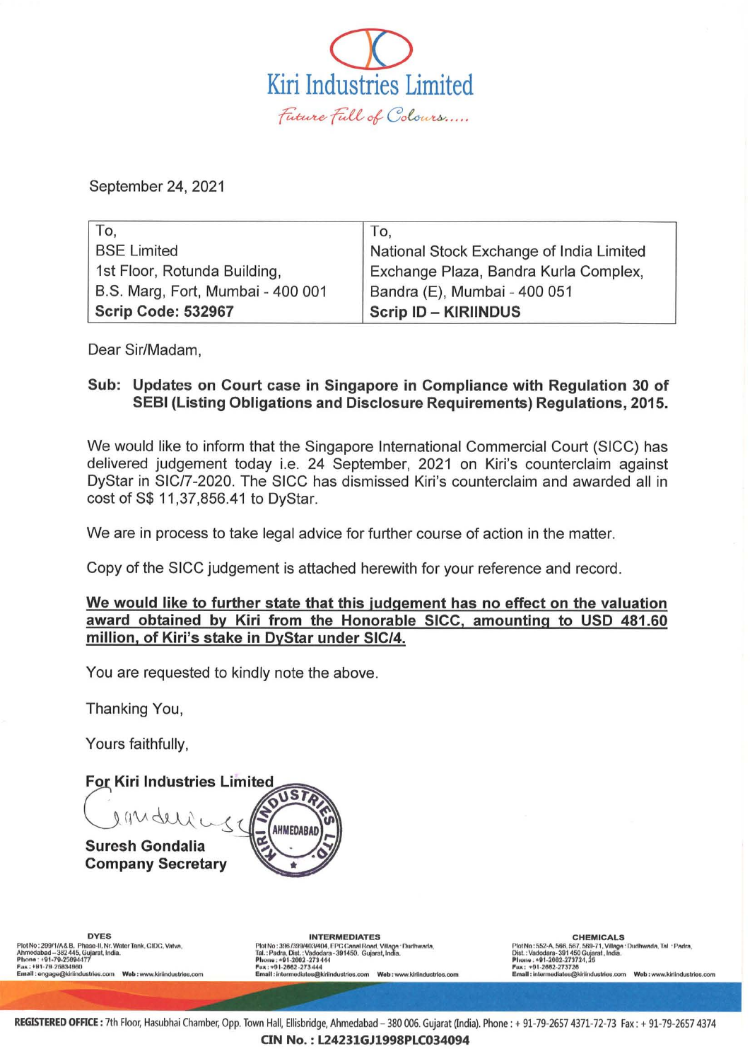# Kiri Industries Limited

*Future Full of Colours.....*

September 24, 2021

| To, | To, |
| --- | --- |
| BSE Limited | National Stock Exchange of India Limited |
| 1st Floor, Rotunda Building, | Exchange Plaza, Bandra Kurla Complex, |
| B.S. Marg, Fort, Mumbai - 400 001 | Bandra (E), Mumbai - 400 051 |
| **Scrip Code: 532967** | **Scrip ID – KIRIINDUS** |

Dear Sir/Madam,

**Sub: Updates on Court case in Singapore in Compliance with Regulation 30 of SEBI (Listing Obligations and Disclosure Requirements) Regulations, 2015.**

We would like to inform that the Singapore International Commercial Court (SICC) has delivered judgement today i.e. 24 September, 2021 on Kiri's counterclaim against DyStar in SIC/7-2020. The SICC has dismissed Kiri's counterclaim and awarded all in cost of S$ 11,37,856.41 to DyStar.

We are in process to take legal advice for further course of action in the matter.

Copy of the SICC judgement is attached herewith for your reference and record.

**We would like to further state that this judgement has no effect on the valuation award obtained by Kiri from the Honorable SICC, amounting to USD 481.60 million, of Kiri's stake in DyStar under SIC/4.**

You are requested to kindly note the above.

Thanking You,

Yours faithfully,

**For Kiri Industries Limited**

**Suresh Gondalia**
**Company Secretary**

**DYES**
Plot No: 299/1/A&B, Phase-II, Nr. Water Tank, GIDC, Vatva, Ahmedabad – 382 445, Gujarat, India.
Phone: +91-79-25894477
Fax: +91-79-25834960
Email: engage@kiriindustries.com Web: www.kiriindustries.com

**INTERMEDIATES**
Plot No: 396/399/403/404, EPC Canal Road, Village: Dudhwada, Tal.: Padra, Dist.: Vadodara - 391450. Gujarat, India.
Phone: +91-2662-273 444
Fax: +91-2662-273 444
Email: intermediates@kiriindustries.com Web: www.kiriindustries.com

**CHEMICALS**
Plot No: 552-A, 566, 567, 569-71, Village: Dudhwada, Tal.: Padra, Dist.: Vadodara- 391 450 Gujarat, India.
Phone: +91-2662-273724, 25
Fax: +91-2662-273726
Email: intermediates@kiriindustries.com Web: www.kiriindustries.com

**REGISTERED OFFICE:** 7th Floor, Hasubhai Chamber, Opp. Town Hall, Ellisbridge, Ahmedabad – 380 006. Gujarat (India). Phone: + 91-79-2657 4371-72-73 Fax: + 91-79-2657 4374

**CIN No.: L24231GJ1998PLC034094**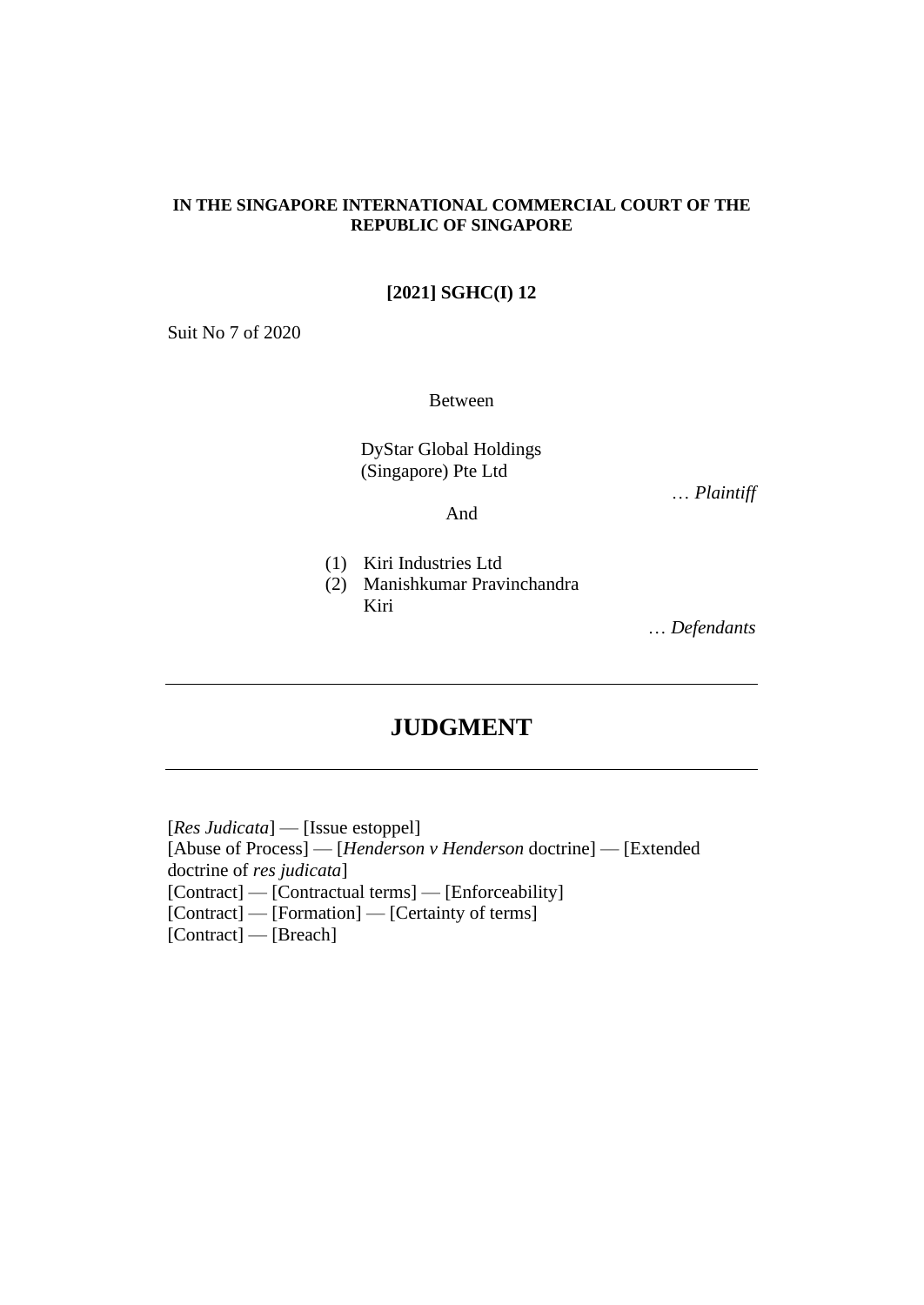**IN THE SINGAPORE INTERNATIONAL COMMERCIAL COURT OF THE REPUBLIC OF SINGAPORE**

**[2021] SGHC(I) 12**

Suit No 7 of 2020

Between

DyStar Global Holdings (Singapore) Pte Ltd

… *Plaintiff*

And

(1) Kiri Industries Ltd
(2) Manishkumar Pravinchandra Kiri

… *Defendants*

---

# JUDGMENT

---

[*Res Judicata*] — [Issue estoppel]
[Abuse of Process] — [*Henderson v Henderson* doctrine] — [Extended doctrine of *res judicata*]
[Contract] — [Contractual terms] — [Enforceability]
[Contract] — [Formation] — [Certainty of terms]
[Contract] — [Breach]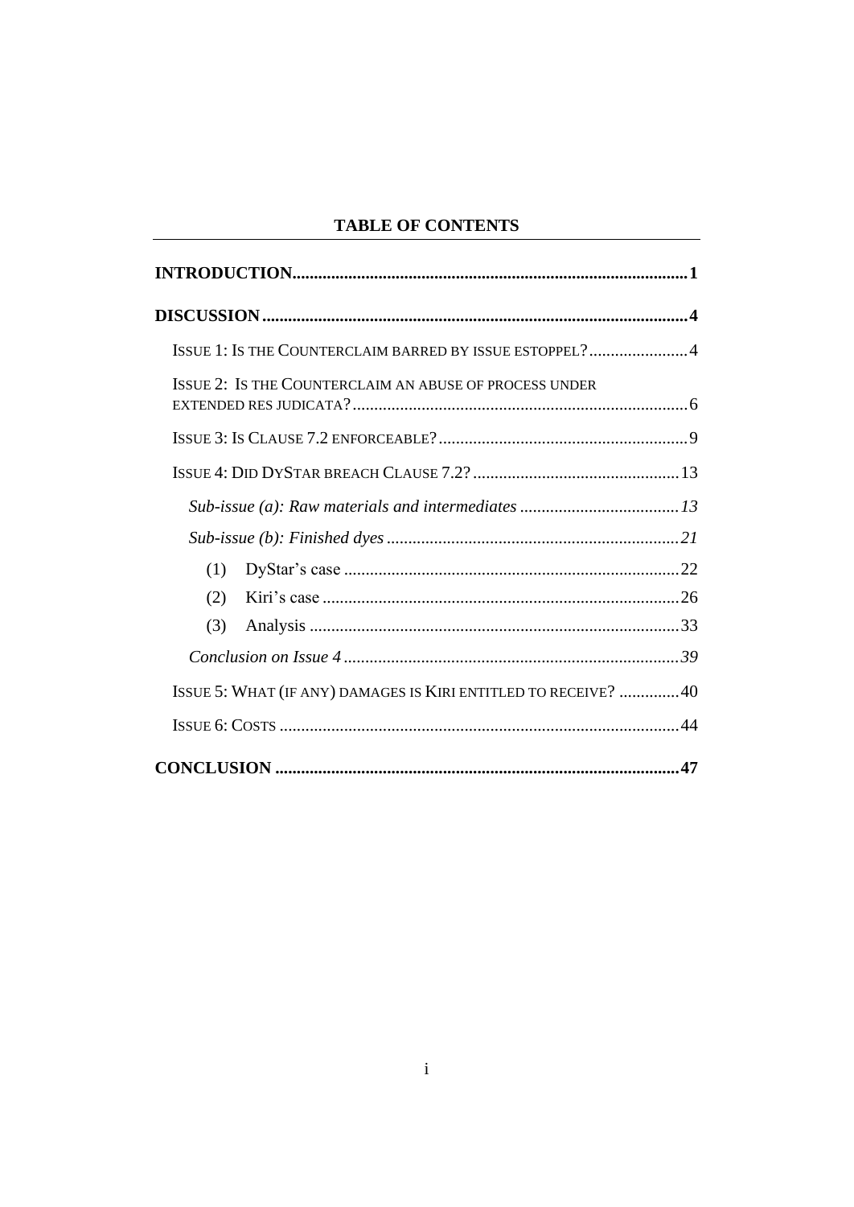# TABLE OF CONTENTS

**INTRODUCTION** .......... **1**

**DISCUSSION** .......... **4**

- ISSUE 1: IS THE COUNTERCLAIM BARRED BY ISSUE ESTOPPEL? .......... 4
- ISSUE 2: IS THE COUNTERCLAIM AN ABUSE OF PROCESS UNDER EXTENDED RES JUDICATA? .......... 6
- ISSUE 3: IS CLAUSE 7.2 ENFORCEABLE? .......... 9
- ISSUE 4: DID DYSTAR BREACH CLAUSE 7.2? .......... 13
  - *Sub-issue (a): Raw materials and intermediates* .......... *13*
  - *Sub-issue (b): Finished dyes* .......... *21*
    - (1) DyStar's case .......... 22
    - (2) Kiri's case .......... 26
    - (3) Analysis .......... 33
  - *Conclusion on Issue 4* .......... *39*
- ISSUE 5: WHAT (IF ANY) DAMAGES IS KIRI ENTITLED TO RECEIVE? .......... 40
- ISSUE 6: COSTS .......... 44

**CONCLUSION** .......... **47**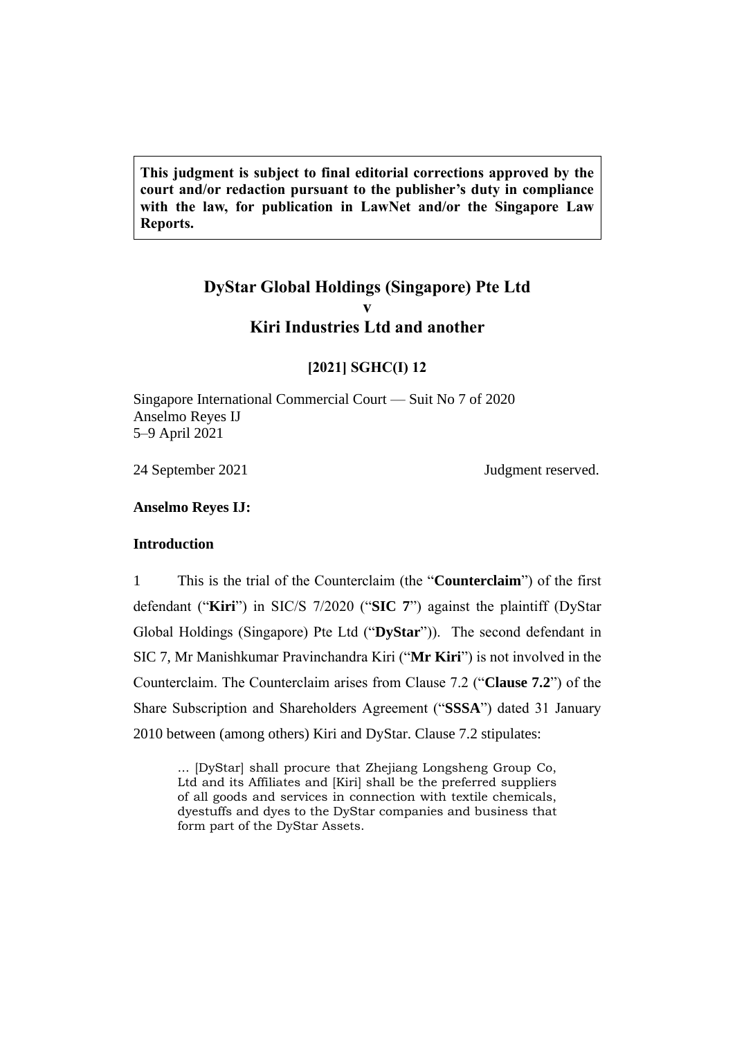**This judgment is subject to final editorial corrections approved by the court and/or redaction pursuant to the publisher's duty in compliance with the law, for publication in LawNet and/or the Singapore Law Reports.**

# DyStar Global Holdings (Singapore) Pte Ltd
# v
# Kiri Industries Ltd and another

## [2021] SGHC(I) 12

Singapore International Commercial Court — Suit No 7 of 2020
Anselmo Reyes IJ
5–9 April 2021

24 September 2021 Judgment reserved.

**Anselmo Reyes IJ:**

### Introduction

1 This is the trial of the Counterclaim (the "**Counterclaim**") of the first defendant ("**Kiri**") in SIC/S 7/2020 ("**SIC 7**") against the plaintiff (DyStar Global Holdings (Singapore) Pte Ltd ("**DyStar**")). The second defendant in SIC 7, Mr Manishkumar Pravinchandra Kiri ("**Mr Kiri**") is not involved in the Counterclaim. The Counterclaim arises from Clause 7.2 ("**Clause 7.2**") of the Share Subscription and Shareholders Agreement ("**SSSA**") dated 31 January 2010 between (among others) Kiri and DyStar. Clause 7.2 stipulates:

> … [DyStar] shall procure that Zhejiang Longsheng Group Co, Ltd and its Affiliates and [Kiri] shall be the preferred suppliers of all goods and services in connection with textile chemicals, dyestuffs and dyes to the DyStar companies and business that form part of the DyStar Assets.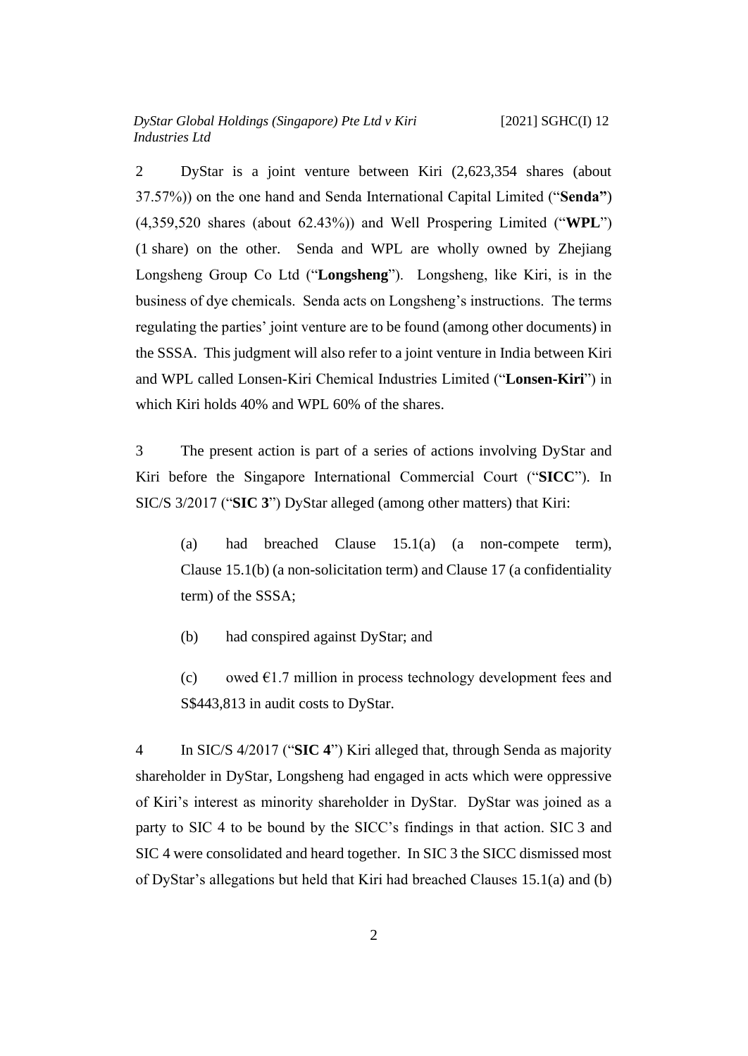2 DyStar is a joint venture between Kiri (2,623,354 shares (about 37.57%)) on the one hand and Senda International Capital Limited ("**Senda"**) (4,359,520 shares (about 62.43%)) and Well Prospering Limited ("**WPL**") (1 share) on the other. Senda and WPL are wholly owned by Zhejiang Longsheng Group Co Ltd ("**Longsheng**"). Longsheng, like Kiri, is in the business of dye chemicals. Senda acts on Longsheng's instructions. The terms regulating the parties' joint venture are to be found (among other documents) in the SSSA. This judgment will also refer to a joint venture in India between Kiri and WPL called Lonsen-Kiri Chemical Industries Limited ("**Lonsen-Kiri**") in which Kiri holds 40% and WPL 60% of the shares.

3 The present action is part of a series of actions involving DyStar and Kiri before the Singapore International Commercial Court ("**SICC**"). In SIC/S 3/2017 ("**SIC 3**") DyStar alleged (among other matters) that Kiri:

(a) had breached Clause 15.1(a) (a non-compete term), Clause 15.1(b) (a non-solicitation term) and Clause 17 (a confidentiality term) of the SSSA;

(b) had conspired against DyStar; and

(c) owed €1.7 million in process technology development fees and S$443,813 in audit costs to DyStar.

4 In SIC/S 4/2017 ("**SIC 4**") Kiri alleged that, through Senda as majority shareholder in DyStar, Longsheng had engaged in acts which were oppressive of Kiri's interest as minority shareholder in DyStar. DyStar was joined as a party to SIC 4 to be bound by the SICC's findings in that action. SIC 3 and SIC 4 were consolidated and heard together. In SIC 3 the SICC dismissed most of DyStar's allegations but held that Kiri had breached Clauses 15.1(a) and (b)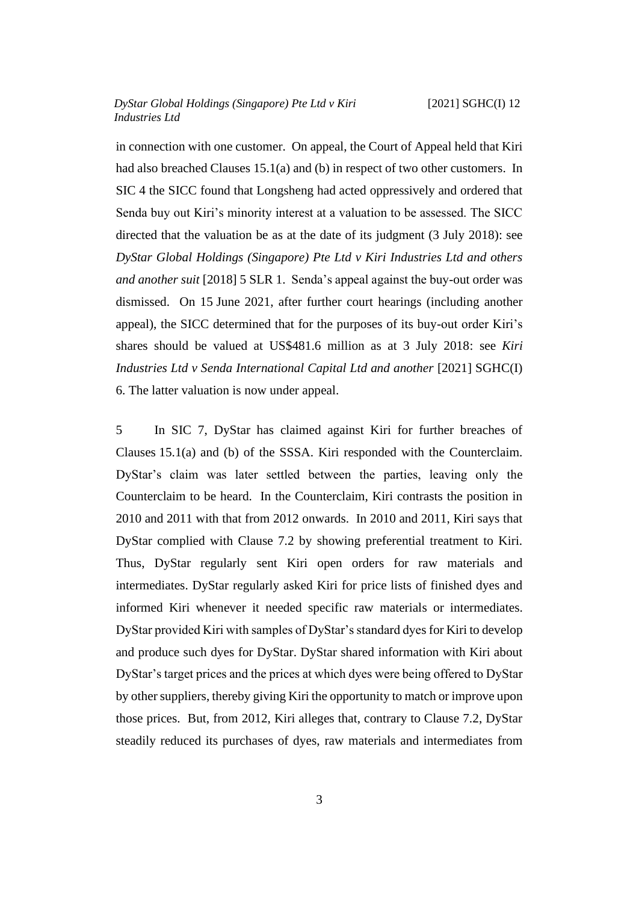in connection with one customer. On appeal, the Court of Appeal held that Kiri had also breached Clauses 15.1(a) and (b) in respect of two other customers. In SIC 4 the SICC found that Longsheng had acted oppressively and ordered that Senda buy out Kiri's minority interest at a valuation to be assessed. The SICC directed that the valuation be as at the date of its judgment (3 July 2018): see *DyStar Global Holdings (Singapore) Pte Ltd v Kiri Industries Ltd and others and another suit* [2018] 5 SLR 1. Senda's appeal against the buy-out order was dismissed. On 15 June 2021, after further court hearings (including another appeal), the SICC determined that for the purposes of its buy-out order Kiri's shares should be valued at US$481.6 million as at 3 July 2018: see *Kiri Industries Ltd v Senda International Capital Ltd and another* [2021] SGHC(I) 6. The latter valuation is now under appeal.

5 In SIC 7, DyStar has claimed against Kiri for further breaches of Clauses 15.1(a) and (b) of the SSSA. Kiri responded with the Counterclaim. DyStar's claim was later settled between the parties, leaving only the Counterclaim to be heard. In the Counterclaim, Kiri contrasts the position in 2010 and 2011 with that from 2012 onwards. In 2010 and 2011, Kiri says that DyStar complied with Clause 7.2 by showing preferential treatment to Kiri. Thus, DyStar regularly sent Kiri open orders for raw materials and intermediates. DyStar regularly asked Kiri for price lists of finished dyes and informed Kiri whenever it needed specific raw materials or intermediates. DyStar provided Kiri with samples of DyStar's standard dyes for Kiri to develop and produce such dyes for DyStar. DyStar shared information with Kiri about DyStar's target prices and the prices at which dyes were being offered to DyStar by other suppliers, thereby giving Kiri the opportunity to match or improve upon those prices. But, from 2012, Kiri alleges that, contrary to Clause 7.2, DyStar steadily reduced its purchases of dyes, raw materials and intermediates from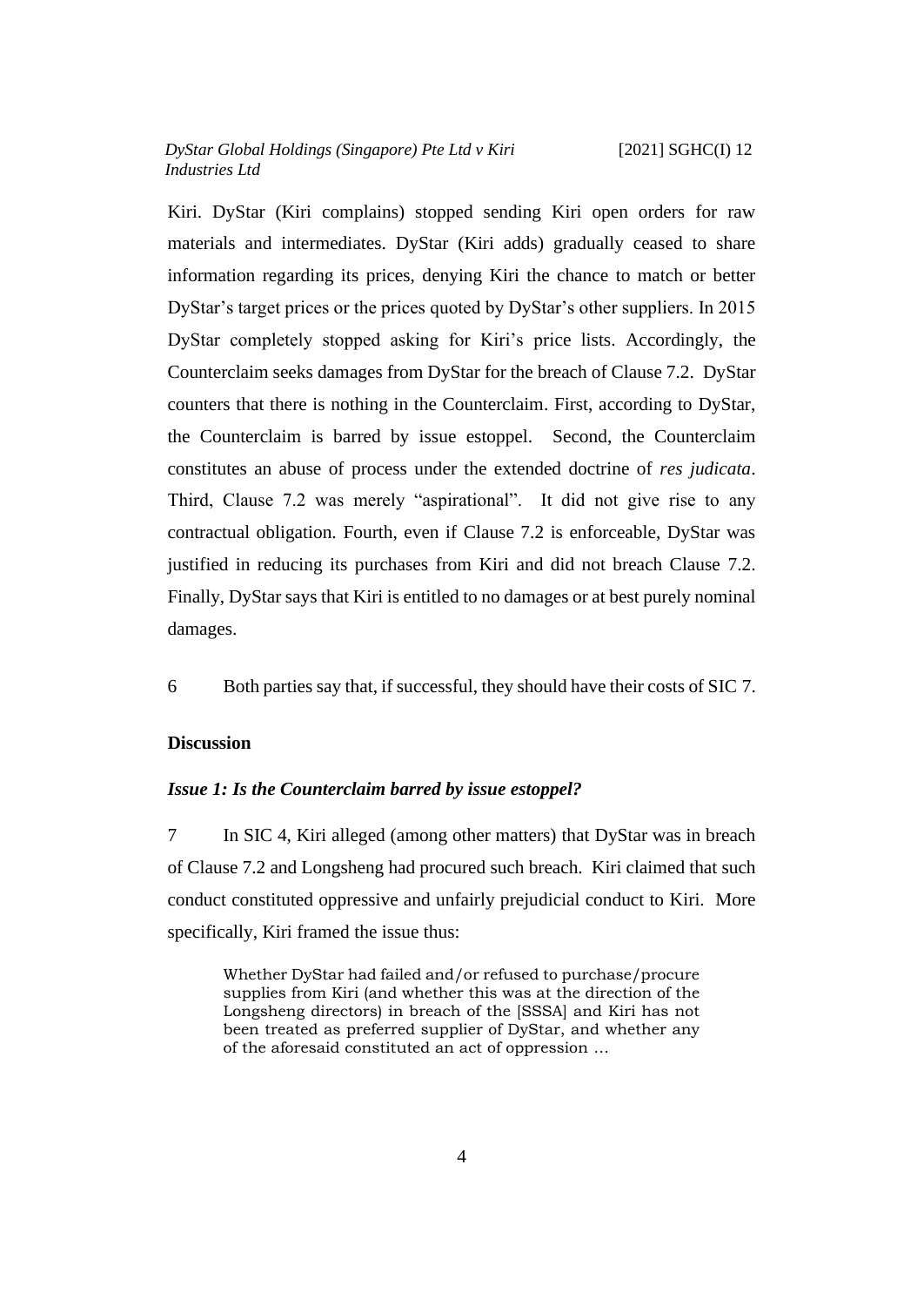Kiri. DyStar (Kiri complains) stopped sending Kiri open orders for raw materials and intermediates. DyStar (Kiri adds) gradually ceased to share information regarding its prices, denying Kiri the chance to match or better DyStar's target prices or the prices quoted by DyStar's other suppliers. In 2015 DyStar completely stopped asking for Kiri's price lists. Accordingly, the Counterclaim seeks damages from DyStar for the breach of Clause 7.2. DyStar counters that there is nothing in the Counterclaim. First, according to DyStar, the Counterclaim is barred by issue estoppel. Second, the Counterclaim constitutes an abuse of process under the extended doctrine of *res judicata*. Third, Clause 7.2 was merely "aspirational". It did not give rise to any contractual obligation. Fourth, even if Clause 7.2 is enforceable, DyStar was justified in reducing its purchases from Kiri and did not breach Clause 7.2. Finally, DyStar says that Kiri is entitled to no damages or at best purely nominal damages.

6 Both parties say that, if successful, they should have their costs of SIC 7.

## Discussion

### *Issue 1: Is the Counterclaim barred by issue estoppel?*

7 In SIC 4, Kiri alleged (among other matters) that DyStar was in breach of Clause 7.2 and Longsheng had procured such breach. Kiri claimed that such conduct constituted oppressive and unfairly prejudicial conduct to Kiri. More specifically, Kiri framed the issue thus:

> Whether DyStar had failed and/or refused to purchase/procure supplies from Kiri (and whether this was at the direction of the Longsheng directors) in breach of the [SSSA] and Kiri has not been treated as preferred supplier of DyStar, and whether any of the aforesaid constituted an act of oppression …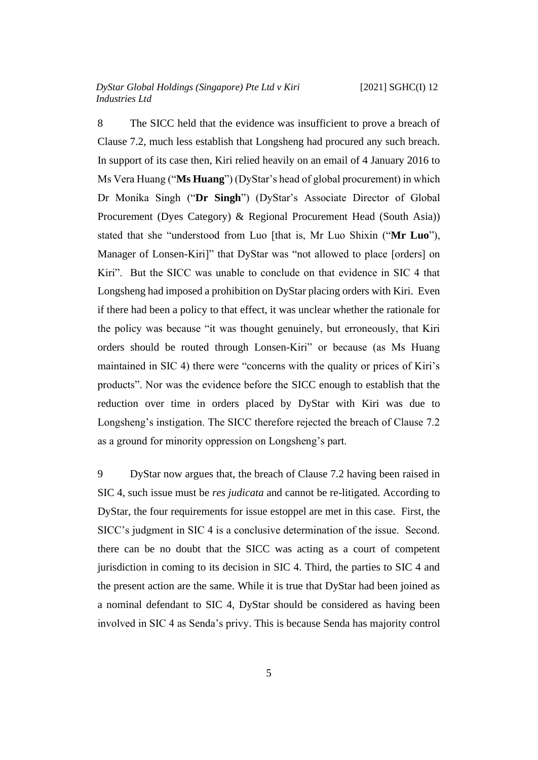8 The SICC held that the evidence was insufficient to prove a breach of Clause 7.2, much less establish that Longsheng had procured any such breach. In support of its case then, Kiri relied heavily on an email of 4 January 2016 to Ms Vera Huang ("**Ms Huang**") (DyStar's head of global procurement) in which Dr Monika Singh ("**Dr Singh**") (DyStar's Associate Director of Global Procurement (Dyes Category) & Regional Procurement Head (South Asia)) stated that she "understood from Luo [that is, Mr Luo Shixin ("**Mr Luo**"), Manager of Lonsen-Kiri]" that DyStar was "not allowed to place [orders] on Kiri". But the SICC was unable to conclude on that evidence in SIC 4 that Longsheng had imposed a prohibition on DyStar placing orders with Kiri. Even if there had been a policy to that effect, it was unclear whether the rationale for the policy was because "it was thought genuinely, but erroneously, that Kiri orders should be routed through Lonsen-Kiri" or because (as Ms Huang maintained in SIC 4) there were "concerns with the quality or prices of Kiri's products". Nor was the evidence before the SICC enough to establish that the reduction over time in orders placed by DyStar with Kiri was due to Longsheng's instigation. The SICC therefore rejected the breach of Clause 7.2 as a ground for minority oppression on Longsheng's part.

9 DyStar now argues that, the breach of Clause 7.2 having been raised in SIC 4, such issue must be *res judicata* and cannot be re-litigated. According to DyStar, the four requirements for issue estoppel are met in this case. First, the SICC's judgment in SIC 4 is a conclusive determination of the issue. Second. there can be no doubt that the SICC was acting as a court of competent jurisdiction in coming to its decision in SIC 4. Third, the parties to SIC 4 and the present action are the same. While it is true that DyStar had been joined as a nominal defendant to SIC 4, DyStar should be considered as having been involved in SIC 4 as Senda's privy. This is because Senda has majority control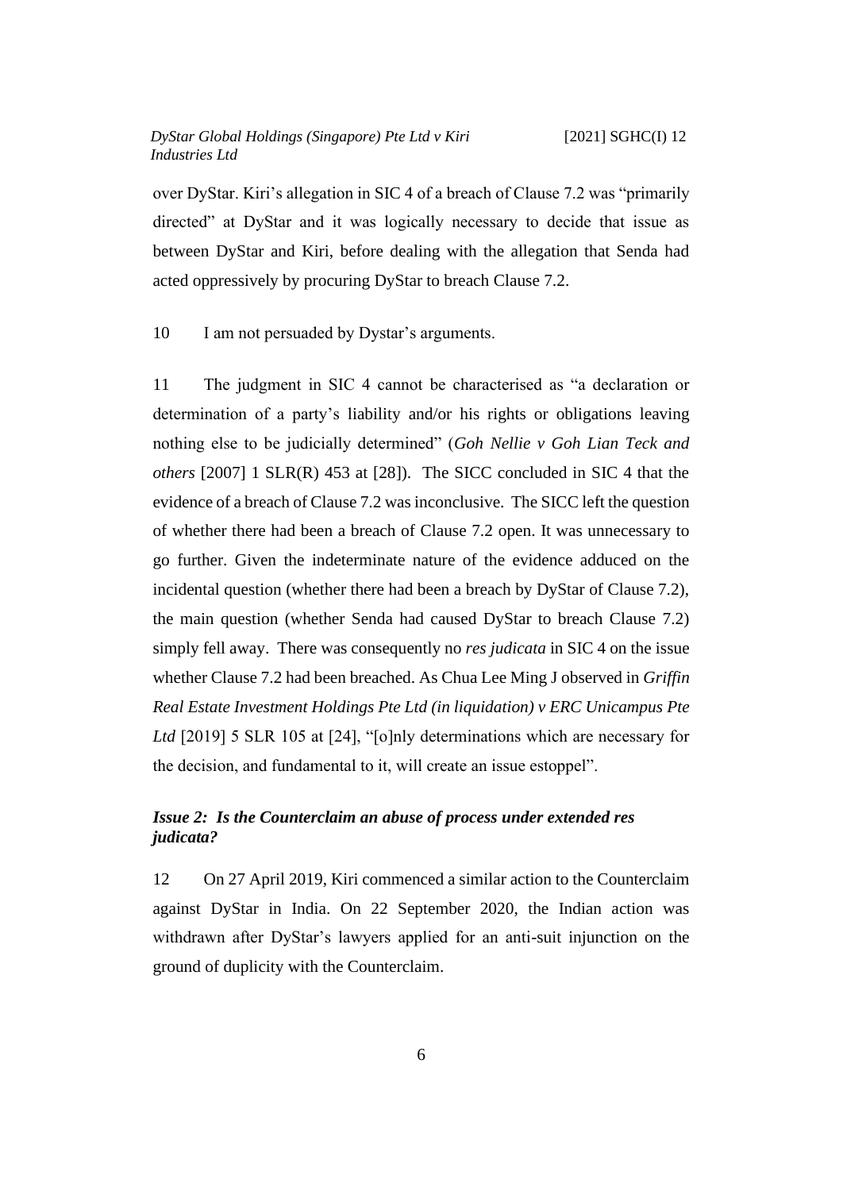over DyStar. Kiri's allegation in SIC 4 of a breach of Clause 7.2 was "primarily directed" at DyStar and it was logically necessary to decide that issue as between DyStar and Kiri, before dealing with the allegation that Senda had acted oppressively by procuring DyStar to breach Clause 7.2.

10 I am not persuaded by Dystar's arguments.

11 The judgment in SIC 4 cannot be characterised as "a declaration or determination of a party's liability and/or his rights or obligations leaving nothing else to be judicially determined" (*Goh Nellie v Goh Lian Teck and others* [2007] 1 SLR(R) 453 at [28]). The SICC concluded in SIC 4 that the evidence of a breach of Clause 7.2 was inconclusive. The SICC left the question of whether there had been a breach of Clause 7.2 open. It was unnecessary to go further. Given the indeterminate nature of the evidence adduced on the incidental question (whether there had been a breach by DyStar of Clause 7.2), the main question (whether Senda had caused DyStar to breach Clause 7.2) simply fell away. There was consequently no *res judicata* in SIC 4 on the issue whether Clause 7.2 had been breached. As Chua Lee Ming J observed in *Griffin Real Estate Investment Holdings Pte Ltd (in liquidation) v ERC Unicampus Pte Ltd* [2019] 5 SLR 105 at [24], "[o]nly determinations which are necessary for the decision, and fundamental to it, will create an issue estoppel".

### *Issue 2: Is the Counterclaim an abuse of process under extended res judicata?*

12 On 27 April 2019, Kiri commenced a similar action to the Counterclaim against DyStar in India. On 22 September 2020, the Indian action was withdrawn after DyStar's lawyers applied for an anti-suit injunction on the ground of duplicity with the Counterclaim.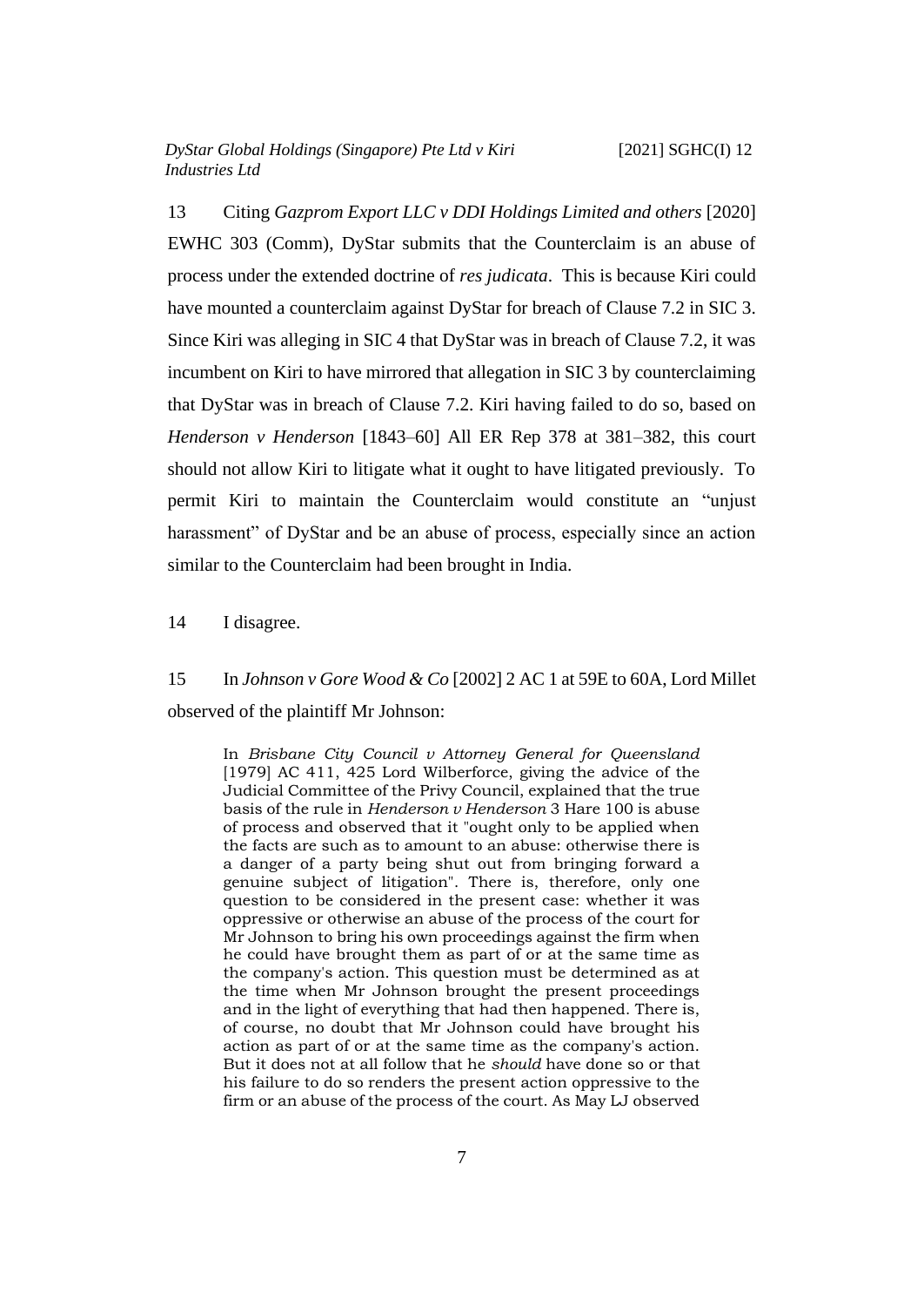13 Citing *Gazprom Export LLC v DDI Holdings Limited and others* [2020] EWHC 303 (Comm), DyStar submits that the Counterclaim is an abuse of process under the extended doctrine of *res judicata*. This is because Kiri could have mounted a counterclaim against DyStar for breach of Clause 7.2 in SIC 3. Since Kiri was alleging in SIC 4 that DyStar was in breach of Clause 7.2, it was incumbent on Kiri to have mirrored that allegation in SIC 3 by counterclaiming that DyStar was in breach of Clause 7.2. Kiri having failed to do so, based on *Henderson v Henderson* [1843–60] All ER Rep 378 at 381–382, this court should not allow Kiri to litigate what it ought to have litigated previously. To permit Kiri to maintain the Counterclaim would constitute an "unjust harassment" of DyStar and be an abuse of process, especially since an action similar to the Counterclaim had been brought in India.

14 I disagree.

15 In *Johnson v Gore Wood & Co* [2002] 2 AC 1 at 59E to 60A, Lord Millet observed of the plaintiff Mr Johnson:

> In *Brisbane City Council v Attorney General for Queensland* [1979] AC 411, 425 Lord Wilberforce, giving the advice of the Judicial Committee of the Privy Council, explained that the true basis of the rule in *Henderson v Henderson* 3 Hare 100 is abuse of process and observed that it "ought only to be applied when the facts are such as to amount to an abuse: otherwise there is a danger of a party being shut out from bringing forward a genuine subject of litigation". There is, therefore, only one question to be considered in the present case: whether it was oppressive or otherwise an abuse of the process of the court for Mr Johnson to bring his own proceedings against the firm when he could have brought them as part of or at the same time as the company's action. This question must be determined as at the time when Mr Johnson brought the present proceedings and in the light of everything that had then happened. There is, of course, no doubt that Mr Johnson could have brought his action as part of or at the same time as the company's action. But it does not at all follow that he *should* have done so or that his failure to do so renders the present action oppressive to the firm or an abuse of the process of the court. As May LJ observed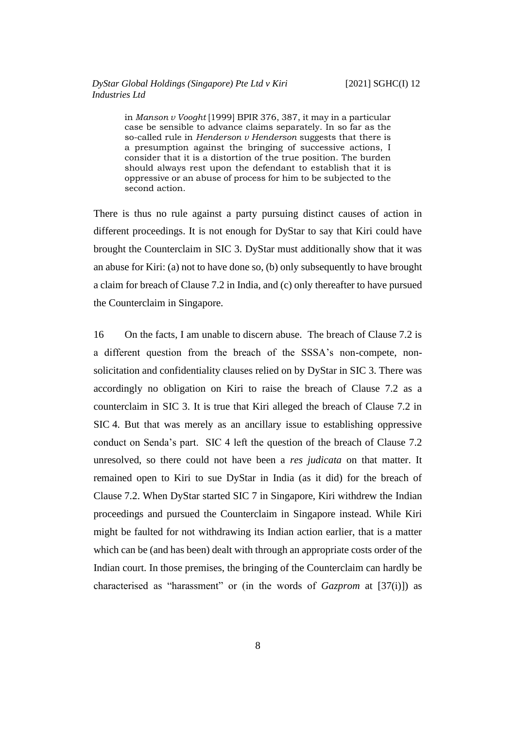> in *Manson v Vooght* [1999] BPIR 376, 387, it may in a particular case be sensible to advance claims separately. In so far as the so-called rule in *Henderson v Henderson* suggests that there is a presumption against the bringing of successive actions, I consider that it is a distortion of the true position. The burden should always rest upon the defendant to establish that it is oppressive or an abuse of process for him to be subjected to the second action.

There is thus no rule against a party pursuing distinct causes of action in different proceedings. It is not enough for DyStar to say that Kiri could have brought the Counterclaim in SIC 3. DyStar must additionally show that it was an abuse for Kiri: (a) not to have done so, (b) only subsequently to have brought a claim for breach of Clause 7.2 in India, and (c) only thereafter to have pursued the Counterclaim in Singapore.

16 On the facts, I am unable to discern abuse. The breach of Clause 7.2 is a different question from the breach of the SSSA's non-compete, non-solicitation and confidentiality clauses relied on by DyStar in SIC 3. There was accordingly no obligation on Kiri to raise the breach of Clause 7.2 as a counterclaim in SIC 3. It is true that Kiri alleged the breach of Clause 7.2 in SIC 4. But that was merely as an ancillary issue to establishing oppressive conduct on Senda's part. SIC 4 left the question of the breach of Clause 7.2 unresolved, so there could not have been a *res judicata* on that matter. It remained open to Kiri to sue DyStar in India (as it did) for the breach of Clause 7.2. When DyStar started SIC 7 in Singapore, Kiri withdrew the Indian proceedings and pursued the Counterclaim in Singapore instead. While Kiri might be faulted for not withdrawing its Indian action earlier, that is a matter which can be (and has been) dealt with through an appropriate costs order of the Indian court. In those premises, the bringing of the Counterclaim can hardly be characterised as "harassment" or (in the words of *Gazprom* at [37(i)]) as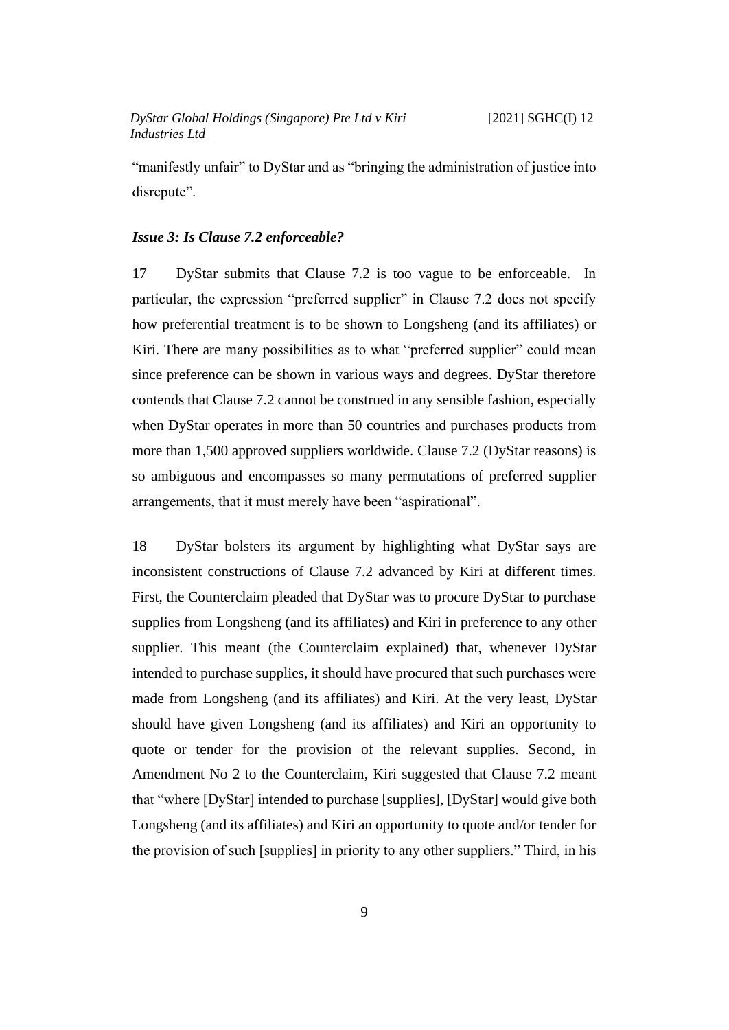"manifestly unfair" to DyStar and as "bringing the administration of justice into disrepute".

### *Issue 3: Is Clause 7.2 enforceable?*

17 DyStar submits that Clause 7.2 is too vague to be enforceable. In particular, the expression "preferred supplier" in Clause 7.2 does not specify how preferential treatment is to be shown to Longsheng (and its affiliates) or Kiri. There are many possibilities as to what "preferred supplier" could mean since preference can be shown in various ways and degrees. DyStar therefore contends that Clause 7.2 cannot be construed in any sensible fashion, especially when DyStar operates in more than 50 countries and purchases products from more than 1,500 approved suppliers worldwide. Clause 7.2 (DyStar reasons) is so ambiguous and encompasses so many permutations of preferred supplier arrangements, that it must merely have been "aspirational".

18 DyStar bolsters its argument by highlighting what DyStar says are inconsistent constructions of Clause 7.2 advanced by Kiri at different times. First, the Counterclaim pleaded that DyStar was to procure DyStar to purchase supplies from Longsheng (and its affiliates) and Kiri in preference to any other supplier. This meant (the Counterclaim explained) that, whenever DyStar intended to purchase supplies, it should have procured that such purchases were made from Longsheng (and its affiliates) and Kiri. At the very least, DyStar should have given Longsheng (and its affiliates) and Kiri an opportunity to quote or tender for the provision of the relevant supplies. Second, in Amendment No 2 to the Counterclaim, Kiri suggested that Clause 7.2 meant that "where [DyStar] intended to purchase [supplies], [DyStar] would give both Longsheng (and its affiliates) and Kiri an opportunity to quote and/or tender for the provision of such [supplies] in priority to any other suppliers." Third, in his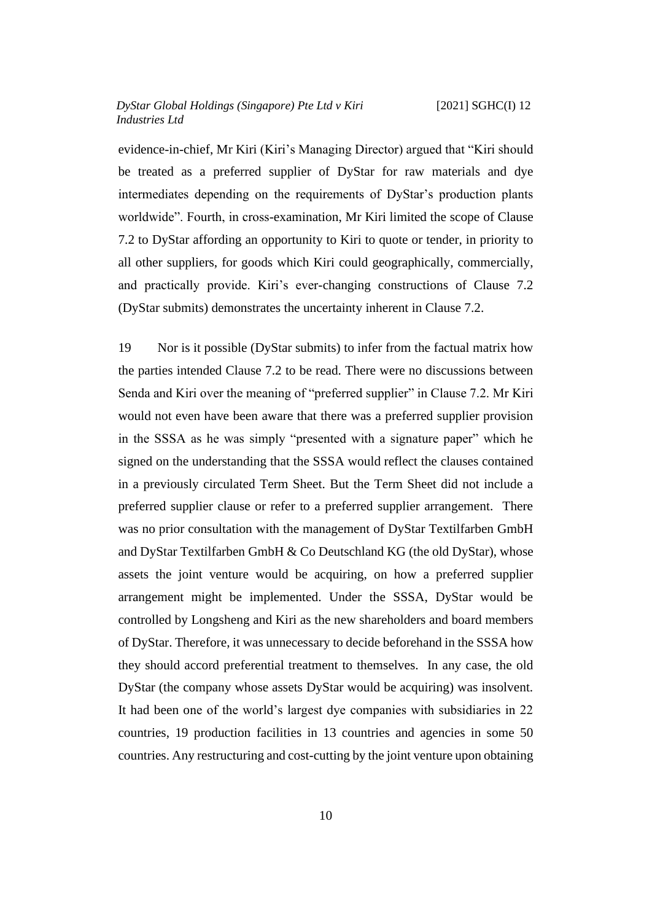evidence-in-chief, Mr Kiri (Kiri's Managing Director) argued that "Kiri should be treated as a preferred supplier of DyStar for raw materials and dye intermediates depending on the requirements of DyStar's production plants worldwide". Fourth, in cross-examination, Mr Kiri limited the scope of Clause 7.2 to DyStar affording an opportunity to Kiri to quote or tender, in priority to all other suppliers, for goods which Kiri could geographically, commercially, and practically provide. Kiri's ever-changing constructions of Clause 7.2 (DyStar submits) demonstrates the uncertainty inherent in Clause 7.2.

19 Nor is it possible (DyStar submits) to infer from the factual matrix how the parties intended Clause 7.2 to be read. There were no discussions between Senda and Kiri over the meaning of "preferred supplier" in Clause 7.2. Mr Kiri would not even have been aware that there was a preferred supplier provision in the SSSA as he was simply "presented with a signature paper" which he signed on the understanding that the SSSA would reflect the clauses contained in a previously circulated Term Sheet. But the Term Sheet did not include a preferred supplier clause or refer to a preferred supplier arrangement. There was no prior consultation with the management of DyStar Textilfarben GmbH and DyStar Textilfarben GmbH & Co Deutschland KG (the old DyStar), whose assets the joint venture would be acquiring, on how a preferred supplier arrangement might be implemented. Under the SSSA, DyStar would be controlled by Longsheng and Kiri as the new shareholders and board members of DyStar. Therefore, it was unnecessary to decide beforehand in the SSSA how they should accord preferential treatment to themselves. In any case, the old DyStar (the company whose assets DyStar would be acquiring) was insolvent. It had been one of the world's largest dye companies with subsidiaries in 22 countries, 19 production facilities in 13 countries and agencies in some 50 countries. Any restructuring and cost-cutting by the joint venture upon obtaining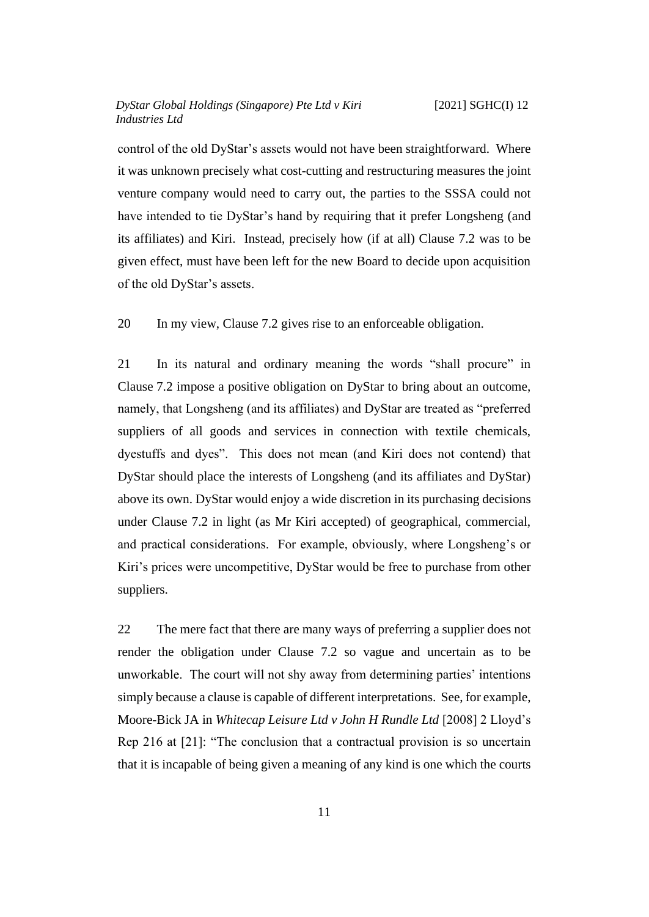control of the old DyStar's assets would not have been straightforward. Where it was unknown precisely what cost-cutting and restructuring measures the joint venture company would need to carry out, the parties to the SSSA could not have intended to tie DyStar's hand by requiring that it prefer Longsheng (and its affiliates) and Kiri. Instead, precisely how (if at all) Clause 7.2 was to be given effect, must have been left for the new Board to decide upon acquisition of the old DyStar's assets.

20 In my view, Clause 7.2 gives rise to an enforceable obligation.

21 In its natural and ordinary meaning the words "shall procure" in Clause 7.2 impose a positive obligation on DyStar to bring about an outcome, namely, that Longsheng (and its affiliates) and DyStar are treated as "preferred suppliers of all goods and services in connection with textile chemicals, dyestuffs and dyes". This does not mean (and Kiri does not contend) that DyStar should place the interests of Longsheng (and its affiliates and DyStar) above its own. DyStar would enjoy a wide discretion in its purchasing decisions under Clause 7.2 in light (as Mr Kiri accepted) of geographical, commercial, and practical considerations. For example, obviously, where Longsheng's or Kiri's prices were uncompetitive, DyStar would be free to purchase from other suppliers.

22 The mere fact that there are many ways of preferring a supplier does not render the obligation under Clause 7.2 so vague and uncertain as to be unworkable. The court will not shy away from determining parties' intentions simply because a clause is capable of different interpretations. See, for example, Moore-Bick JA in *Whitecap Leisure Ltd v John H Rundle Ltd* [2008] 2 Lloyd's Rep 216 at [21]: "The conclusion that a contractual provision is so uncertain that it is incapable of being given a meaning of any kind is one which the courts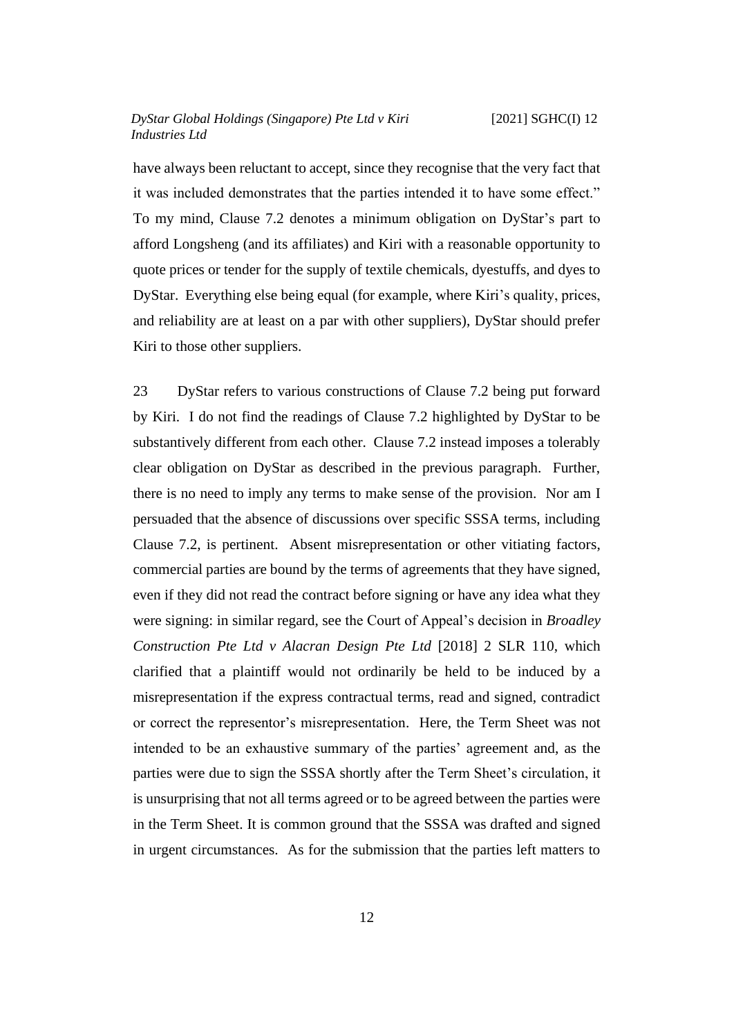have always been reluctant to accept, since they recognise that the very fact that it was included demonstrates that the parties intended it to have some effect." To my mind, Clause 7.2 denotes a minimum obligation on DyStar's part to afford Longsheng (and its affiliates) and Kiri with a reasonable opportunity to quote prices or tender for the supply of textile chemicals, dyestuffs, and dyes to DyStar. Everything else being equal (for example, where Kiri's quality, prices, and reliability are at least on a par with other suppliers), DyStar should prefer Kiri to those other suppliers.

23 DyStar refers to various constructions of Clause 7.2 being put forward by Kiri. I do not find the readings of Clause 7.2 highlighted by DyStar to be substantively different from each other. Clause 7.2 instead imposes a tolerably clear obligation on DyStar as described in the previous paragraph. Further, there is no need to imply any terms to make sense of the provision. Nor am I persuaded that the absence of discussions over specific SSSA terms, including Clause 7.2, is pertinent. Absent misrepresentation or other vitiating factors, commercial parties are bound by the terms of agreements that they have signed, even if they did not read the contract before signing or have any idea what they were signing: in similar regard, see the Court of Appeal's decision in *Broadley Construction Pte Ltd v Alacran Design Pte Ltd* [2018] 2 SLR 110, which clarified that a plaintiff would not ordinarily be held to be induced by a misrepresentation if the express contractual terms, read and signed, contradict or correct the representor's misrepresentation. Here, the Term Sheet was not intended to be an exhaustive summary of the parties' agreement and, as the parties were due to sign the SSSA shortly after the Term Sheet's circulation, it is unsurprising that not all terms agreed or to be agreed between the parties were in the Term Sheet. It is common ground that the SSSA was drafted and signed in urgent circumstances. As for the submission that the parties left matters to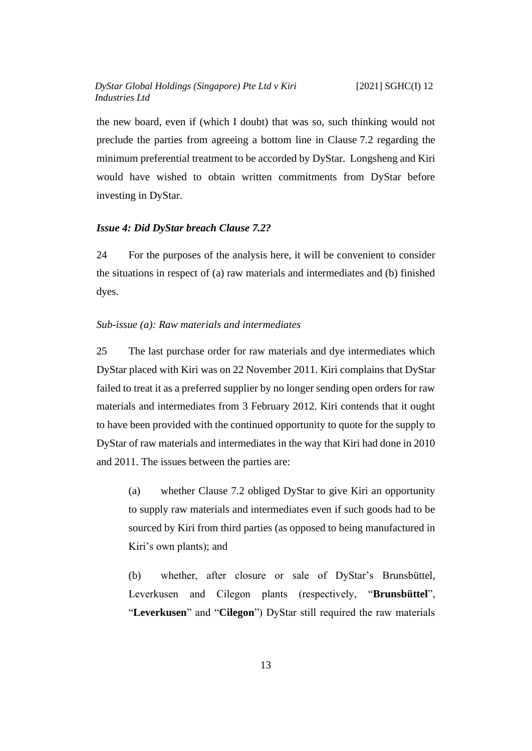the new board, even if (which I doubt) that was so, such thinking would not preclude the parties from agreeing a bottom line in Clause 7.2 regarding the minimum preferential treatment to be accorded by DyStar. Longsheng and Kiri would have wished to obtain written commitments from DyStar before investing in DyStar.

### *Issue 4: Did DyStar breach Clause 7.2?*

24 For the purposes of the analysis here, it will be convenient to consider the situations in respect of (a) raw materials and intermediates and (b) finished dyes.

#### *Sub-issue (a): Raw materials and intermediates*

25 The last purchase order for raw materials and dye intermediates which DyStar placed with Kiri was on 22 November 2011. Kiri complains that DyStar failed to treat it as a preferred supplier by no longer sending open orders for raw materials and intermediates from 3 February 2012. Kiri contends that it ought to have been provided with the continued opportunity to quote for the supply to DyStar of raw materials and intermediates in the way that Kiri had done in 2010 and 2011. The issues between the parties are:

> (a) whether Clause 7.2 obliged DyStar to give Kiri an opportunity to supply raw materials and intermediates even if such goods had to be sourced by Kiri from third parties (as opposed to being manufactured in Kiri's own plants); and
>
> (b) whether, after closure or sale of DyStar's Brunsbüttel, Leverkusen and Cilegon plants (respectively, "**Brunsbüttel**", "**Leverkusen**" and "**Cilegon**") DyStar still required the raw materials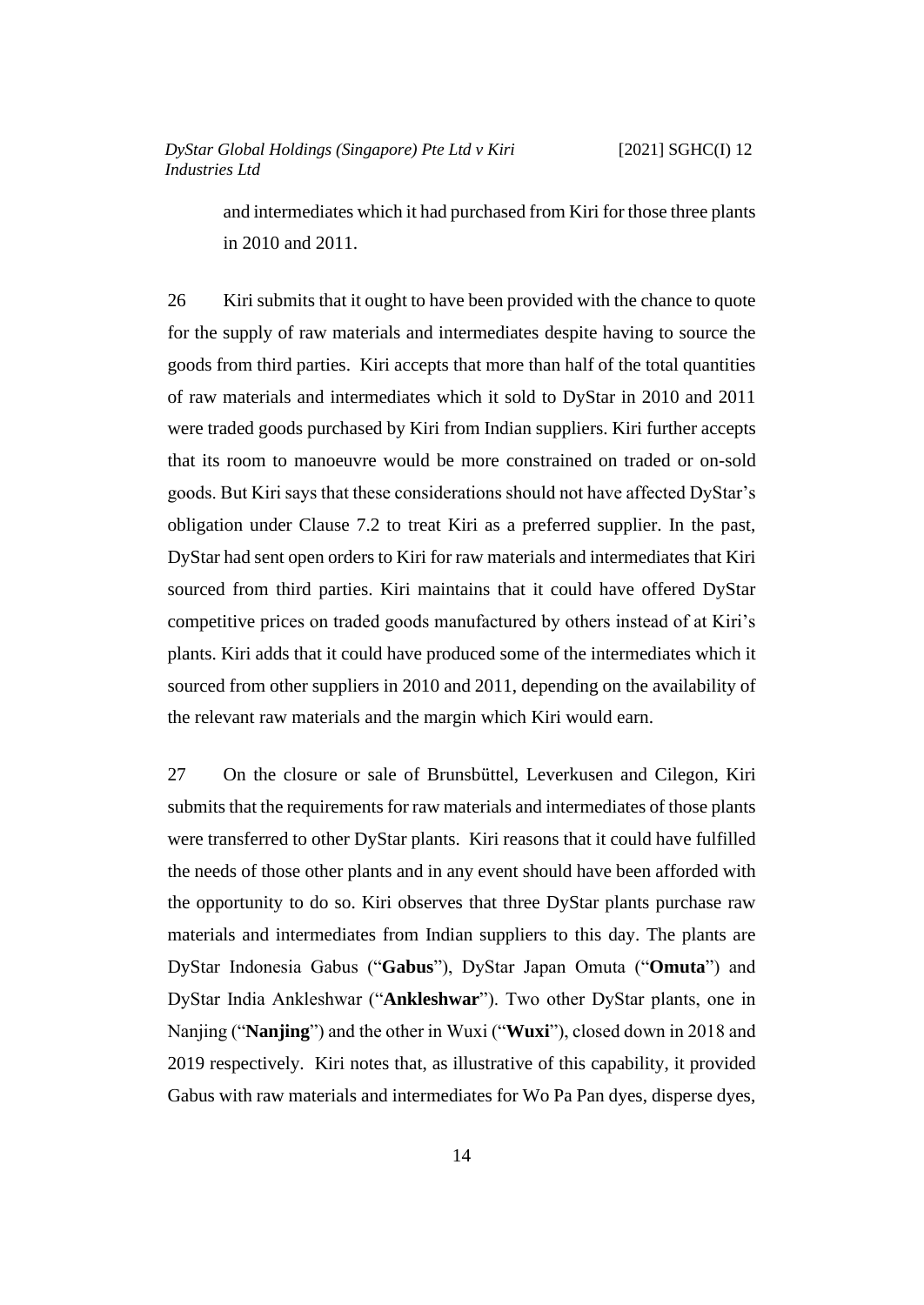and intermediates which it had purchased from Kiri for those three plants in 2010 and 2011.

26 Kiri submits that it ought to have been provided with the chance to quote for the supply of raw materials and intermediates despite having to source the goods from third parties. Kiri accepts that more than half of the total quantities of raw materials and intermediates which it sold to DyStar in 2010 and 2011 were traded goods purchased by Kiri from Indian suppliers. Kiri further accepts that its room to manoeuvre would be more constrained on traded or on-sold goods. But Kiri says that these considerations should not have affected DyStar's obligation under Clause 7.2 to treat Kiri as a preferred supplier. In the past, DyStar had sent open orders to Kiri for raw materials and intermediates that Kiri sourced from third parties. Kiri maintains that it could have offered DyStar competitive prices on traded goods manufactured by others instead of at Kiri's plants. Kiri adds that it could have produced some of the intermediates which it sourced from other suppliers in 2010 and 2011, depending on the availability of the relevant raw materials and the margin which Kiri would earn.

27 On the closure or sale of Brunsbüttel, Leverkusen and Cilegon, Kiri submits that the requirements for raw materials and intermediates of those plants were transferred to other DyStar plants. Kiri reasons that it could have fulfilled the needs of those other plants and in any event should have been afforded with the opportunity to do so. Kiri observes that three DyStar plants purchase raw materials and intermediates from Indian suppliers to this day. The plants are DyStar Indonesia Gabus ("**Gabus**"), DyStar Japan Omuta ("**Omuta**") and DyStar India Ankleshwar ("**Ankleshwar**"). Two other DyStar plants, one in Nanjing ("**Nanjing**") and the other in Wuxi ("**Wuxi**"), closed down in 2018 and 2019 respectively. Kiri notes that, as illustrative of this capability, it provided Gabus with raw materials and intermediates for Wo Pa Pan dyes, disperse dyes,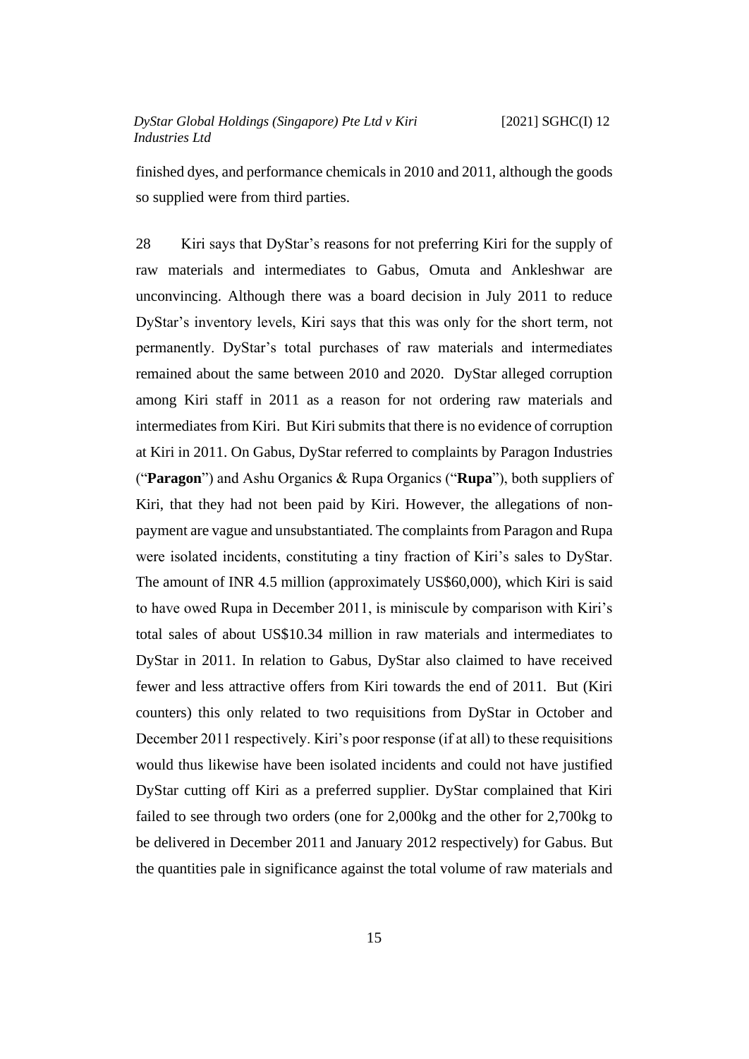finished dyes, and performance chemicals in 2010 and 2011, although the goods so supplied were from third parties.

28 Kiri says that DyStar's reasons for not preferring Kiri for the supply of raw materials and intermediates to Gabus, Omuta and Ankleshwar are unconvincing. Although there was a board decision in July 2011 to reduce DyStar's inventory levels, Kiri says that this was only for the short term, not permanently. DyStar's total purchases of raw materials and intermediates remained about the same between 2010 and 2020. DyStar alleged corruption among Kiri staff in 2011 as a reason for not ordering raw materials and intermediates from Kiri. But Kiri submits that there is no evidence of corruption at Kiri in 2011. On Gabus, DyStar referred to complaints by Paragon Industries ("**Paragon**") and Ashu Organics & Rupa Organics ("**Rupa**"), both suppliers of Kiri, that they had not been paid by Kiri. However, the allegations of non-payment are vague and unsubstantiated. The complaints from Paragon and Rupa were isolated incidents, constituting a tiny fraction of Kiri's sales to DyStar. The amount of INR 4.5 million (approximately US$60,000), which Kiri is said to have owed Rupa in December 2011, is miniscule by comparison with Kiri's total sales of about US$10.34 million in raw materials and intermediates to DyStar in 2011. In relation to Gabus, DyStar also claimed to have received fewer and less attractive offers from Kiri towards the end of 2011. But (Kiri counters) this only related to two requisitions from DyStar in October and December 2011 respectively. Kiri's poor response (if at all) to these requisitions would thus likewise have been isolated incidents and could not have justified DyStar cutting off Kiri as a preferred supplier. DyStar complained that Kiri failed to see through two orders (one for 2,000kg and the other for 2,700kg to be delivered in December 2011 and January 2012 respectively) for Gabus. But the quantities pale in significance against the total volume of raw materials and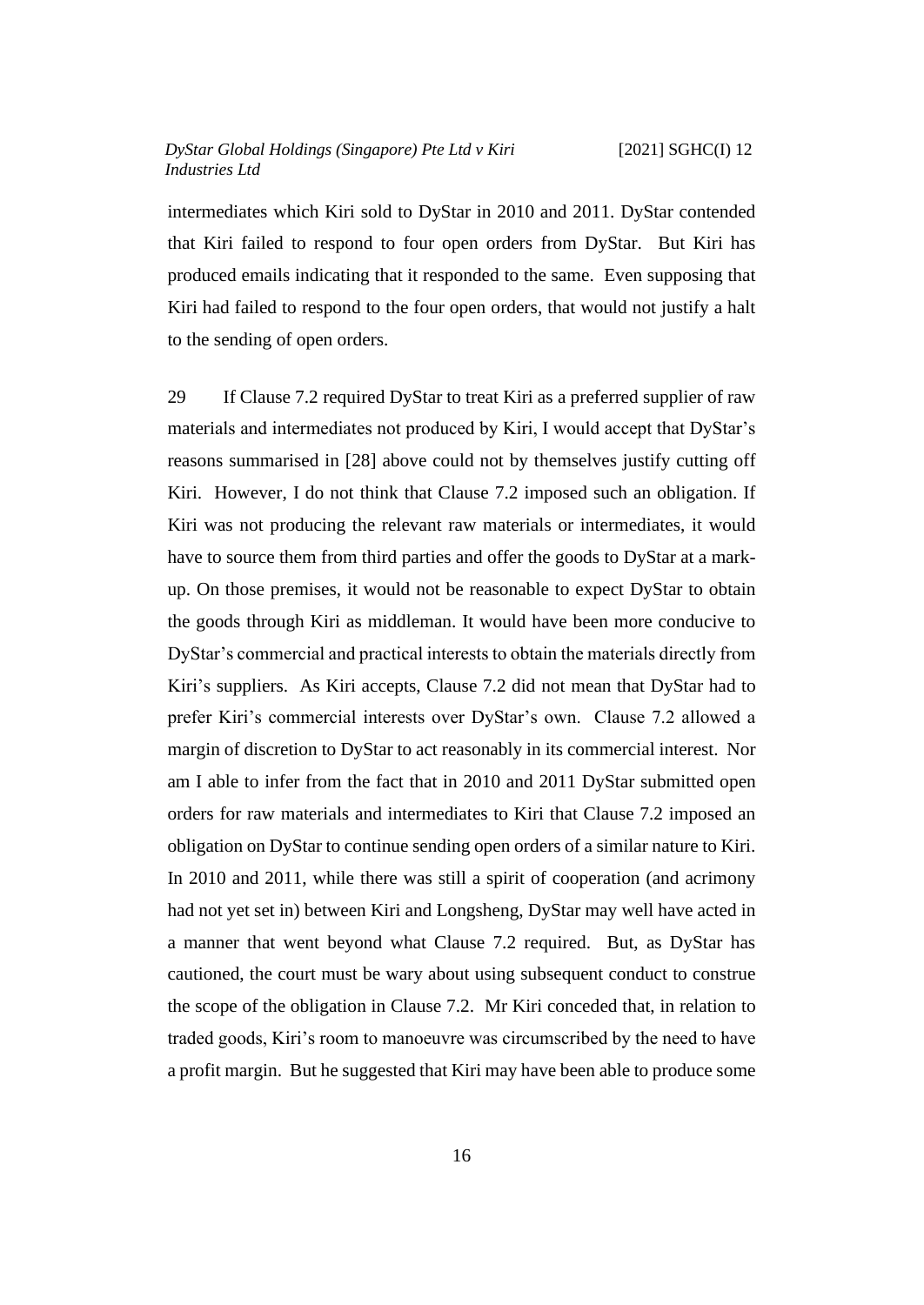intermediates which Kiri sold to DyStar in 2010 and 2011. DyStar contended that Kiri failed to respond to four open orders from DyStar. But Kiri has produced emails indicating that it responded to the same. Even supposing that Kiri had failed to respond to the four open orders, that would not justify a halt to the sending of open orders.

29 If Clause 7.2 required DyStar to treat Kiri as a preferred supplier of raw materials and intermediates not produced by Kiri, I would accept that DyStar's reasons summarised in [28] above could not by themselves justify cutting off Kiri. However, I do not think that Clause 7.2 imposed such an obligation. If Kiri was not producing the relevant raw materials or intermediates, it would have to source them from third parties and offer the goods to DyStar at a mark-up. On those premises, it would not be reasonable to expect DyStar to obtain the goods through Kiri as middleman. It would have been more conducive to DyStar's commercial and practical interests to obtain the materials directly from Kiri's suppliers. As Kiri accepts, Clause 7.2 did not mean that DyStar had to prefer Kiri's commercial interests over DyStar's own. Clause 7.2 allowed a margin of discretion to DyStar to act reasonably in its commercial interest. Nor am I able to infer from the fact that in 2010 and 2011 DyStar submitted open orders for raw materials and intermediates to Kiri that Clause 7.2 imposed an obligation on DyStar to continue sending open orders of a similar nature to Kiri. In 2010 and 2011, while there was still a spirit of cooperation (and acrimony had not yet set in) between Kiri and Longsheng, DyStar may well have acted in a manner that went beyond what Clause 7.2 required. But, as DyStar has cautioned, the court must be wary about using subsequent conduct to construe the scope of the obligation in Clause 7.2. Mr Kiri conceded that, in relation to traded goods, Kiri's room to manoeuvre was circumscribed by the need to have a profit margin. But he suggested that Kiri may have been able to produce some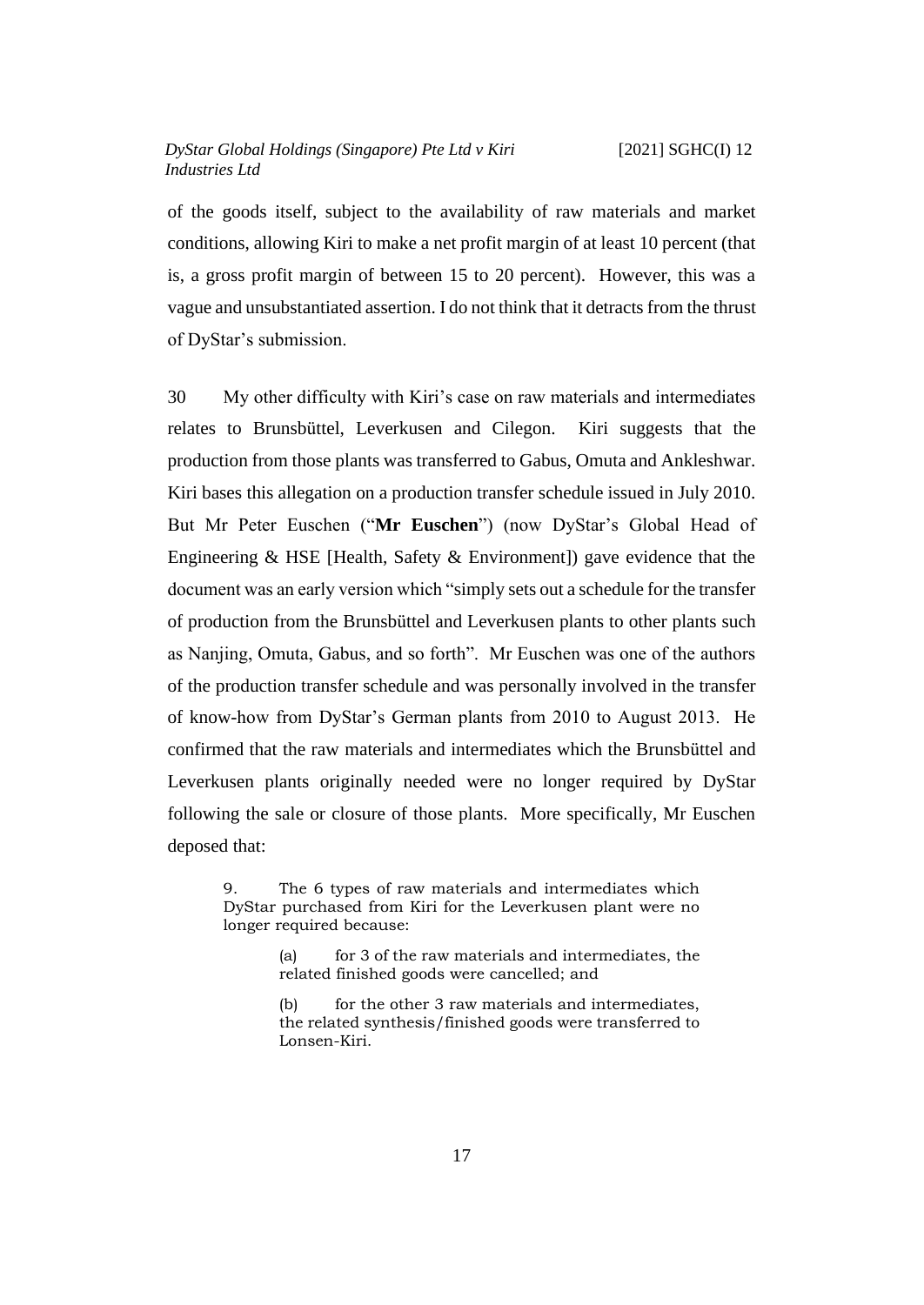of the goods itself, subject to the availability of raw materials and market conditions, allowing Kiri to make a net profit margin of at least 10 percent (that is, a gross profit margin of between 15 to 20 percent). However, this was a vague and unsubstantiated assertion. I do not think that it detracts from the thrust of DyStar's submission.

30 My other difficulty with Kiri's case on raw materials and intermediates relates to Brunsbüttel, Leverkusen and Cilegon. Kiri suggests that the production from those plants was transferred to Gabus, Omuta and Ankleshwar. Kiri bases this allegation on a production transfer schedule issued in July 2010. But Mr Peter Euschen ("**Mr Euschen**") (now DyStar's Global Head of Engineering & HSE [Health, Safety & Environment]) gave evidence that the document was an early version which "simply sets out a schedule for the transfer of production from the Brunsbüttel and Leverkusen plants to other plants such as Nanjing, Omuta, Gabus, and so forth". Mr Euschen was one of the authors of the production transfer schedule and was personally involved in the transfer of know-how from DyStar's German plants from 2010 to August 2013. He confirmed that the raw materials and intermediates which the Brunsbüttel and Leverkusen plants originally needed were no longer required by DyStar following the sale or closure of those plants. More specifically, Mr Euschen deposed that:

> 9. The 6 types of raw materials and intermediates which DyStar purchased from Kiri for the Leverkusen plant were no longer required because:
>
> > (a) for 3 of the raw materials and intermediates, the related finished goods were cancelled; and
> >
> > (b) for the other 3 raw materials and intermediates, the related synthesis/finished goods were transferred to Lonsen-Kiri.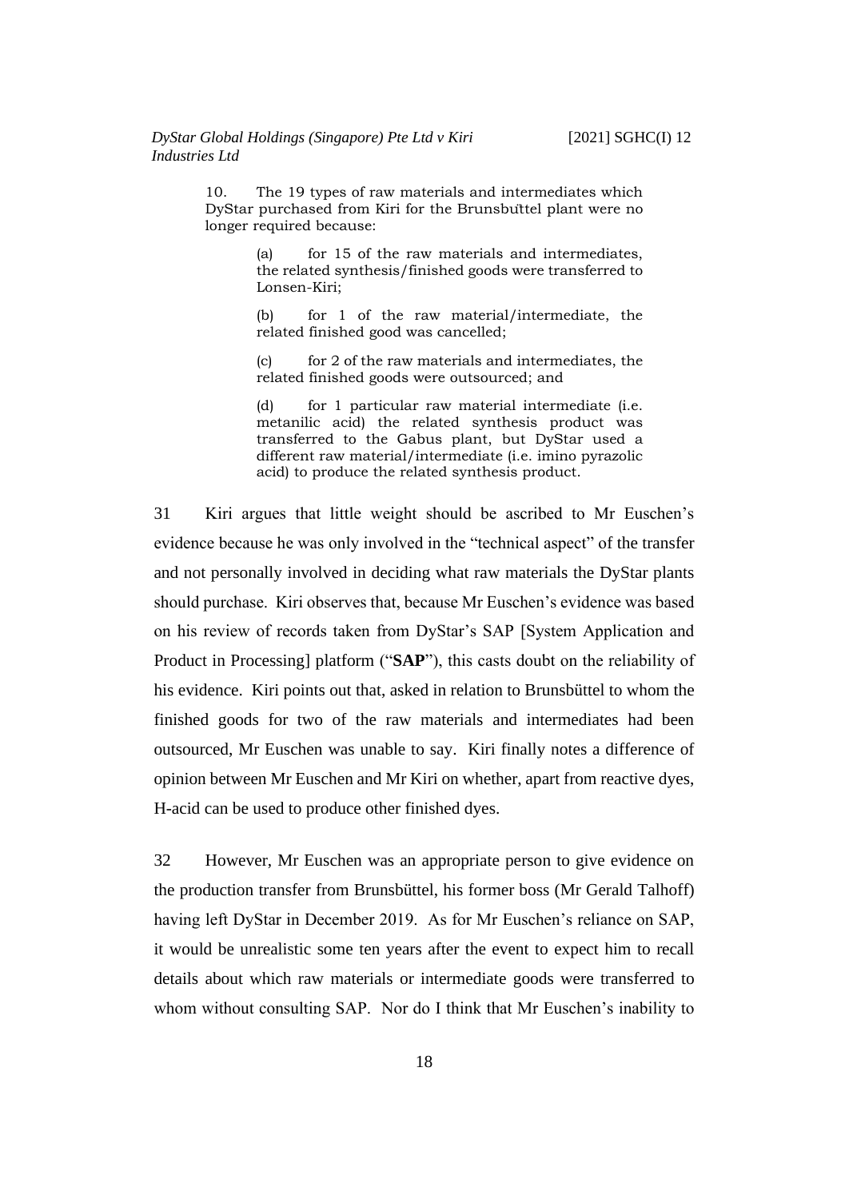> 10. The 19 types of raw materials and intermediates which DyStar purchased from Kiri for the Brunsbüttel plant were no longer required because:
>
> (a) for 15 of the raw materials and intermediates, the related synthesis/finished goods were transferred to Lonsen-Kiri;
>
> (b) for 1 of the raw material/intermediate, the related finished good was cancelled;
>
> (c) for 2 of the raw materials and intermediates, the related finished goods were outsourced; and
>
> (d) for 1 particular raw material intermediate (i.e. metanilic acid) the related synthesis product was transferred to the Gabus plant, but DyStar used a different raw material/intermediate (i.e. imino pyrazolic acid) to produce the related synthesis product.

31 Kiri argues that little weight should be ascribed to Mr Euschen's evidence because he was only involved in the "technical aspect" of the transfer and not personally involved in deciding what raw materials the DyStar plants should purchase. Kiri observes that, because Mr Euschen's evidence was based on his review of records taken from DyStar's SAP [System Application and Product in Processing] platform ("**SAP**"), this casts doubt on the reliability of his evidence. Kiri points out that, asked in relation to Brunsbüttel to whom the finished goods for two of the raw materials and intermediates had been outsourced, Mr Euschen was unable to say. Kiri finally notes a difference of opinion between Mr Euschen and Mr Kiri on whether, apart from reactive dyes, H-acid can be used to produce other finished dyes.

32 However, Mr Euschen was an appropriate person to give evidence on the production transfer from Brunsbüttel, his former boss (Mr Gerald Talhoff) having left DyStar in December 2019. As for Mr Euschen's reliance on SAP, it would be unrealistic some ten years after the event to expect him to recall details about which raw materials or intermediate goods were transferred to whom without consulting SAP. Nor do I think that Mr Euschen's inability to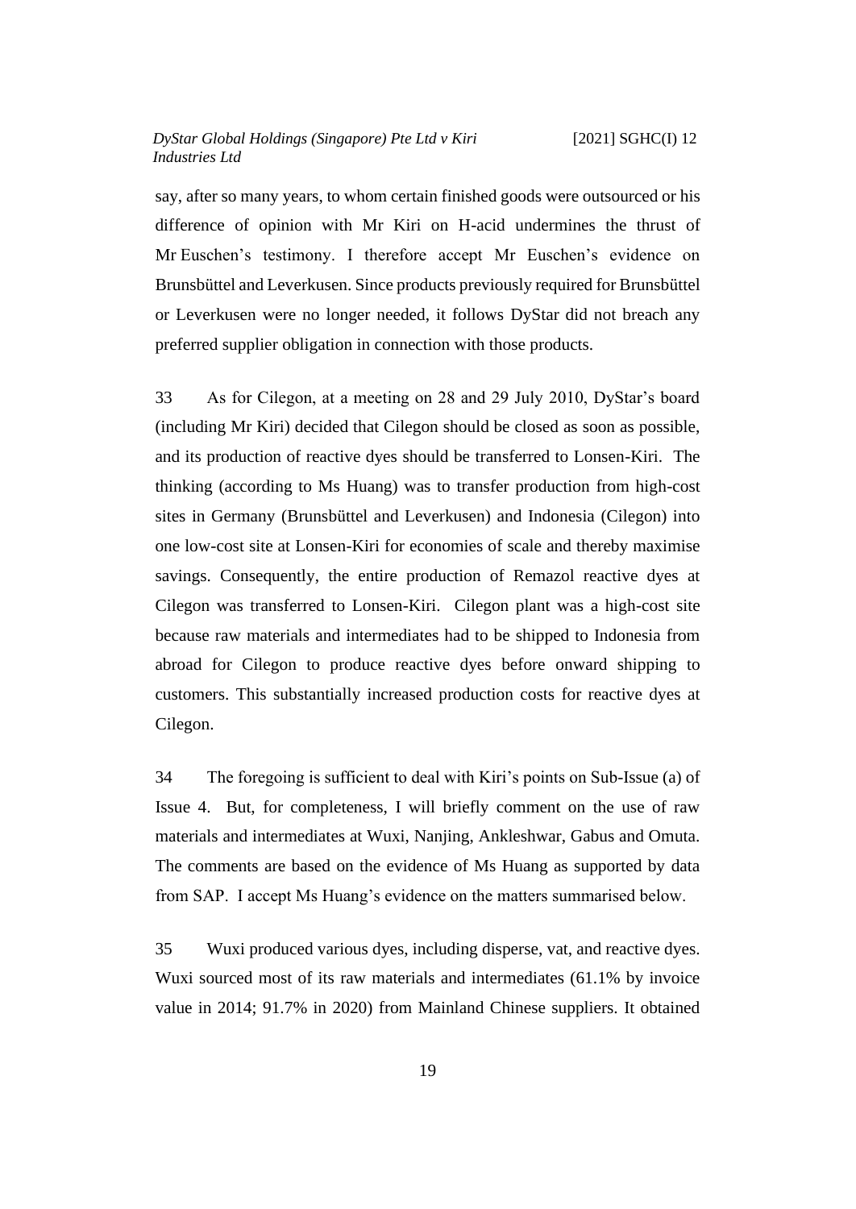say, after so many years, to whom certain finished goods were outsourced or his difference of opinion with Mr Kiri on H-acid undermines the thrust of Mr Euschen's testimony. I therefore accept Mr Euschen's evidence on Brunsbüttel and Leverkusen. Since products previously required for Brunsbüttel or Leverkusen were no longer needed, it follows DyStar did not breach any preferred supplier obligation in connection with those products.

33 As for Cilegon, at a meeting on 28 and 29 July 2010, DyStar's board (including Mr Kiri) decided that Cilegon should be closed as soon as possible, and its production of reactive dyes should be transferred to Lonsen-Kiri. The thinking (according to Ms Huang) was to transfer production from high-cost sites in Germany (Brunsbüttel and Leverkusen) and Indonesia (Cilegon) into one low-cost site at Lonsen-Kiri for economies of scale and thereby maximise savings. Consequently, the entire production of Remazol reactive dyes at Cilegon was transferred to Lonsen-Kiri. Cilegon plant was a high-cost site because raw materials and intermediates had to be shipped to Indonesia from abroad for Cilegon to produce reactive dyes before onward shipping to customers. This substantially increased production costs for reactive dyes at Cilegon.

34 The foregoing is sufficient to deal with Kiri's points on Sub-Issue (a) of Issue 4. But, for completeness, I will briefly comment on the use of raw materials and intermediates at Wuxi, Nanjing, Ankleshwar, Gabus and Omuta. The comments are based on the evidence of Ms Huang as supported by data from SAP. I accept Ms Huang's evidence on the matters summarised below.

35 Wuxi produced various dyes, including disperse, vat, and reactive dyes. Wuxi sourced most of its raw materials and intermediates (61.1% by invoice value in 2014; 91.7% in 2020) from Mainland Chinese suppliers. It obtained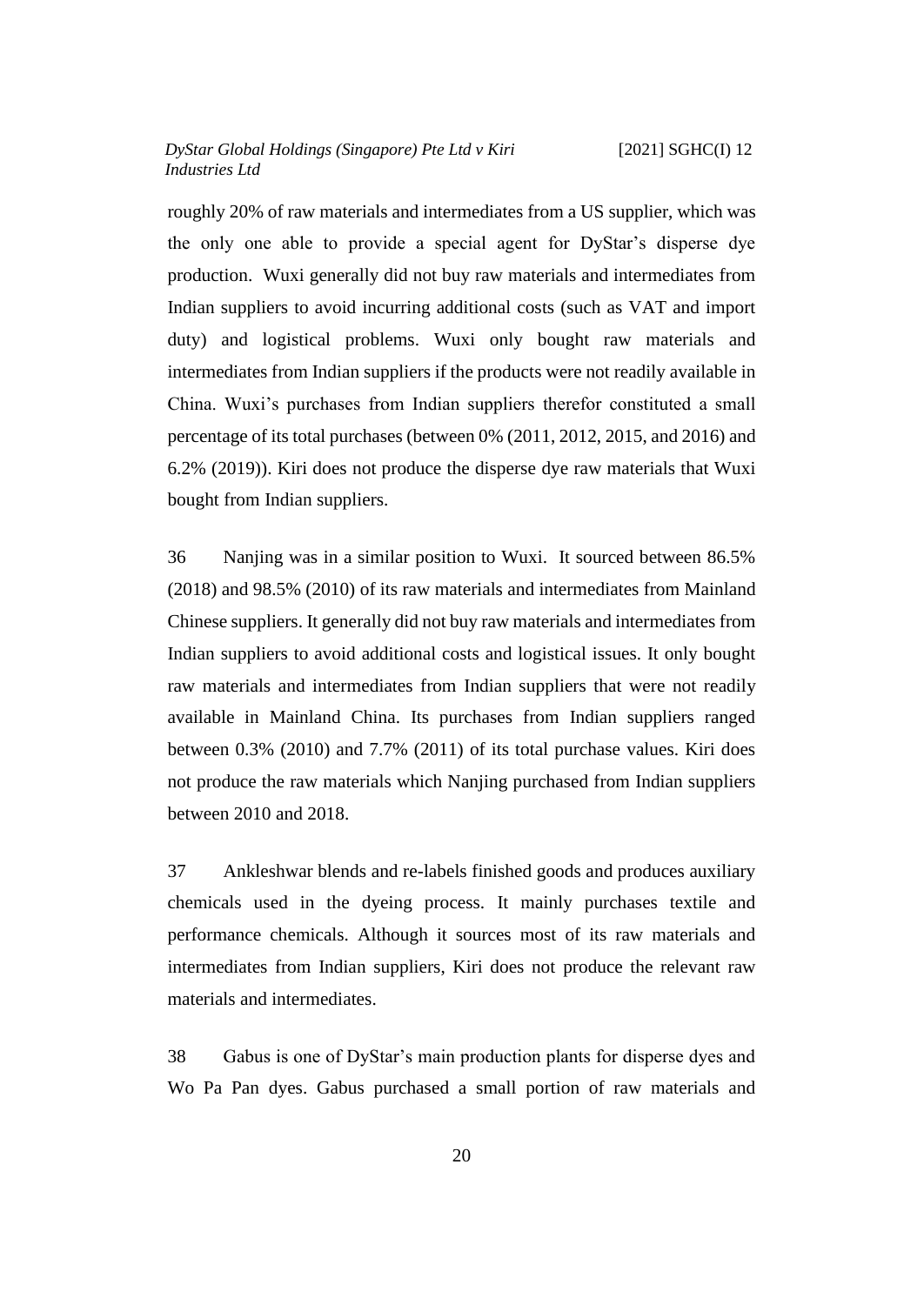roughly 20% of raw materials and intermediates from a US supplier, which was the only one able to provide a special agent for DyStar's disperse dye production. Wuxi generally did not buy raw materials and intermediates from Indian suppliers to avoid incurring additional costs (such as VAT and import duty) and logistical problems. Wuxi only bought raw materials and intermediates from Indian suppliers if the products were not readily available in China. Wuxi's purchases from Indian suppliers therefor constituted a small percentage of its total purchases (between 0% (2011, 2012, 2015, and 2016) and 6.2% (2019)). Kiri does not produce the disperse dye raw materials that Wuxi bought from Indian suppliers.

36 Nanjing was in a similar position to Wuxi. It sourced between 86.5% (2018) and 98.5% (2010) of its raw materials and intermediates from Mainland Chinese suppliers. It generally did not buy raw materials and intermediates from Indian suppliers to avoid additional costs and logistical issues. It only bought raw materials and intermediates from Indian suppliers that were not readily available in Mainland China. Its purchases from Indian suppliers ranged between 0.3% (2010) and 7.7% (2011) of its total purchase values. Kiri does not produce the raw materials which Nanjing purchased from Indian suppliers between 2010 and 2018.

37 Ankleshwar blends and re-labels finished goods and produces auxiliary chemicals used in the dyeing process. It mainly purchases textile and performance chemicals. Although it sources most of its raw materials and intermediates from Indian suppliers, Kiri does not produce the relevant raw materials and intermediates.

38 Gabus is one of DyStar's main production plants for disperse dyes and Wo Pa Pan dyes. Gabus purchased a small portion of raw materials and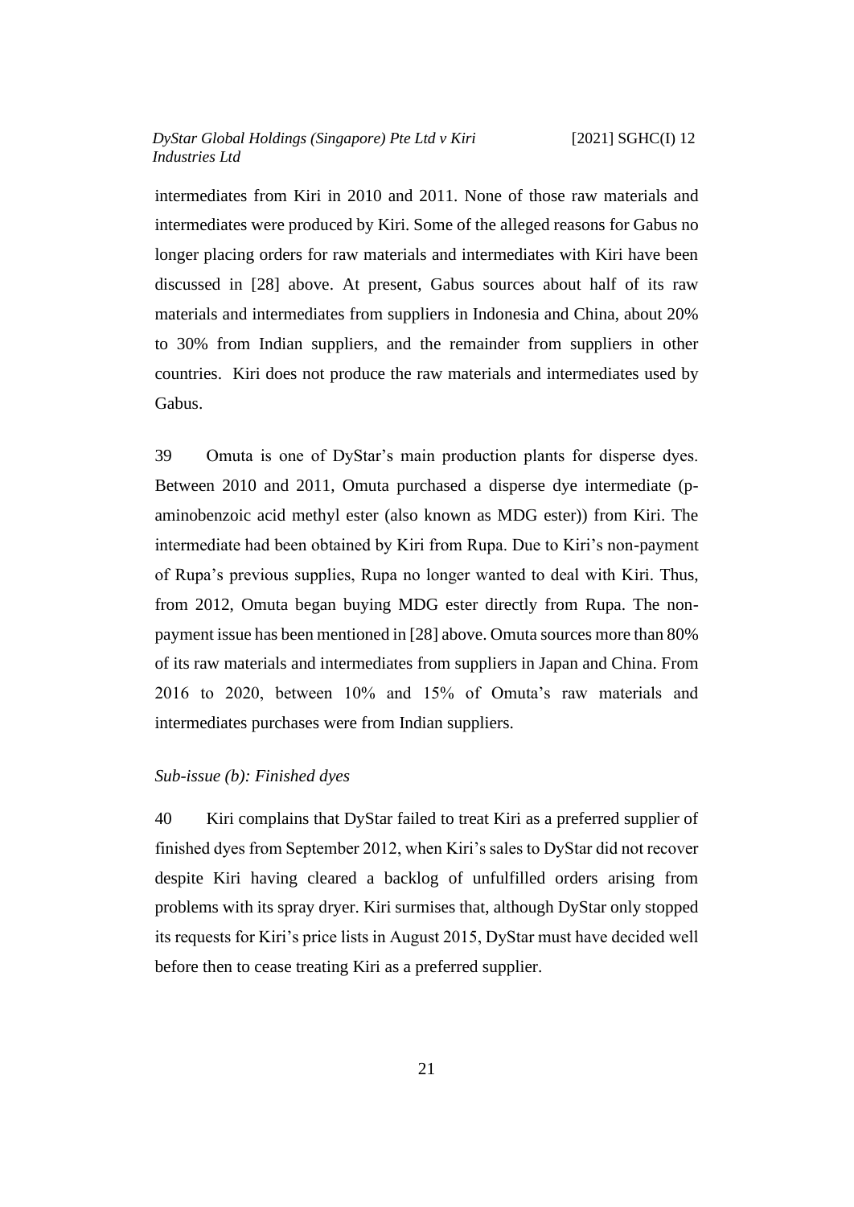intermediates from Kiri in 2010 and 2011. None of those raw materials and intermediates were produced by Kiri. Some of the alleged reasons for Gabus no longer placing orders for raw materials and intermediates with Kiri have been discussed in [28] above. At present, Gabus sources about half of its raw materials and intermediates from suppliers in Indonesia and China, about 20% to 30% from Indian suppliers, and the remainder from suppliers in other countries. Kiri does not produce the raw materials and intermediates used by Gabus.

39 Omuta is one of DyStar's main production plants for disperse dyes. Between 2010 and 2011, Omuta purchased a disperse dye intermediate (p-aminobenzoic acid methyl ester (also known as MDG ester)) from Kiri. The intermediate had been obtained by Kiri from Rupa. Due to Kiri's non-payment of Rupa's previous supplies, Rupa no longer wanted to deal with Kiri. Thus, from 2012, Omuta began buying MDG ester directly from Rupa. The non-payment issue has been mentioned in [28] above. Omuta sources more than 80% of its raw materials and intermediates from suppliers in Japan and China. From 2016 to 2020, between 10% and 15% of Omuta's raw materials and intermediates purchases were from Indian suppliers.

*Sub-issue (b): Finished dyes*

40 Kiri complains that DyStar failed to treat Kiri as a preferred supplier of finished dyes from September 2012, when Kiri's sales to DyStar did not recover despite Kiri having cleared a backlog of unfulfilled orders arising from problems with its spray dryer. Kiri surmises that, although DyStar only stopped its requests for Kiri's price lists in August 2015, DyStar must have decided well before then to cease treating Kiri as a preferred supplier.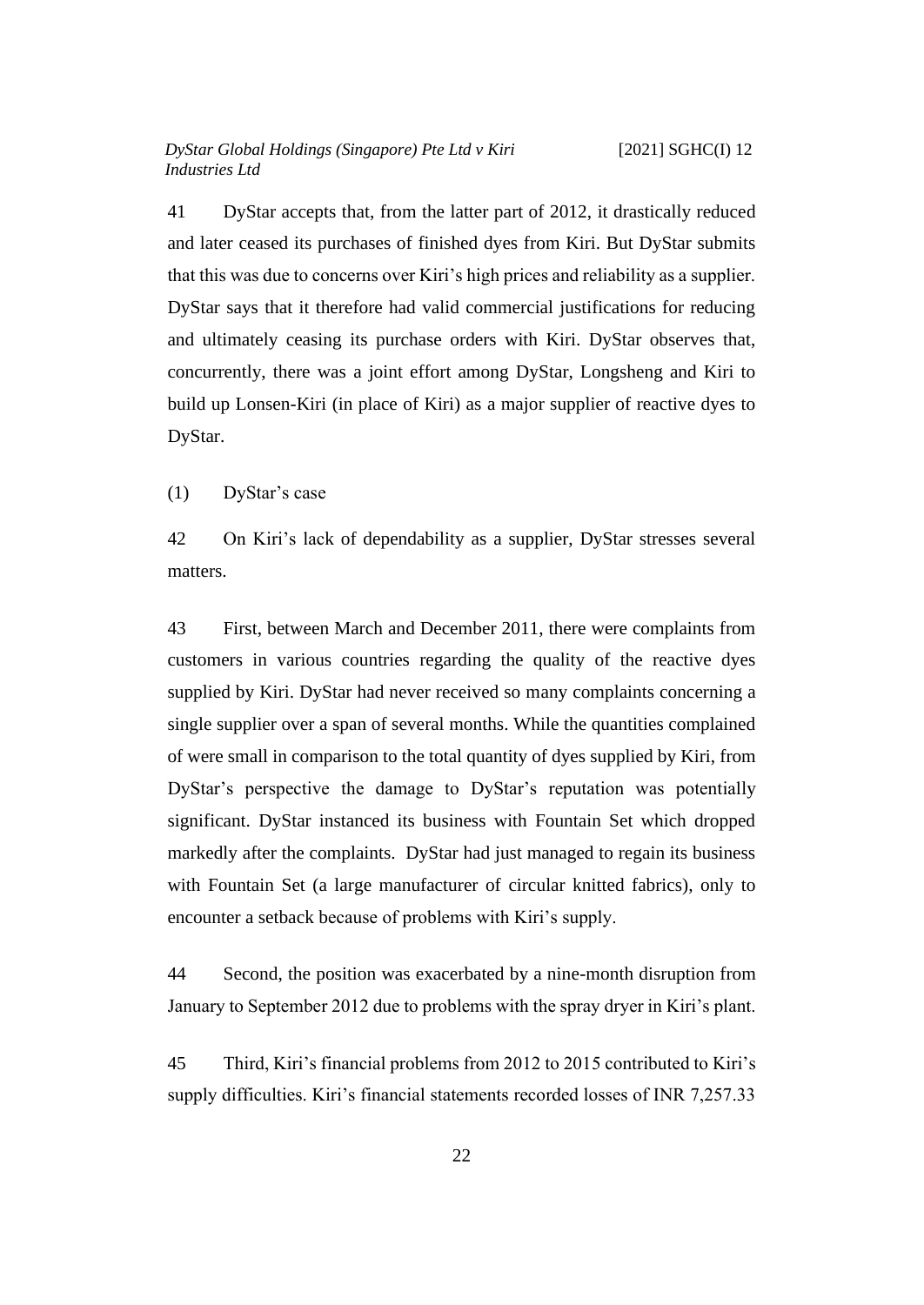41 DyStar accepts that, from the latter part of 2012, it drastically reduced and later ceased its purchases of finished dyes from Kiri. But DyStar submits that this was due to concerns over Kiri's high prices and reliability as a supplier. DyStar says that it therefore had valid commercial justifications for reducing and ultimately ceasing its purchase orders with Kiri. DyStar observes that, concurrently, there was a joint effort among DyStar, Longsheng and Kiri to build up Lonsen-Kiri (in place of Kiri) as a major supplier of reactive dyes to DyStar.

(1) DyStar's case

42 On Kiri's lack of dependability as a supplier, DyStar stresses several matters.

43 First, between March and December 2011, there were complaints from customers in various countries regarding the quality of the reactive dyes supplied by Kiri. DyStar had never received so many complaints concerning a single supplier over a span of several months. While the quantities complained of were small in comparison to the total quantity of dyes supplied by Kiri, from DyStar's perspective the damage to DyStar's reputation was potentially significant. DyStar instanced its business with Fountain Set which dropped markedly after the complaints. DyStar had just managed to regain its business with Fountain Set (a large manufacturer of circular knitted fabrics), only to encounter a setback because of problems with Kiri's supply.

44 Second, the position was exacerbated by a nine-month disruption from January to September 2012 due to problems with the spray dryer in Kiri's plant.

45 Third, Kiri's financial problems from 2012 to 2015 contributed to Kiri's supply difficulties. Kiri's financial statements recorded losses of INR 7,257.33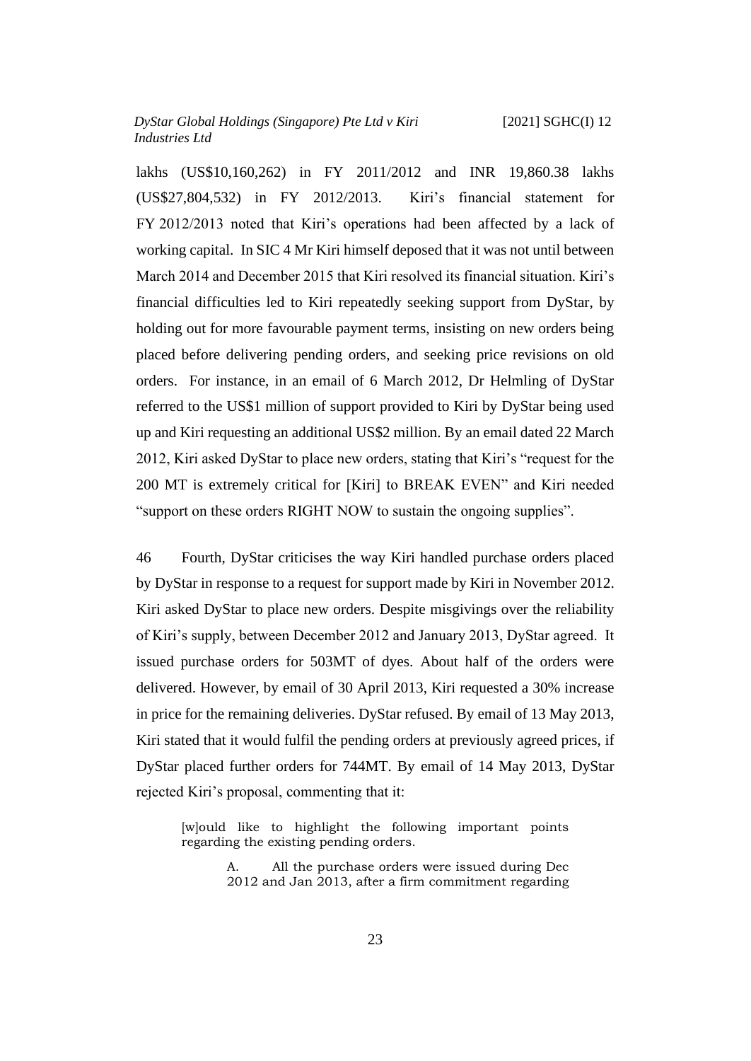lakhs (US$10,160,262) in FY 2011/2012 and INR 19,860.38 lakhs (US$27,804,532) in FY 2012/2013. Kiri's financial statement for FY 2012/2013 noted that Kiri's operations had been affected by a lack of working capital. In SIC 4 Mr Kiri himself deposed that it was not until between March 2014 and December 2015 that Kiri resolved its financial situation. Kiri's financial difficulties led to Kiri repeatedly seeking support from DyStar, by holding out for more favourable payment terms, insisting on new orders being placed before delivering pending orders, and seeking price revisions on old orders. For instance, in an email of 6 March 2012, Dr Helmling of DyStar referred to the US$1 million of support provided to Kiri by DyStar being used up and Kiri requesting an additional US$2 million. By an email dated 22 March 2012, Kiri asked DyStar to place new orders, stating that Kiri's "request for the 200 MT is extremely critical for [Kiri] to BREAK EVEN" and Kiri needed "support on these orders RIGHT NOW to sustain the ongoing supplies".

46 Fourth, DyStar criticises the way Kiri handled purchase orders placed by DyStar in response to a request for support made by Kiri in November 2012. Kiri asked DyStar to place new orders. Despite misgivings over the reliability of Kiri's supply, between December 2012 and January 2013, DyStar agreed. It issued purchase orders for 503MT of dyes. About half of the orders were delivered. However, by email of 30 April 2013, Kiri requested a 30% increase in price for the remaining deliveries. DyStar refused. By email of 13 May 2013, Kiri stated that it would fulfil the pending orders at previously agreed prices, if DyStar placed further orders for 744MT. By email of 14 May 2013, DyStar rejected Kiri's proposal, commenting that it:

> [w]ould like to highlight the following important points regarding the existing pending orders.
>
> > A. All the purchase orders were issued during Dec 2012 and Jan 2013, after a firm commitment regarding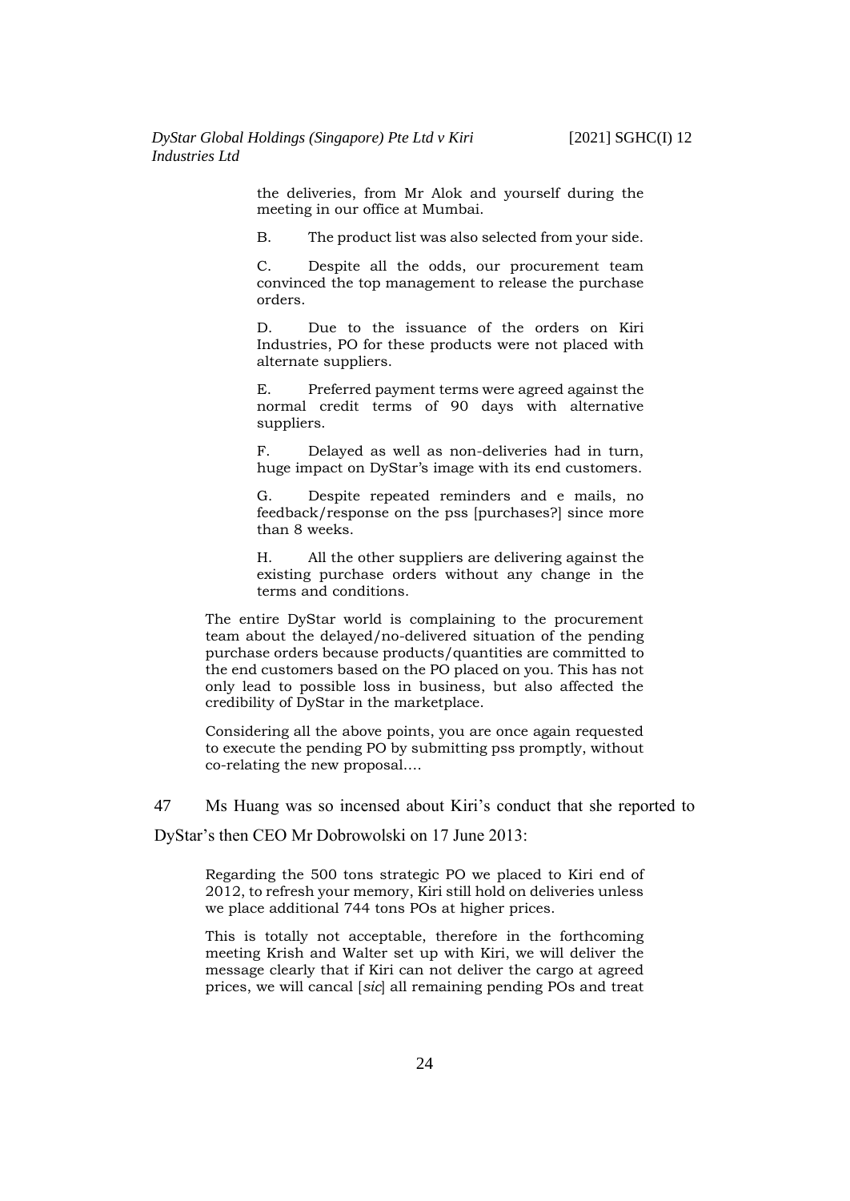> the deliveries, from Mr Alok and yourself during the meeting in our office at Mumbai.
>
> B. The product list was also selected from your side.
>
> C. Despite all the odds, our procurement team convinced the top management to release the purchase orders.
>
> D. Due to the issuance of the orders on Kiri Industries, PO for these products were not placed with alternate suppliers.
>
> E. Preferred payment terms were agreed against the normal credit terms of 90 days with alternative suppliers.
>
> F. Delayed as well as non-deliveries had in turn, huge impact on DyStar's image with its end customers.
>
> G. Despite repeated reminders and e mails, no feedback/response on the pss [purchases?] since more than 8 weeks.
>
> H. All the other suppliers are delivering against the existing purchase orders without any change in the terms and conditions.

> The entire DyStar world is complaining to the procurement team about the delayed/no-delivered situation of the pending purchase orders because products/quantities are committed to the end customers based on the PO placed on you. This has not only lead to possible loss in business, but also affected the credibility of DyStar in the marketplace.
>
> Considering all the above points, you are once again requested to execute the pending PO by submitting pss promptly, without co-relating the new proposal….

47 Ms Huang was so incensed about Kiri's conduct that she reported to DyStar's then CEO Mr Dobrowolski on 17 June 2013:

> Regarding the 500 tons strategic PO we placed to Kiri end of 2012, to refresh your memory, Kiri still hold on deliveries unless we place additional 744 tons POs at higher prices.
>
> This is totally not acceptable, therefore in the forthcoming meeting Krish and Walter set up with Kiri, we will deliver the message clearly that if Kiri can not deliver the cargo at agreed prices, we will cancal [*sic*] all remaining pending POs and treat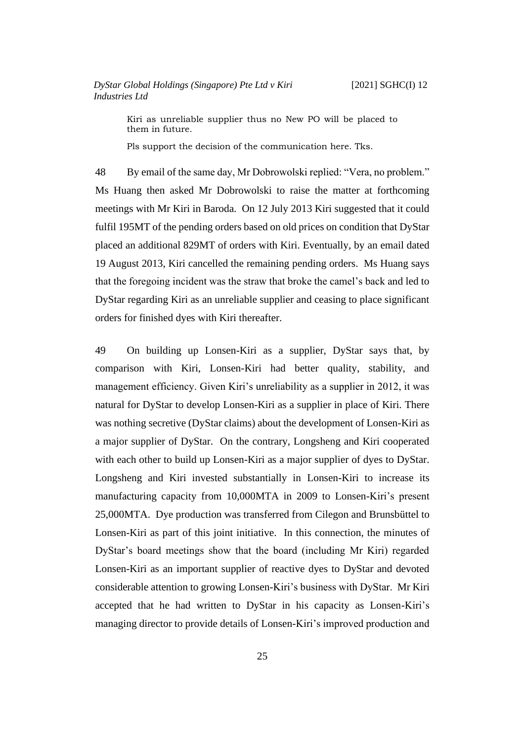> Kiri as unreliable supplier thus no New PO will be placed to them in future.
>
> Pls support the decision of the communication here. Tks.

48 By email of the same day, Mr Dobrowolski replied: "Vera, no problem." Ms Huang then asked Mr Dobrowolski to raise the matter at forthcoming meetings with Mr Kiri in Baroda. On 12 July 2013 Kiri suggested that it could fulfil 195MT of the pending orders based on old prices on condition that DyStar placed an additional 829MT of orders with Kiri. Eventually, by an email dated 19 August 2013, Kiri cancelled the remaining pending orders. Ms Huang says that the foregoing incident was the straw that broke the camel's back and led to DyStar regarding Kiri as an unreliable supplier and ceasing to place significant orders for finished dyes with Kiri thereafter.

49 On building up Lonsen-Kiri as a supplier, DyStar says that, by comparison with Kiri, Lonsen-Kiri had better quality, stability, and management efficiency. Given Kiri's unreliability as a supplier in 2012, it was natural for DyStar to develop Lonsen-Kiri as a supplier in place of Kiri. There was nothing secretive (DyStar claims) about the development of Lonsen-Kiri as a major supplier of DyStar. On the contrary, Longsheng and Kiri cooperated with each other to build up Lonsen-Kiri as a major supplier of dyes to DyStar. Longsheng and Kiri invested substantially in Lonsen-Kiri to increase its manufacturing capacity from 10,000MTA in 2009 to Lonsen-Kiri's present 25,000MTA. Dye production was transferred from Cilegon and Brunsbüttel to Lonsen-Kiri as part of this joint initiative. In this connection, the minutes of DyStar's board meetings show that the board (including Mr Kiri) regarded Lonsen-Kiri as an important supplier of reactive dyes to DyStar and devoted considerable attention to growing Lonsen-Kiri's business with DyStar. Mr Kiri accepted that he had written to DyStar in his capacity as Lonsen-Kiri's managing director to provide details of Lonsen-Kiri's improved production and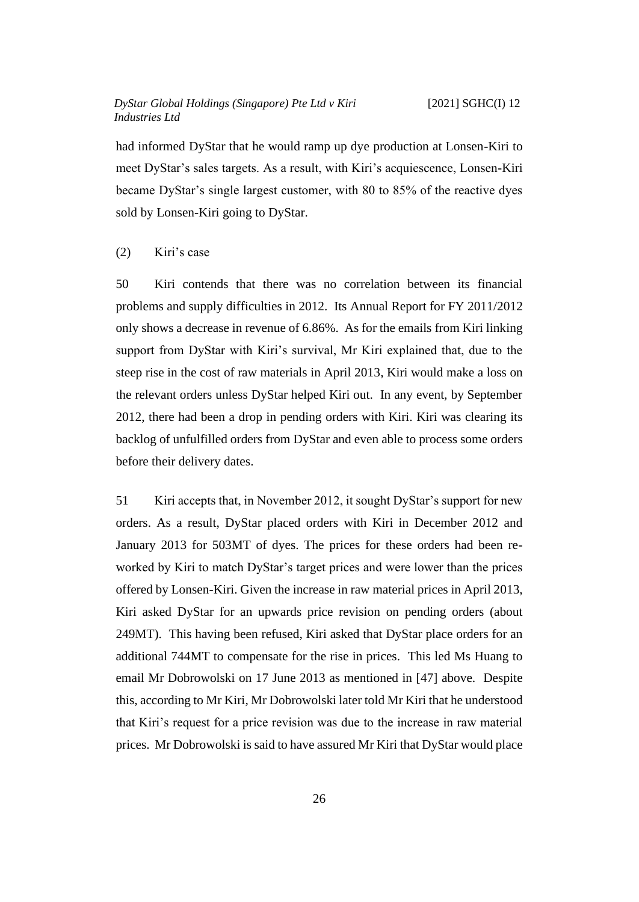had informed DyStar that he would ramp up dye production at Lonsen-Kiri to meet DyStar's sales targets. As a result, with Kiri's acquiescence, Lonsen-Kiri became DyStar's single largest customer, with 80 to 85% of the reactive dyes sold by Lonsen-Kiri going to DyStar.

(2) Kiri's case

50 Kiri contends that there was no correlation between its financial problems and supply difficulties in 2012. Its Annual Report for FY 2011/2012 only shows a decrease in revenue of 6.86%. As for the emails from Kiri linking support from DyStar with Kiri's survival, Mr Kiri explained that, due to the steep rise in the cost of raw materials in April 2013, Kiri would make a loss on the relevant orders unless DyStar helped Kiri out. In any event, by September 2012, there had been a drop in pending orders with Kiri. Kiri was clearing its backlog of unfulfilled orders from DyStar and even able to process some orders before their delivery dates.

51 Kiri accepts that, in November 2012, it sought DyStar's support for new orders. As a result, DyStar placed orders with Kiri in December 2012 and January 2013 for 503MT of dyes. The prices for these orders had been re-worked by Kiri to match DyStar's target prices and were lower than the prices offered by Lonsen-Kiri. Given the increase in raw material prices in April 2013, Kiri asked DyStar for an upwards price revision on pending orders (about 249MT). This having been refused, Kiri asked that DyStar place orders for an additional 744MT to compensate for the rise in prices. This led Ms Huang to email Mr Dobrowolski on 17 June 2013 as mentioned in [47] above. Despite this, according to Mr Kiri, Mr Dobrowolski later told Mr Kiri that he understood that Kiri's request for a price revision was due to the increase in raw material prices. Mr Dobrowolski is said to have assured Mr Kiri that DyStar would place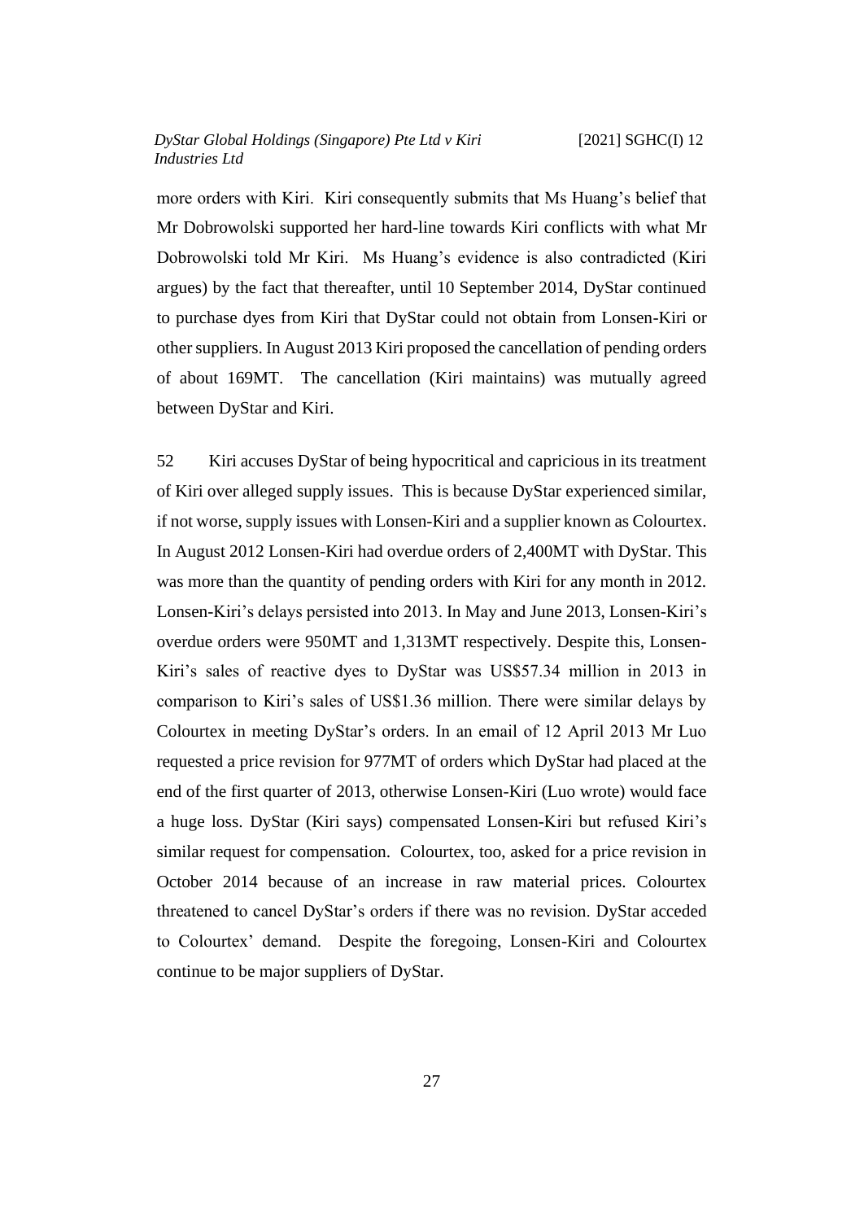more orders with Kiri. Kiri consequently submits that Ms Huang's belief that Mr Dobrowolski supported her hard-line towards Kiri conflicts with what Mr Dobrowolski told Mr Kiri. Ms Huang's evidence is also contradicted (Kiri argues) by the fact that thereafter, until 10 September 2014, DyStar continued to purchase dyes from Kiri that DyStar could not obtain from Lonsen-Kiri or other suppliers. In August 2013 Kiri proposed the cancellation of pending orders of about 169MT. The cancellation (Kiri maintains) was mutually agreed between DyStar and Kiri.

52 Kiri accuses DyStar of being hypocritical and capricious in its treatment of Kiri over alleged supply issues. This is because DyStar experienced similar, if not worse, supply issues with Lonsen-Kiri and a supplier known as Colourtex. In August 2012 Lonsen-Kiri had overdue orders of 2,400MT with DyStar. This was more than the quantity of pending orders with Kiri for any month in 2012. Lonsen-Kiri's delays persisted into 2013. In May and June 2013, Lonsen-Kiri's overdue orders were 950MT and 1,313MT respectively. Despite this, Lonsen-Kiri's sales of reactive dyes to DyStar was US$57.34 million in 2013 in comparison to Kiri's sales of US$1.36 million. There were similar delays by Colourtex in meeting DyStar's orders. In an email of 12 April 2013 Mr Luo requested a price revision for 977MT of orders which DyStar had placed at the end of the first quarter of 2013, otherwise Lonsen-Kiri (Luo wrote) would face a huge loss. DyStar (Kiri says) compensated Lonsen-Kiri but refused Kiri's similar request for compensation. Colourtex, too, asked for a price revision in October 2014 because of an increase in raw material prices. Colourtex threatened to cancel DyStar's orders if there was no revision. DyStar acceded to Colourtex' demand. Despite the foregoing, Lonsen-Kiri and Colourtex continue to be major suppliers of DyStar.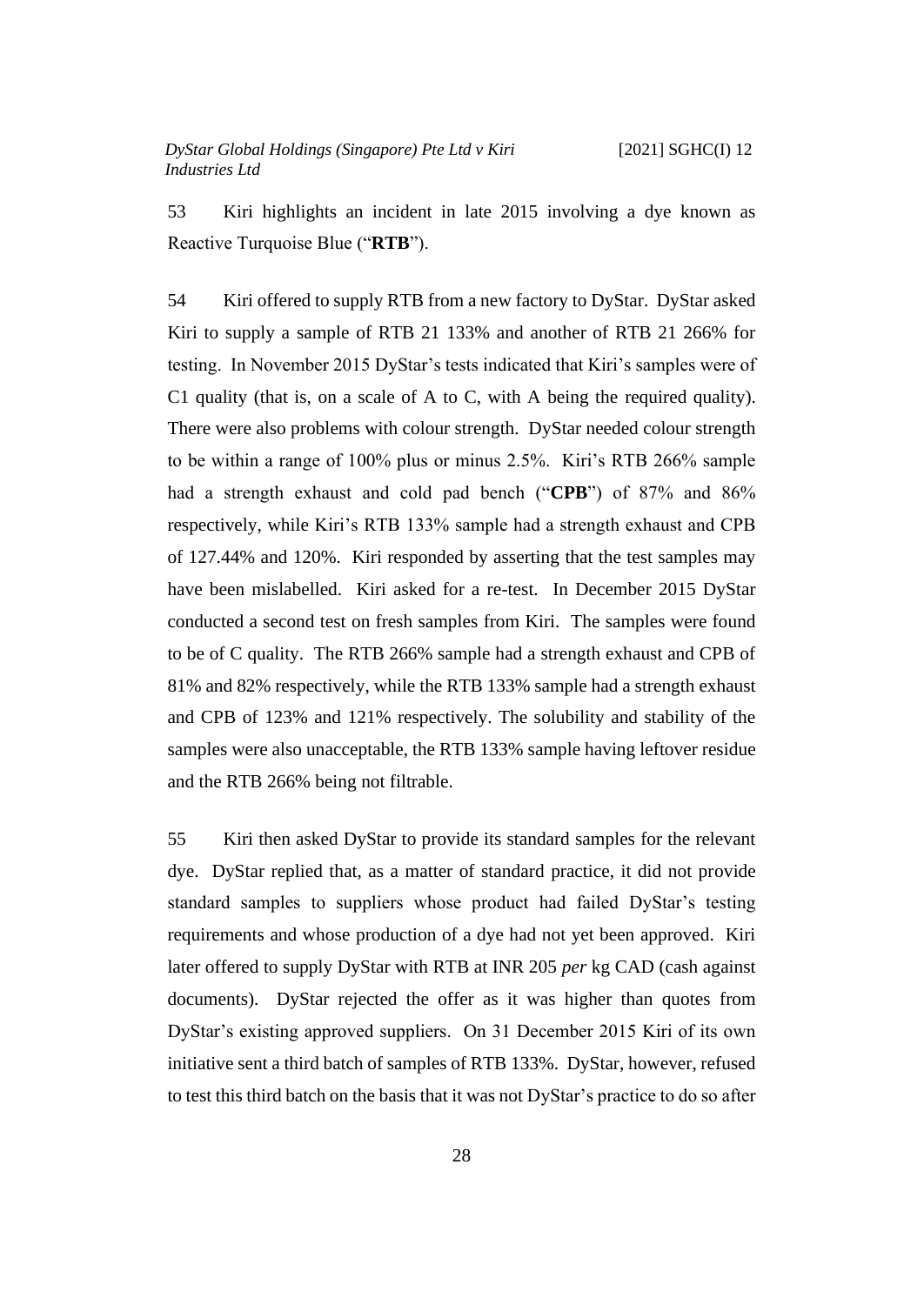53 Kiri highlights an incident in late 2015 involving a dye known as Reactive Turquoise Blue ("**RTB**").

54 Kiri offered to supply RTB from a new factory to DyStar. DyStar asked Kiri to supply a sample of RTB 21 133% and another of RTB 21 266% for testing. In November 2015 DyStar's tests indicated that Kiri's samples were of C1 quality (that is, on a scale of A to C, with A being the required quality). There were also problems with colour strength. DyStar needed colour strength to be within a range of 100% plus or minus 2.5%. Kiri's RTB 266% sample had a strength exhaust and cold pad bench ("**CPB**") of 87% and 86% respectively, while Kiri's RTB 133% sample had a strength exhaust and CPB of 127.44% and 120%. Kiri responded by asserting that the test samples may have been mislabelled. Kiri asked for a re-test. In December 2015 DyStar conducted a second test on fresh samples from Kiri. The samples were found to be of C quality. The RTB 266% sample had a strength exhaust and CPB of 81% and 82% respectively, while the RTB 133% sample had a strength exhaust and CPB of 123% and 121% respectively. The solubility and stability of the samples were also unacceptable, the RTB 133% sample having leftover residue and the RTB 266% being not filtrable.

55 Kiri then asked DyStar to provide its standard samples for the relevant dye. DyStar replied that, as a matter of standard practice, it did not provide standard samples to suppliers whose product had failed DyStar's testing requirements and whose production of a dye had not yet been approved. Kiri later offered to supply DyStar with RTB at INR 205 *per* kg CAD (cash against documents). DyStar rejected the offer as it was higher than quotes from DyStar's existing approved suppliers. On 31 December 2015 Kiri of its own initiative sent a third batch of samples of RTB 133%. DyStar, however, refused to test this third batch on the basis that it was not DyStar's practice to do so after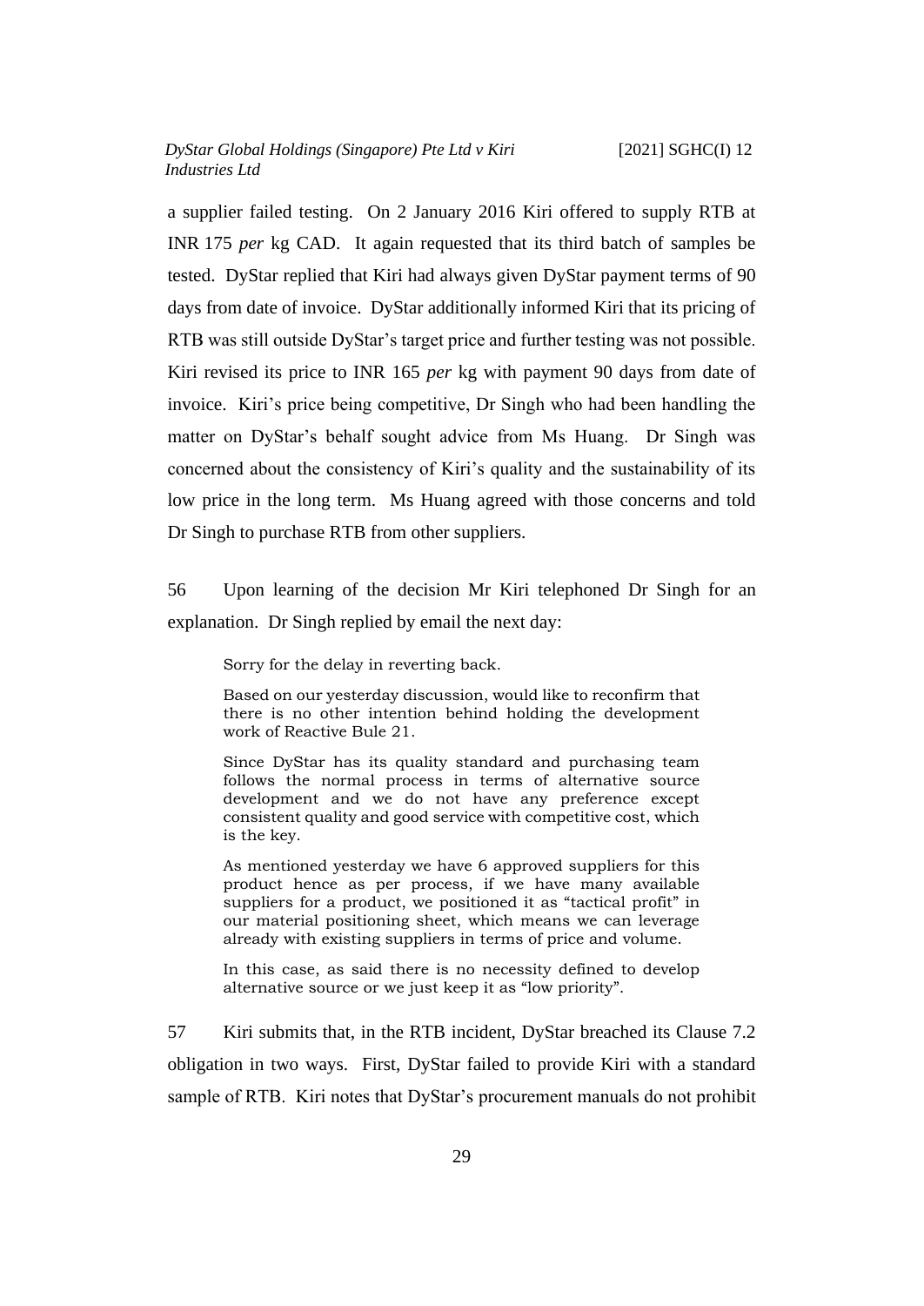a supplier failed testing. On 2 January 2016 Kiri offered to supply RTB at INR 175 *per* kg CAD. It again requested that its third batch of samples be tested. DyStar replied that Kiri had always given DyStar payment terms of 90 days from date of invoice. DyStar additionally informed Kiri that its pricing of RTB was still outside DyStar's target price and further testing was not possible. Kiri revised its price to INR 165 *per* kg with payment 90 days from date of invoice. Kiri's price being competitive, Dr Singh who had been handling the matter on DyStar's behalf sought advice from Ms Huang. Dr Singh was concerned about the consistency of Kiri's quality and the sustainability of its low price in the long term. Ms Huang agreed with those concerns and told Dr Singh to purchase RTB from other suppliers.

56 Upon learning of the decision Mr Kiri telephoned Dr Singh for an explanation. Dr Singh replied by email the next day:

> Sorry for the delay in reverting back.
>
> Based on our yesterday discussion, would like to reconfirm that there is no other intention behind holding the development work of Reactive Bule 21.
>
> Since DyStar has its quality standard and purchasing team follows the normal process in terms of alternative source development and we do not have any preference except consistent quality and good service with competitive cost, which is the key.
>
> As mentioned yesterday we have 6 approved suppliers for this product hence as per process, if we have many available suppliers for a product, we positioned it as "tactical profit" in our material positioning sheet, which means we can leverage already with existing suppliers in terms of price and volume.
>
> In this case, as said there is no necessity defined to develop alternative source or we just keep it as "low priority".

57 Kiri submits that, in the RTB incident, DyStar breached its Clause 7.2 obligation in two ways. First, DyStar failed to provide Kiri with a standard sample of RTB. Kiri notes that DyStar's procurement manuals do not prohibit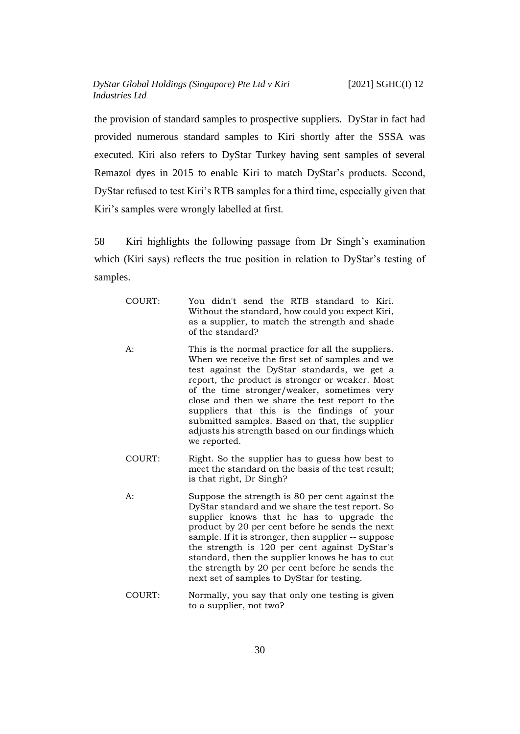the provision of standard samples to prospective suppliers. DyStar in fact had provided numerous standard samples to Kiri shortly after the SSSA was executed. Kiri also refers to DyStar Turkey having sent samples of several Remazol dyes in 2015 to enable Kiri to match DyStar's products. Second, DyStar refused to test Kiri's RTB samples for a third time, especially given that Kiri's samples were wrongly labelled at first.

58 Kiri highlights the following passage from Dr Singh's examination which (Kiri says) reflects the true position in relation to DyStar's testing of samples.

> COURT: You didn't send the RTB standard to Kiri. Without the standard, how could you expect Kiri, as a supplier, to match the strength and shade of the standard?
>
> A: This is the normal practice for all the suppliers. When we receive the first set of samples and we test against the DyStar standards, we get a report, the product is stronger or weaker. Most of the time stronger/weaker, sometimes very close and then we share the test report to the suppliers that this is the findings of your submitted samples. Based on that, the supplier adjusts his strength based on our findings which we reported.
>
> COURT: Right. So the supplier has to guess how best to meet the standard on the basis of the test result; is that right, Dr Singh?
>
> A: Suppose the strength is 80 per cent against the DyStar standard and we share the test report. So supplier knows that he has to upgrade the product by 20 per cent before he sends the next sample. If it is stronger, then supplier -- suppose the strength is 120 per cent against DyStar's standard, then the supplier knows he has to cut the strength by 20 per cent before he sends the next set of samples to DyStar for testing.
>
> COURT: Normally, you say that only one testing is given to a supplier, not two?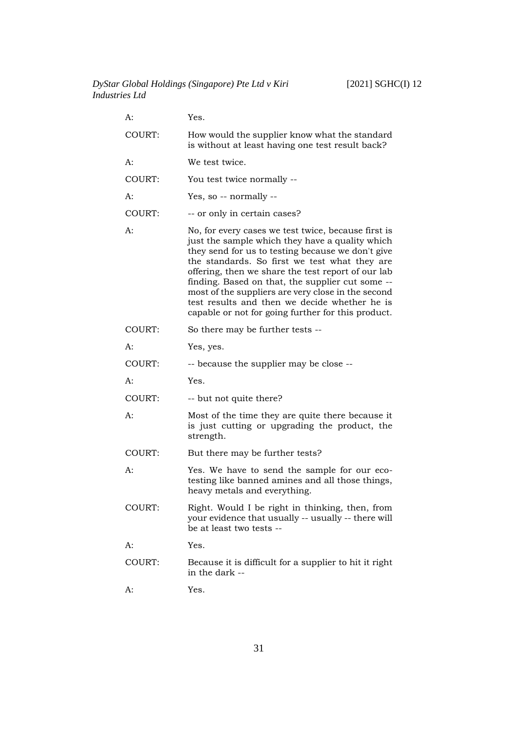| | |
|---|---|
| A: | Yes. |
| COURT: | How would the supplier know what the standard is without at least having one test result back? |
| A: | We test twice. |
| COURT: | You test twice normally -- |
| A: | Yes, so -- normally -- |
| COURT: | -- or only in certain cases? |
| A: | No, for every cases we test twice, because first is just the sample which they have a quality which they send for us to testing because we don't give the standards. So first we test what they are offering, then we share the test report of our lab finding. Based on that, the supplier cut some -- most of the suppliers are very close in the second test results and then we decide whether he is capable or not for going further for this product. |
| COURT: | So there may be further tests -- |
| A: | Yes, yes. |
| COURT: | -- because the supplier may be close -- |
| A: | Yes. |
| COURT: | -- but not quite there? |
| A: | Most of the time they are quite there because it is just cutting or upgrading the product, the strength. |
| COURT: | But there may be further tests? |
| A: | Yes. We have to send the sample for our eco-testing like banned amines and all those things, heavy metals and everything. |
| COURT: | Right. Would I be right in thinking, then, from your evidence that usually -- usually -- there will be at least two tests -- |
| A: | Yes. |
| COURT: | Because it is difficult for a supplier to hit it right in the dark -- |
| A: | Yes. |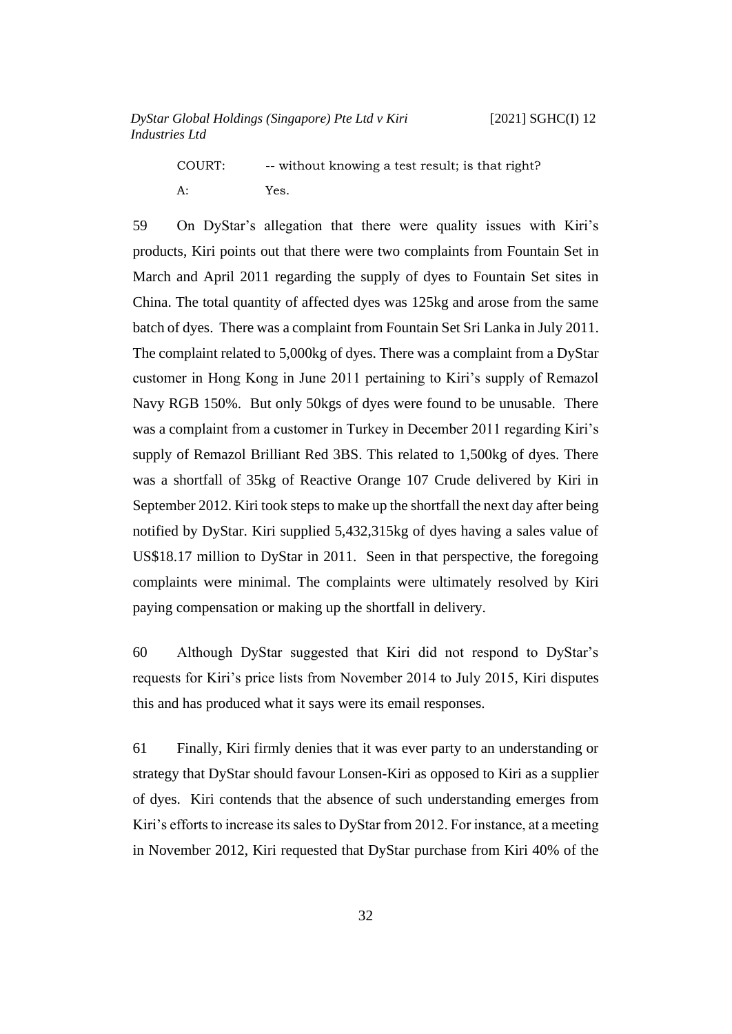COURT: -- without knowing a test result; is that right?

A: Yes.

59 On DyStar's allegation that there were quality issues with Kiri's products, Kiri points out that there were two complaints from Fountain Set in March and April 2011 regarding the supply of dyes to Fountain Set sites in China. The total quantity of affected dyes was 125kg and arose from the same batch of dyes. There was a complaint from Fountain Set Sri Lanka in July 2011. The complaint related to 5,000kg of dyes. There was a complaint from a DyStar customer in Hong Kong in June 2011 pertaining to Kiri's supply of Remazol Navy RGB 150%. But only 50kgs of dyes were found to be unusable. There was a complaint from a customer in Turkey in December 2011 regarding Kiri's supply of Remazol Brilliant Red 3BS. This related to 1,500kg of dyes. There was a shortfall of 35kg of Reactive Orange 107 Crude delivered by Kiri in September 2012. Kiri took steps to make up the shortfall the next day after being notified by DyStar. Kiri supplied 5,432,315kg of dyes having a sales value of US$18.17 million to DyStar in 2011. Seen in that perspective, the foregoing complaints were minimal. The complaints were ultimately resolved by Kiri paying compensation or making up the shortfall in delivery.

60 Although DyStar suggested that Kiri did not respond to DyStar's requests for Kiri's price lists from November 2014 to July 2015, Kiri disputes this and has produced what it says were its email responses.

61 Finally, Kiri firmly denies that it was ever party to an understanding or strategy that DyStar should favour Lonsen-Kiri as opposed to Kiri as a supplier of dyes. Kiri contends that the absence of such understanding emerges from Kiri's efforts to increase its sales to DyStar from 2012. For instance, at a meeting in November 2012, Kiri requested that DyStar purchase from Kiri 40% of the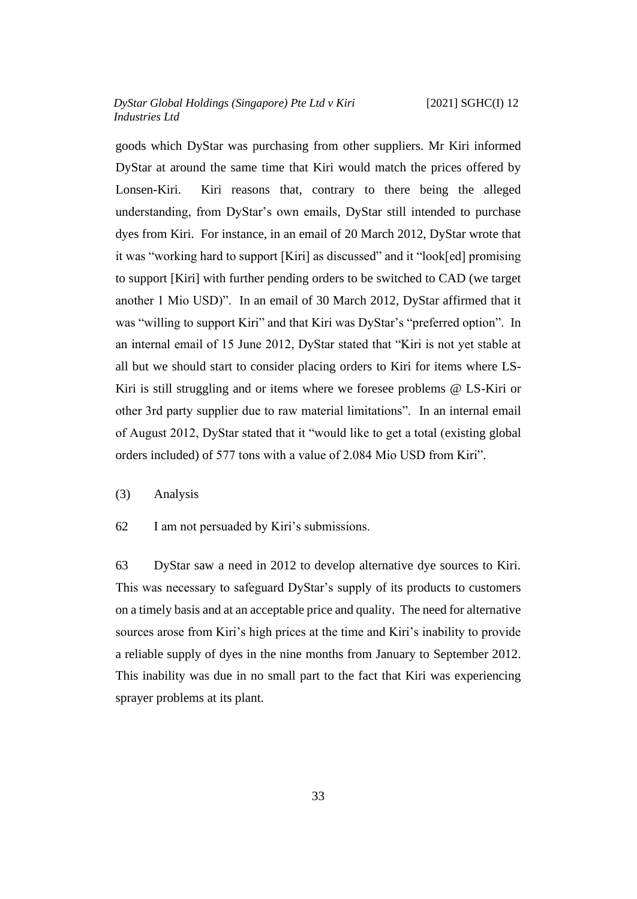goods which DyStar was purchasing from other suppliers. Mr Kiri informed DyStar at around the same time that Kiri would match the prices offered by Lonsen-Kiri. Kiri reasons that, contrary to there being the alleged understanding, from DyStar's own emails, DyStar still intended to purchase dyes from Kiri. For instance, in an email of 20 March 2012, DyStar wrote that it was "working hard to support [Kiri] as discussed" and it "look[ed] promising to support [Kiri] with further pending orders to be switched to CAD (we target another 1 Mio USD)". In an email of 30 March 2012, DyStar affirmed that it was "willing to support Kiri" and that Kiri was DyStar's "preferred option". In an internal email of 15 June 2012, DyStar stated that "Kiri is not yet stable at all but we should start to consider placing orders to Kiri for items where LS-Kiri is still struggling and or items where we foresee problems @ LS-Kiri or other 3rd party supplier due to raw material limitations". In an internal email of August 2012, DyStar stated that it "would like to get a total (existing global orders included) of 577 tons with a value of 2.084 Mio USD from Kiri".

(3) Analysis

62 I am not persuaded by Kiri's submissions.

63 DyStar saw a need in 2012 to develop alternative dye sources to Kiri. This was necessary to safeguard DyStar's supply of its products to customers on a timely basis and at an acceptable price and quality. The need for alternative sources arose from Kiri's high prices at the time and Kiri's inability to provide a reliable supply of dyes in the nine months from January to September 2012. This inability was due in no small part to the fact that Kiri was experiencing sprayer problems at its plant.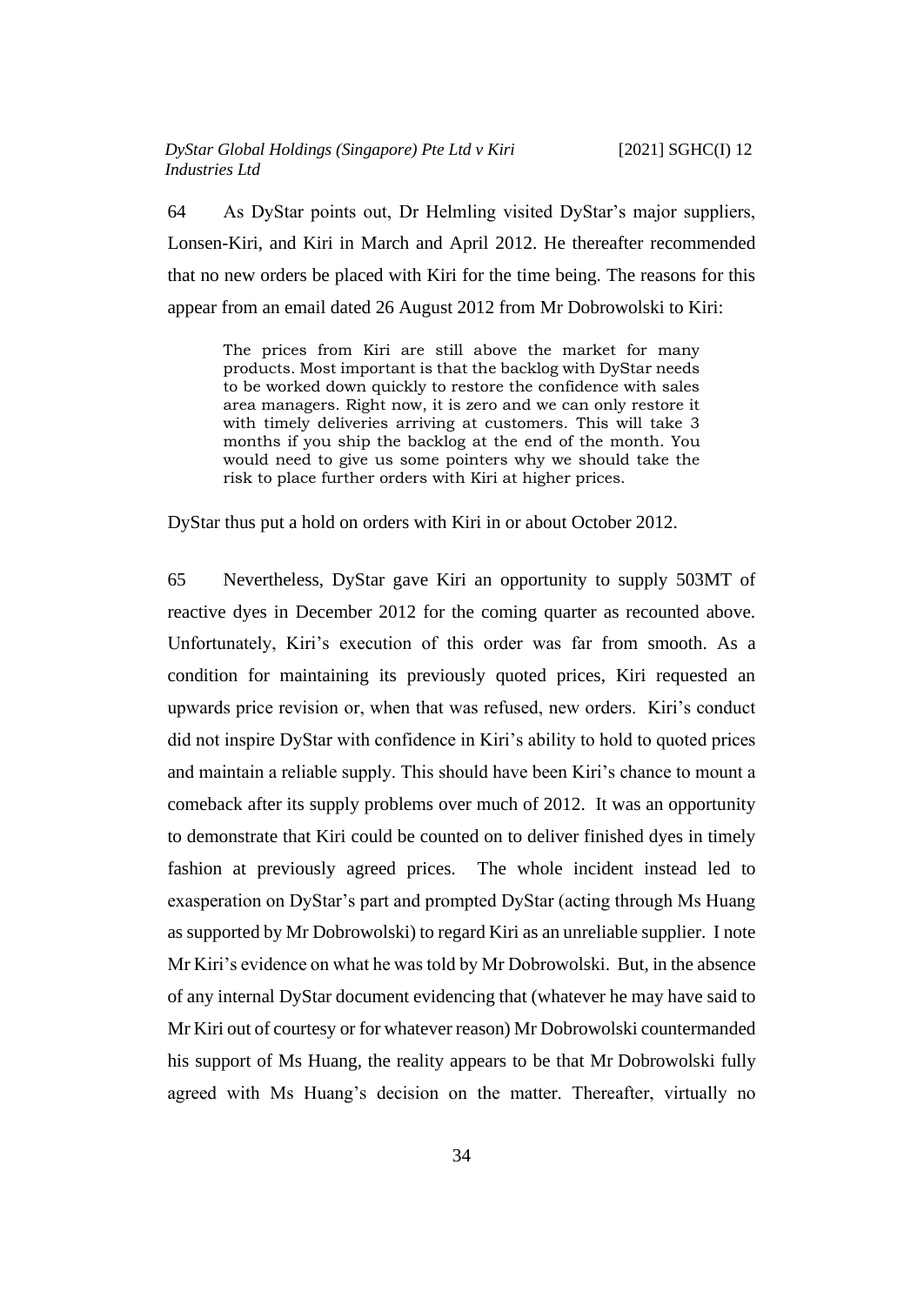64 As DyStar points out, Dr Helmling visited DyStar's major suppliers, Lonsen-Kiri, and Kiri in March and April 2012. He thereafter recommended that no new orders be placed with Kiri for the time being. The reasons for this appear from an email dated 26 August 2012 from Mr Dobrowolski to Kiri:

> The prices from Kiri are still above the market for many products. Most important is that the backlog with DyStar needs to be worked down quickly to restore the confidence with sales area managers. Right now, it is zero and we can only restore it with timely deliveries arriving at customers. This will take 3 months if you ship the backlog at the end of the month. You would need to give us some pointers why we should take the risk to place further orders with Kiri at higher prices.

DyStar thus put a hold on orders with Kiri in or about October 2012.

65 Nevertheless, DyStar gave Kiri an opportunity to supply 503MT of reactive dyes in December 2012 for the coming quarter as recounted above. Unfortunately, Kiri's execution of this order was far from smooth. As a condition for maintaining its previously quoted prices, Kiri requested an upwards price revision or, when that was refused, new orders. Kiri's conduct did not inspire DyStar with confidence in Kiri's ability to hold to quoted prices and maintain a reliable supply. This should have been Kiri's chance to mount a comeback after its supply problems over much of 2012. It was an opportunity to demonstrate that Kiri could be counted on to deliver finished dyes in timely fashion at previously agreed prices. The whole incident instead led to exasperation on DyStar's part and prompted DyStar (acting through Ms Huang as supported by Mr Dobrowolski) to regard Kiri as an unreliable supplier. I note Mr Kiri's evidence on what he was told by Mr Dobrowolski. But, in the absence of any internal DyStar document evidencing that (whatever he may have said to Mr Kiri out of courtesy or for whatever reason) Mr Dobrowolski countermanded his support of Ms Huang, the reality appears to be that Mr Dobrowolski fully agreed with Ms Huang's decision on the matter. Thereafter, virtually no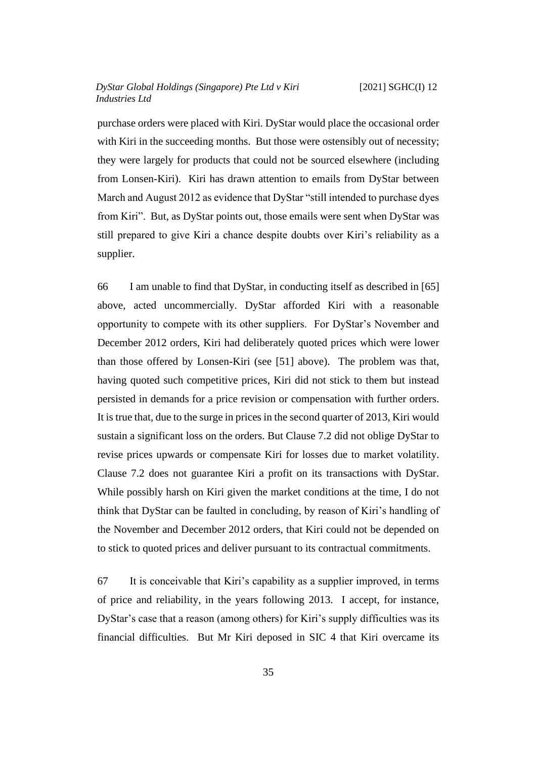purchase orders were placed with Kiri. DyStar would place the occasional order with Kiri in the succeeding months. But those were ostensibly out of necessity; they were largely for products that could not be sourced elsewhere (including from Lonsen-Kiri). Kiri has drawn attention to emails from DyStar between March and August 2012 as evidence that DyStar "still intended to purchase dyes from Kiri". But, as DyStar points out, those emails were sent when DyStar was still prepared to give Kiri a chance despite doubts over Kiri's reliability as a supplier.

66 I am unable to find that DyStar, in conducting itself as described in [65] above, acted uncommercially. DyStar afforded Kiri with a reasonable opportunity to compete with its other suppliers. For DyStar's November and December 2012 orders, Kiri had deliberately quoted prices which were lower than those offered by Lonsen-Kiri (see [51] above). The problem was that, having quoted such competitive prices, Kiri did not stick to them but instead persisted in demands for a price revision or compensation with further orders. It is true that, due to the surge in prices in the second quarter of 2013, Kiri would sustain a significant loss on the orders. But Clause 7.2 did not oblige DyStar to revise prices upwards or compensate Kiri for losses due to market volatility. Clause 7.2 does not guarantee Kiri a profit on its transactions with DyStar. While possibly harsh on Kiri given the market conditions at the time, I do not think that DyStar can be faulted in concluding, by reason of Kiri's handling of the November and December 2012 orders, that Kiri could not be depended on to stick to quoted prices and deliver pursuant to its contractual commitments.

67 It is conceivable that Kiri's capability as a supplier improved, in terms of price and reliability, in the years following 2013. I accept, for instance, DyStar's case that a reason (among others) for Kiri's supply difficulties was its financial difficulties. But Mr Kiri deposed in SIC 4 that Kiri overcame its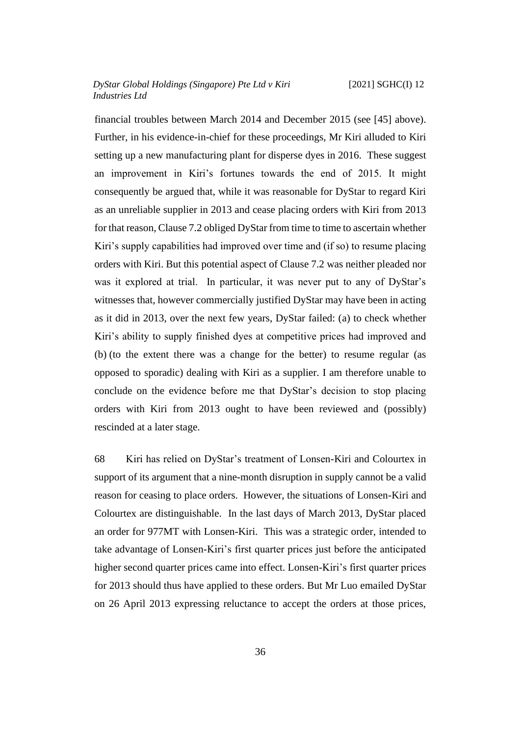financial troubles between March 2014 and December 2015 (see [45] above). Further, in his evidence-in-chief for these proceedings, Mr Kiri alluded to Kiri setting up a new manufacturing plant for disperse dyes in 2016. These suggest an improvement in Kiri's fortunes towards the end of 2015. It might consequently be argued that, while it was reasonable for DyStar to regard Kiri as an unreliable supplier in 2013 and cease placing orders with Kiri from 2013 for that reason, Clause 7.2 obliged DyStar from time to time to ascertain whether Kiri's supply capabilities had improved over time and (if so) to resume placing orders with Kiri. But this potential aspect of Clause 7.2 was neither pleaded nor was it explored at trial. In particular, it was never put to any of DyStar's witnesses that, however commercially justified DyStar may have been in acting as it did in 2013, over the next few years, DyStar failed: (a) to check whether Kiri's ability to supply finished dyes at competitive prices had improved and (b) (to the extent there was a change for the better) to resume regular (as opposed to sporadic) dealing with Kiri as a supplier. I am therefore unable to conclude on the evidence before me that DyStar's decision to stop placing orders with Kiri from 2013 ought to have been reviewed and (possibly) rescinded at a later stage.

68 Kiri has relied on DyStar's treatment of Lonsen-Kiri and Colourtex in support of its argument that a nine-month disruption in supply cannot be a valid reason for ceasing to place orders. However, the situations of Lonsen-Kiri and Colourtex are distinguishable. In the last days of March 2013, DyStar placed an order for 977MT with Lonsen-Kiri. This was a strategic order, intended to take advantage of Lonsen-Kiri's first quarter prices just before the anticipated higher second quarter prices came into effect. Lonsen-Kiri's first quarter prices for 2013 should thus have applied to these orders. But Mr Luo emailed DyStar on 26 April 2013 expressing reluctance to accept the orders at those prices,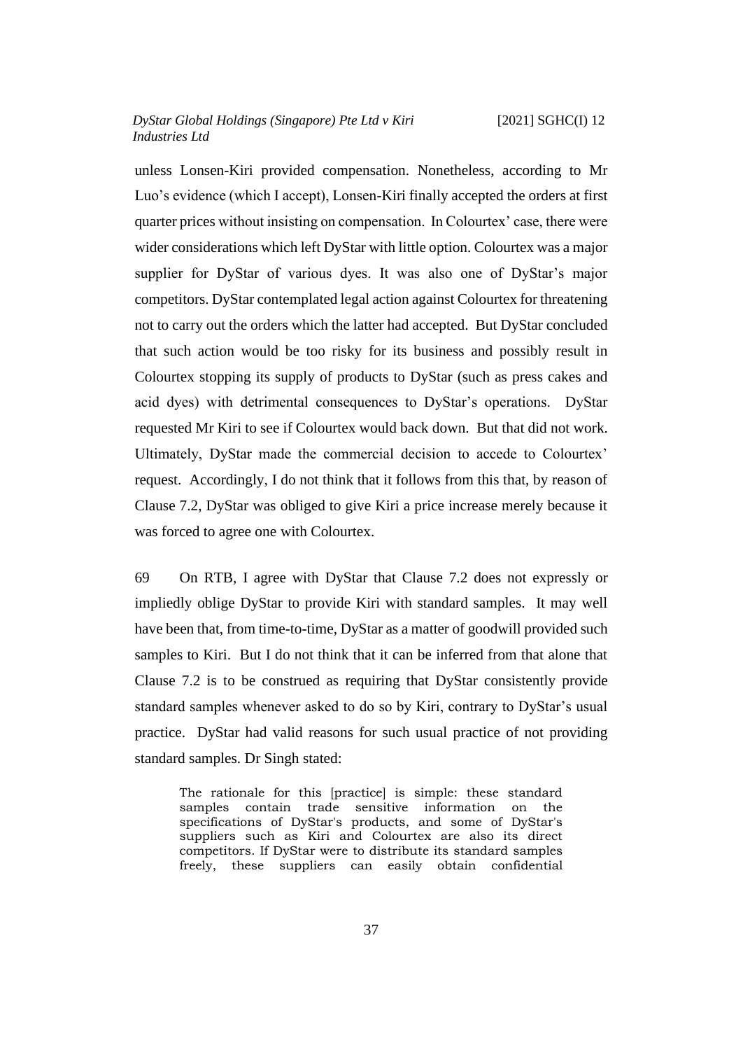unless Lonsen-Kiri provided compensation. Nonetheless, according to Mr Luo's evidence (which I accept), Lonsen-Kiri finally accepted the orders at first quarter prices without insisting on compensation. In Colourtex' case, there were wider considerations which left DyStar with little option. Colourtex was a major supplier for DyStar of various dyes. It was also one of DyStar's major competitors. DyStar contemplated legal action against Colourtex for threatening not to carry out the orders which the latter had accepted. But DyStar concluded that such action would be too risky for its business and possibly result in Colourtex stopping its supply of products to DyStar (such as press cakes and acid dyes) with detrimental consequences to DyStar's operations. DyStar requested Mr Kiri to see if Colourtex would back down. But that did not work. Ultimately, DyStar made the commercial decision to accede to Colourtex' request. Accordingly, I do not think that it follows from this that, by reason of Clause 7.2, DyStar was obliged to give Kiri a price increase merely because it was forced to agree one with Colourtex.

69 On RTB, I agree with DyStar that Clause 7.2 does not expressly or impliedly oblige DyStar to provide Kiri with standard samples. It may well have been that, from time-to-time, DyStar as a matter of goodwill provided such samples to Kiri. But I do not think that it can be inferred from that alone that Clause 7.2 is to be construed as requiring that DyStar consistently provide standard samples whenever asked to do so by Kiri, contrary to DyStar's usual practice. DyStar had valid reasons for such usual practice of not providing standard samples. Dr Singh stated:

> The rationale for this [practice] is simple: these standard samples contain trade sensitive information on the specifications of DyStar's products, and some of DyStar's suppliers such as Kiri and Colourtex are also its direct competitors. If DyStar were to distribute its standard samples freely, these suppliers can easily obtain confidential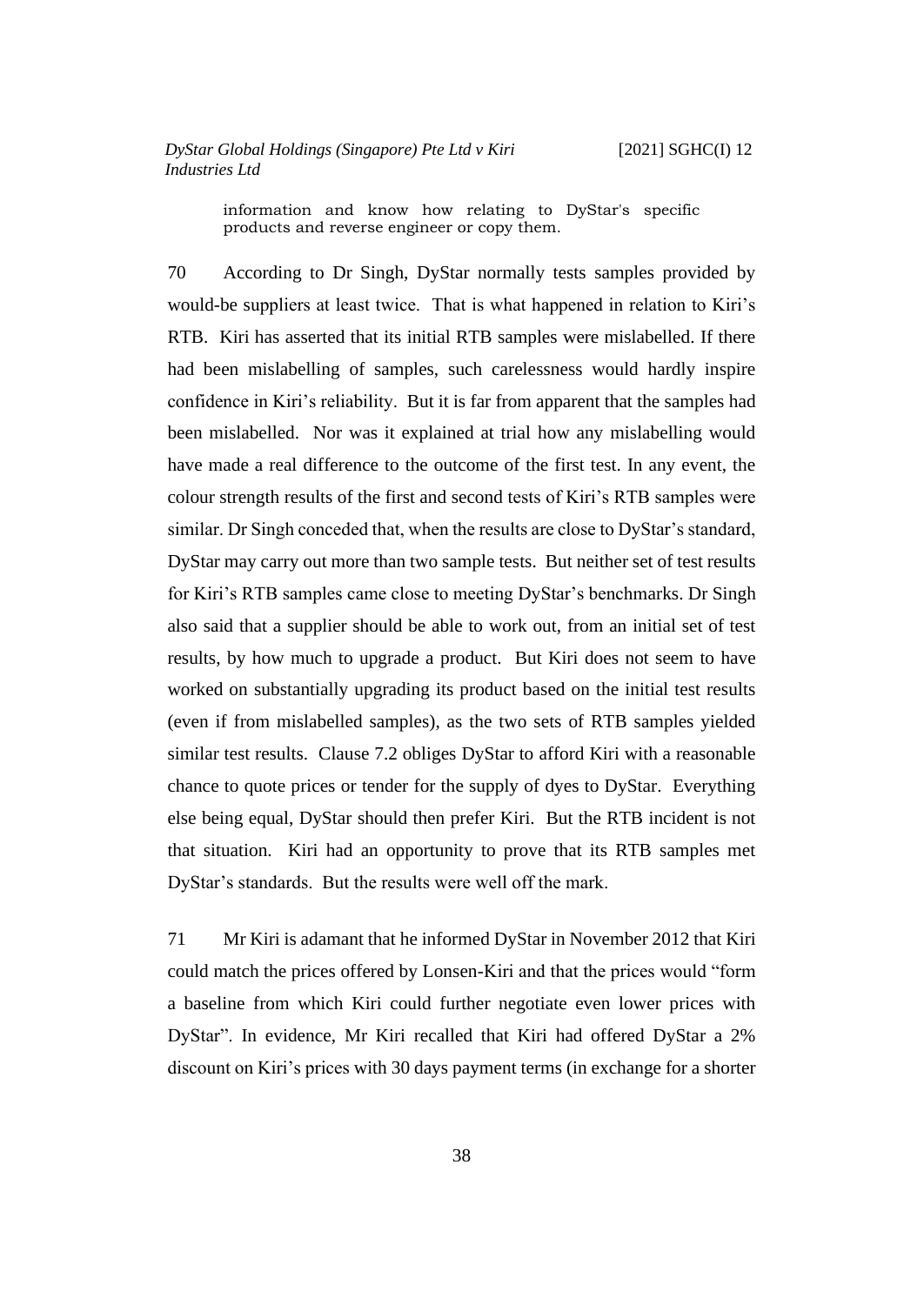> information and know how relating to DyStar's specific products and reverse engineer or copy them.

70 According to Dr Singh, DyStar normally tests samples provided by would-be suppliers at least twice. That is what happened in relation to Kiri's RTB. Kiri has asserted that its initial RTB samples were mislabelled. If there had been mislabelling of samples, such carelessness would hardly inspire confidence in Kiri's reliability. But it is far from apparent that the samples had been mislabelled. Nor was it explained at trial how any mislabelling would have made a real difference to the outcome of the first test. In any event, the colour strength results of the first and second tests of Kiri's RTB samples were similar. Dr Singh conceded that, when the results are close to DyStar's standard, DyStar may carry out more than two sample tests. But neither set of test results for Kiri's RTB samples came close to meeting DyStar's benchmarks. Dr Singh also said that a supplier should be able to work out, from an initial set of test results, by how much to upgrade a product. But Kiri does not seem to have worked on substantially upgrading its product based on the initial test results (even if from mislabelled samples), as the two sets of RTB samples yielded similar test results. Clause 7.2 obliges DyStar to afford Kiri with a reasonable chance to quote prices or tender for the supply of dyes to DyStar. Everything else being equal, DyStar should then prefer Kiri. But the RTB incident is not that situation. Kiri had an opportunity to prove that its RTB samples met DyStar's standards. But the results were well off the mark.

71 Mr Kiri is adamant that he informed DyStar in November 2012 that Kiri could match the prices offered by Lonsen-Kiri and that the prices would "form a baseline from which Kiri could further negotiate even lower prices with DyStar". In evidence, Mr Kiri recalled that Kiri had offered DyStar a 2% discount on Kiri's prices with 30 days payment terms (in exchange for a shorter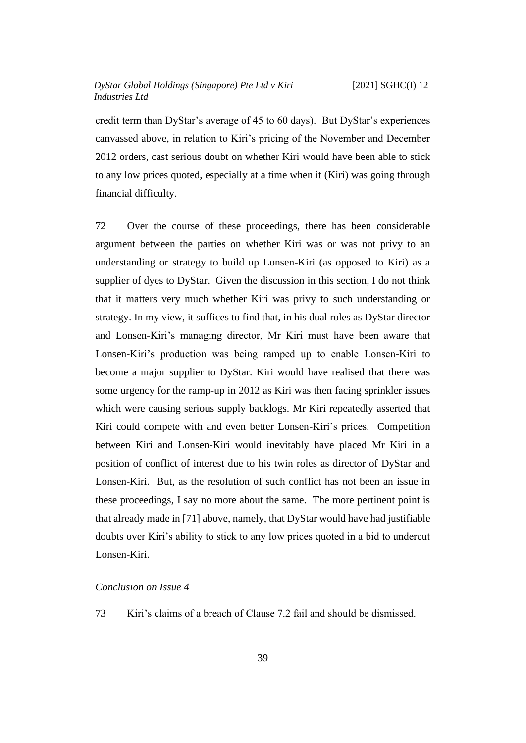credit term than DyStar's average of 45 to 60 days). But DyStar's experiences canvassed above, in relation to Kiri's pricing of the November and December 2012 orders, cast serious doubt on whether Kiri would have been able to stick to any low prices quoted, especially at a time when it (Kiri) was going through financial difficulty.

72 Over the course of these proceedings, there has been considerable argument between the parties on whether Kiri was or was not privy to an understanding or strategy to build up Lonsen-Kiri (as opposed to Kiri) as a supplier of dyes to DyStar. Given the discussion in this section, I do not think that it matters very much whether Kiri was privy to such understanding or strategy. In my view, it suffices to find that, in his dual roles as DyStar director and Lonsen-Kiri's managing director, Mr Kiri must have been aware that Lonsen-Kiri's production was being ramped up to enable Lonsen-Kiri to become a major supplier to DyStar. Kiri would have realised that there was some urgency for the ramp-up in 2012 as Kiri was then facing sprinkler issues which were causing serious supply backlogs. Mr Kiri repeatedly asserted that Kiri could compete with and even better Lonsen-Kiri's prices. Competition between Kiri and Lonsen-Kiri would inevitably have placed Mr Kiri in a position of conflict of interest due to his twin roles as director of DyStar and Lonsen-Kiri. But, as the resolution of such conflict has not been an issue in these proceedings, I say no more about the same. The more pertinent point is that already made in [71] above, namely, that DyStar would have had justifiable doubts over Kiri's ability to stick to any low prices quoted in a bid to undercut Lonsen-Kiri.

*Conclusion on Issue 4*

73 Kiri's claims of a breach of Clause 7.2 fail and should be dismissed.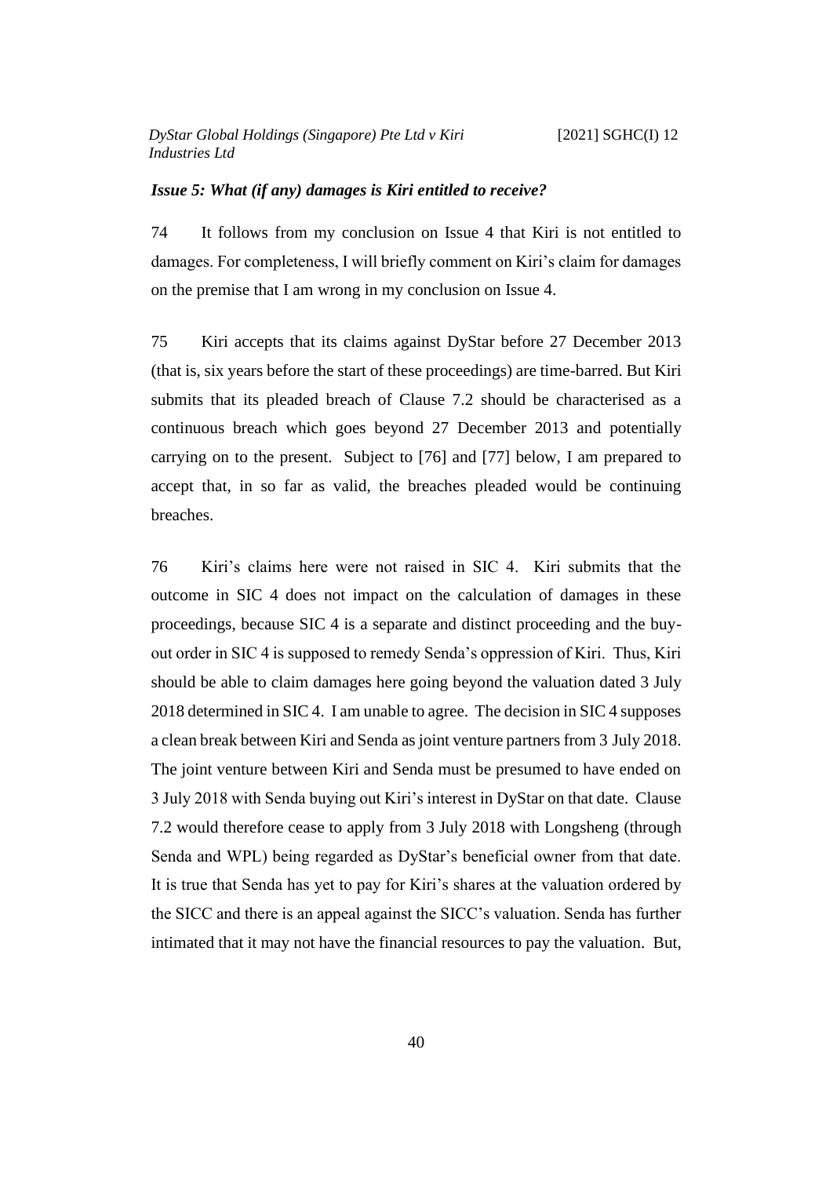### *Issue 5: What (if any) damages is Kiri entitled to receive?*

74 It follows from my conclusion on Issue 4 that Kiri is not entitled to damages. For completeness, I will briefly comment on Kiri's claim for damages on the premise that I am wrong in my conclusion on Issue 4.

75 Kiri accepts that its claims against DyStar before 27 December 2013 (that is, six years before the start of these proceedings) are time-barred. But Kiri submits that its pleaded breach of Clause 7.2 should be characterised as a continuous breach which goes beyond 27 December 2013 and potentially carrying on to the present. Subject to [76] and [77] below, I am prepared to accept that, in so far as valid, the breaches pleaded would be continuing breaches.

76 Kiri's claims here were not raised in SIC 4. Kiri submits that the outcome in SIC 4 does not impact on the calculation of damages in these proceedings, because SIC 4 is a separate and distinct proceeding and the buy-out order in SIC 4 is supposed to remedy Senda's oppression of Kiri. Thus, Kiri should be able to claim damages here going beyond the valuation dated 3 July 2018 determined in SIC 4. I am unable to agree. The decision in SIC 4 supposes a clean break between Kiri and Senda as joint venture partners from 3 July 2018. The joint venture between Kiri and Senda must be presumed to have ended on 3 July 2018 with Senda buying out Kiri's interest in DyStar on that date. Clause 7.2 would therefore cease to apply from 3 July 2018 with Longsheng (through Senda and WPL) being regarded as DyStar's beneficial owner from that date. It is true that Senda has yet to pay for Kiri's shares at the valuation ordered by the SICC and there is an appeal against the SICC's valuation. Senda has further intimated that it may not have the financial resources to pay the valuation. But,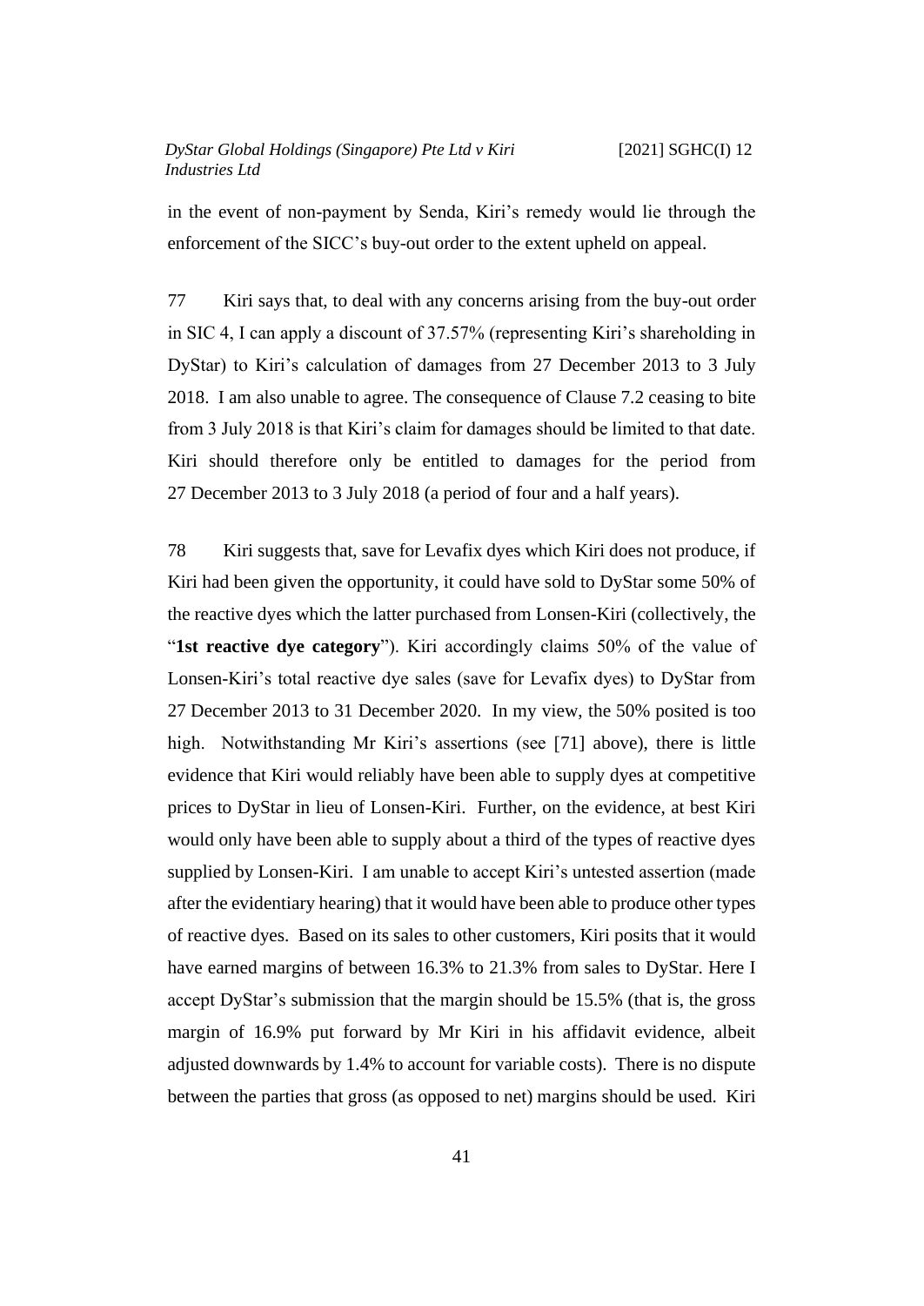in the event of non-payment by Senda, Kiri's remedy would lie through the enforcement of the SICC's buy-out order to the extent upheld on appeal.

77 Kiri says that, to deal with any concerns arising from the buy-out order in SIC 4, I can apply a discount of 37.57% (representing Kiri's shareholding in DyStar) to Kiri's calculation of damages from 27 December 2013 to 3 July 2018. I am also unable to agree. The consequence of Clause 7.2 ceasing to bite from 3 July 2018 is that Kiri's claim for damages should be limited to that date. Kiri should therefore only be entitled to damages for the period from 27 December 2013 to 3 July 2018 (a period of four and a half years).

78 Kiri suggests that, save for Levafix dyes which Kiri does not produce, if Kiri had been given the opportunity, it could have sold to DyStar some 50% of the reactive dyes which the latter purchased from Lonsen-Kiri (collectively, the "**1st reactive dye category**"). Kiri accordingly claims 50% of the value of Lonsen-Kiri's total reactive dye sales (save for Levafix dyes) to DyStar from 27 December 2013 to 31 December 2020. In my view, the 50% posited is too high. Notwithstanding Mr Kiri's assertions (see [71] above), there is little evidence that Kiri would reliably have been able to supply dyes at competitive prices to DyStar in lieu of Lonsen-Kiri. Further, on the evidence, at best Kiri would only have been able to supply about a third of the types of reactive dyes supplied by Lonsen-Kiri. I am unable to accept Kiri's untested assertion (made after the evidentiary hearing) that it would have been able to produce other types of reactive dyes. Based on its sales to other customers, Kiri posits that it would have earned margins of between 16.3% to 21.3% from sales to DyStar. Here I accept DyStar's submission that the margin should be 15.5% (that is, the gross margin of 16.9% put forward by Mr Kiri in his affidavit evidence, albeit adjusted downwards by 1.4% to account for variable costs). There is no dispute between the parties that gross (as opposed to net) margins should be used. Kiri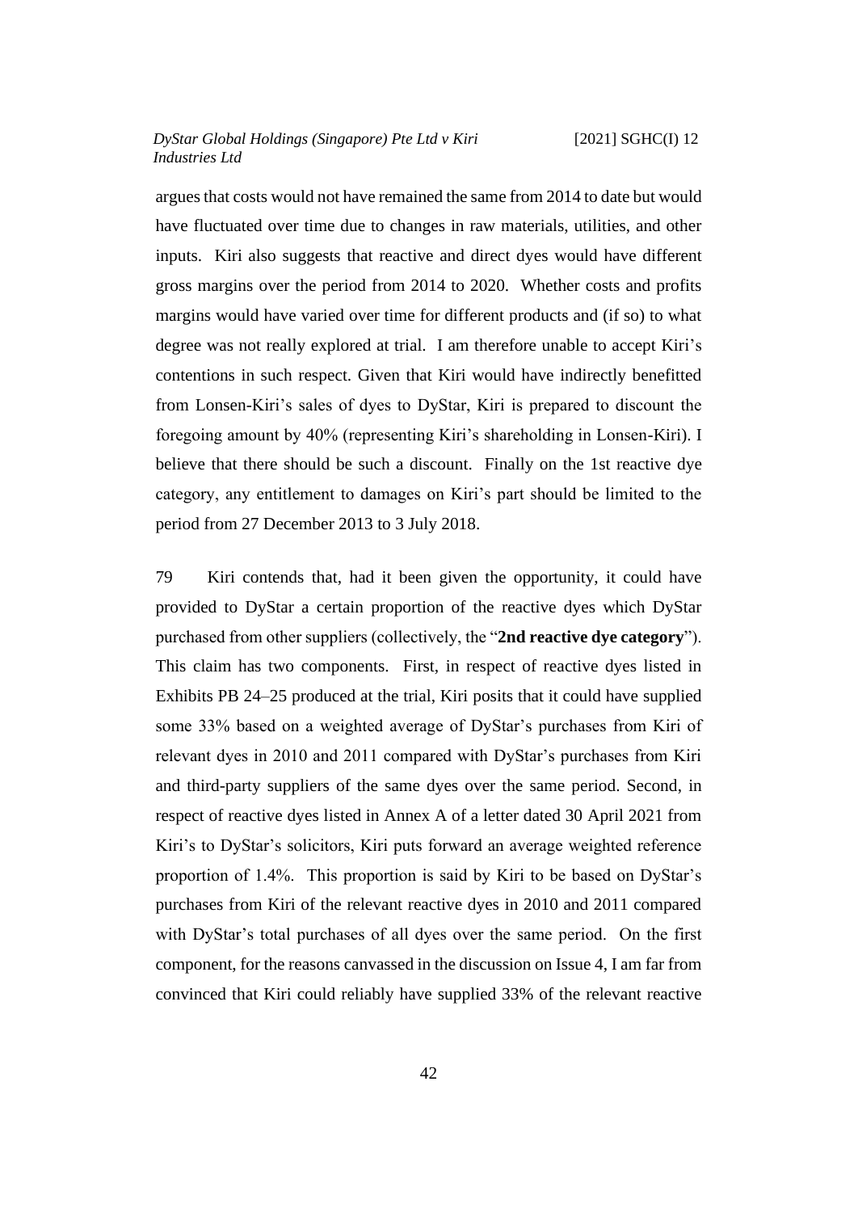argues that costs would not have remained the same from 2014 to date but would have fluctuated over time due to changes in raw materials, utilities, and other inputs. Kiri also suggests that reactive and direct dyes would have different gross margins over the period from 2014 to 2020. Whether costs and profits margins would have varied over time for different products and (if so) to what degree was not really explored at trial. I am therefore unable to accept Kiri's contentions in such respect. Given that Kiri would have indirectly benefitted from Lonsen-Kiri's sales of dyes to DyStar, Kiri is prepared to discount the foregoing amount by 40% (representing Kiri's shareholding in Lonsen-Kiri). I believe that there should be such a discount. Finally on the 1st reactive dye category, any entitlement to damages on Kiri's part should be limited to the period from 27 December 2013 to 3 July 2018.

79 Kiri contends that, had it been given the opportunity, it could have provided to DyStar a certain proportion of the reactive dyes which DyStar purchased from other suppliers (collectively, the "**2nd reactive dye category**"). This claim has two components. First, in respect of reactive dyes listed in Exhibits PB 24–25 produced at the trial, Kiri posits that it could have supplied some 33% based on a weighted average of DyStar's purchases from Kiri of relevant dyes in 2010 and 2011 compared with DyStar's purchases from Kiri and third-party suppliers of the same dyes over the same period. Second, in respect of reactive dyes listed in Annex A of a letter dated 30 April 2021 from Kiri's to DyStar's solicitors, Kiri puts forward an average weighted reference proportion of 1.4%. This proportion is said by Kiri to be based on DyStar's purchases from Kiri of the relevant reactive dyes in 2010 and 2011 compared with DyStar's total purchases of all dyes over the same period. On the first component, for the reasons canvassed in the discussion on Issue 4, I am far from convinced that Kiri could reliably have supplied 33% of the relevant reactive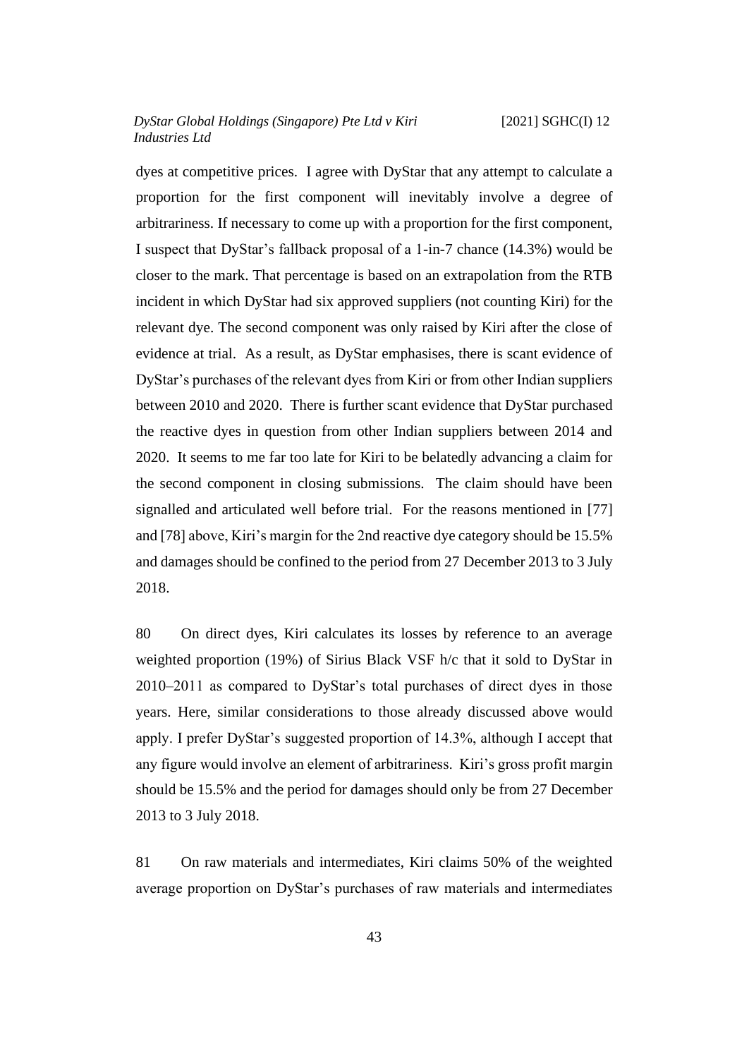dyes at competitive prices. I agree with DyStar that any attempt to calculate a proportion for the first component will inevitably involve a degree of arbitrariness. If necessary to come up with a proportion for the first component, I suspect that DyStar's fallback proposal of a 1-in-7 chance (14.3%) would be closer to the mark. That percentage is based on an extrapolation from the RTB incident in which DyStar had six approved suppliers (not counting Kiri) for the relevant dye. The second component was only raised by Kiri after the close of evidence at trial. As a result, as DyStar emphasises, there is scant evidence of DyStar's purchases of the relevant dyes from Kiri or from other Indian suppliers between 2010 and 2020. There is further scant evidence that DyStar purchased the reactive dyes in question from other Indian suppliers between 2014 and 2020. It seems to me far too late for Kiri to be belatedly advancing a claim for the second component in closing submissions. The claim should have been signalled and articulated well before trial. For the reasons mentioned in [77] and [78] above, Kiri's margin for the 2nd reactive dye category should be 15.5% and damages should be confined to the period from 27 December 2013 to 3 July 2018.

80 On direct dyes, Kiri calculates its losses by reference to an average weighted proportion (19%) of Sirius Black VSF h/c that it sold to DyStar in 2010–2011 as compared to DyStar's total purchases of direct dyes in those years. Here, similar considerations to those already discussed above would apply. I prefer DyStar's suggested proportion of 14.3%, although I accept that any figure would involve an element of arbitrariness. Kiri's gross profit margin should be 15.5% and the period for damages should only be from 27 December 2013 to 3 July 2018.

81 On raw materials and intermediates, Kiri claims 50% of the weighted average proportion on DyStar's purchases of raw materials and intermediates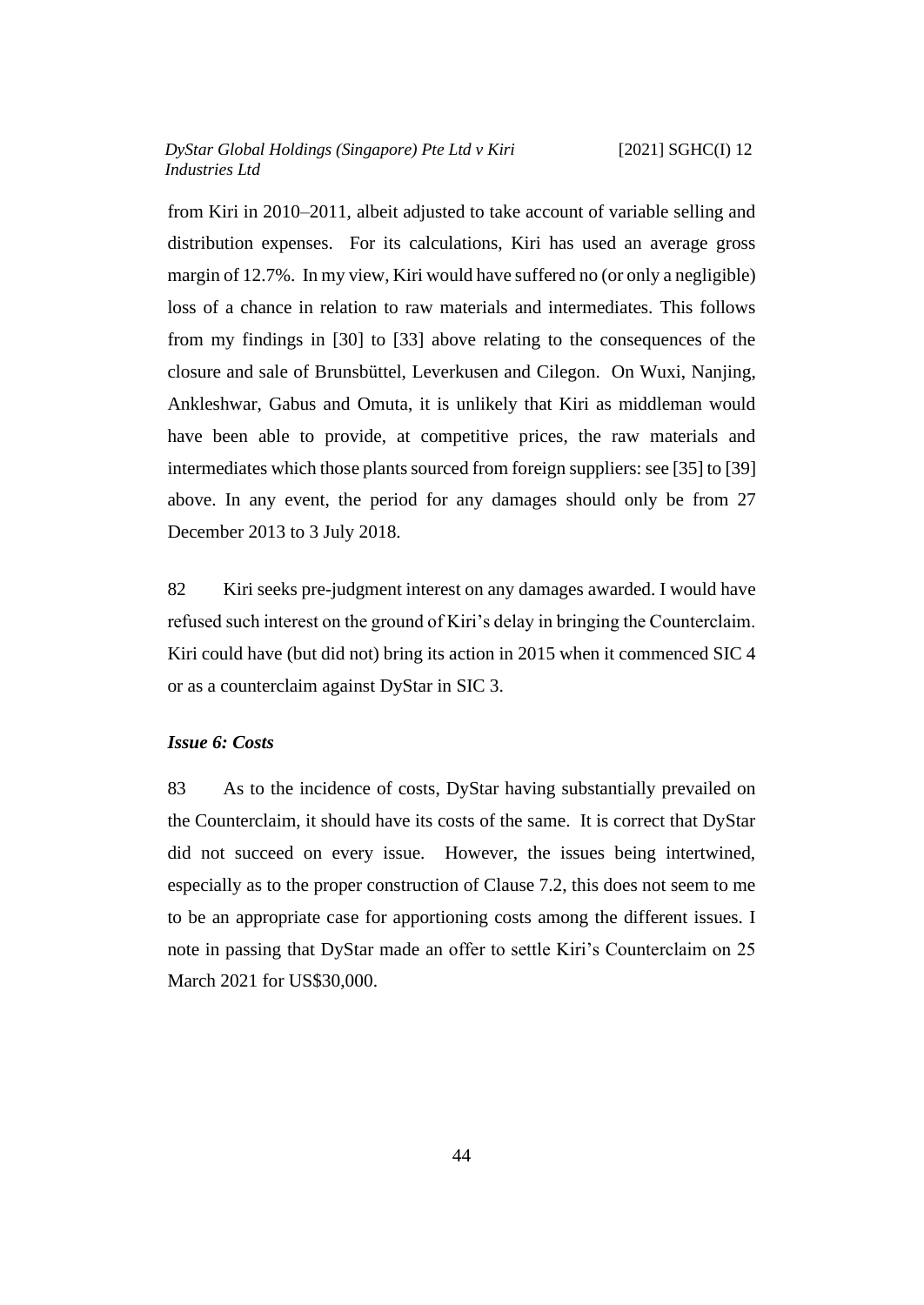from Kiri in 2010–2011, albeit adjusted to take account of variable selling and distribution expenses. For its calculations, Kiri has used an average gross margin of 12.7%. In my view, Kiri would have suffered no (or only a negligible) loss of a chance in relation to raw materials and intermediates. This follows from my findings in [30] to [33] above relating to the consequences of the closure and sale of Brunsbüttel, Leverkusen and Cilegon. On Wuxi, Nanjing, Ankleshwar, Gabus and Omuta, it is unlikely that Kiri as middleman would have been able to provide, at competitive prices, the raw materials and intermediates which those plants sourced from foreign suppliers: see [35] to [39] above. In any event, the period for any damages should only be from 27 December 2013 to 3 July 2018.

82 Kiri seeks pre-judgment interest on any damages awarded. I would have refused such interest on the ground of Kiri's delay in bringing the Counterclaim. Kiri could have (but did not) bring its action in 2015 when it commenced SIC 4 or as a counterclaim against DyStar in SIC 3.

### *Issue 6: Costs*

83 As to the incidence of costs, DyStar having substantially prevailed on the Counterclaim, it should have its costs of the same. It is correct that DyStar did not succeed on every issue. However, the issues being intertwined, especially as to the proper construction of Clause 7.2, this does not seem to me to be an appropriate case for apportioning costs among the different issues. I note in passing that DyStar made an offer to settle Kiri's Counterclaim on 25 March 2021 for US$30,000.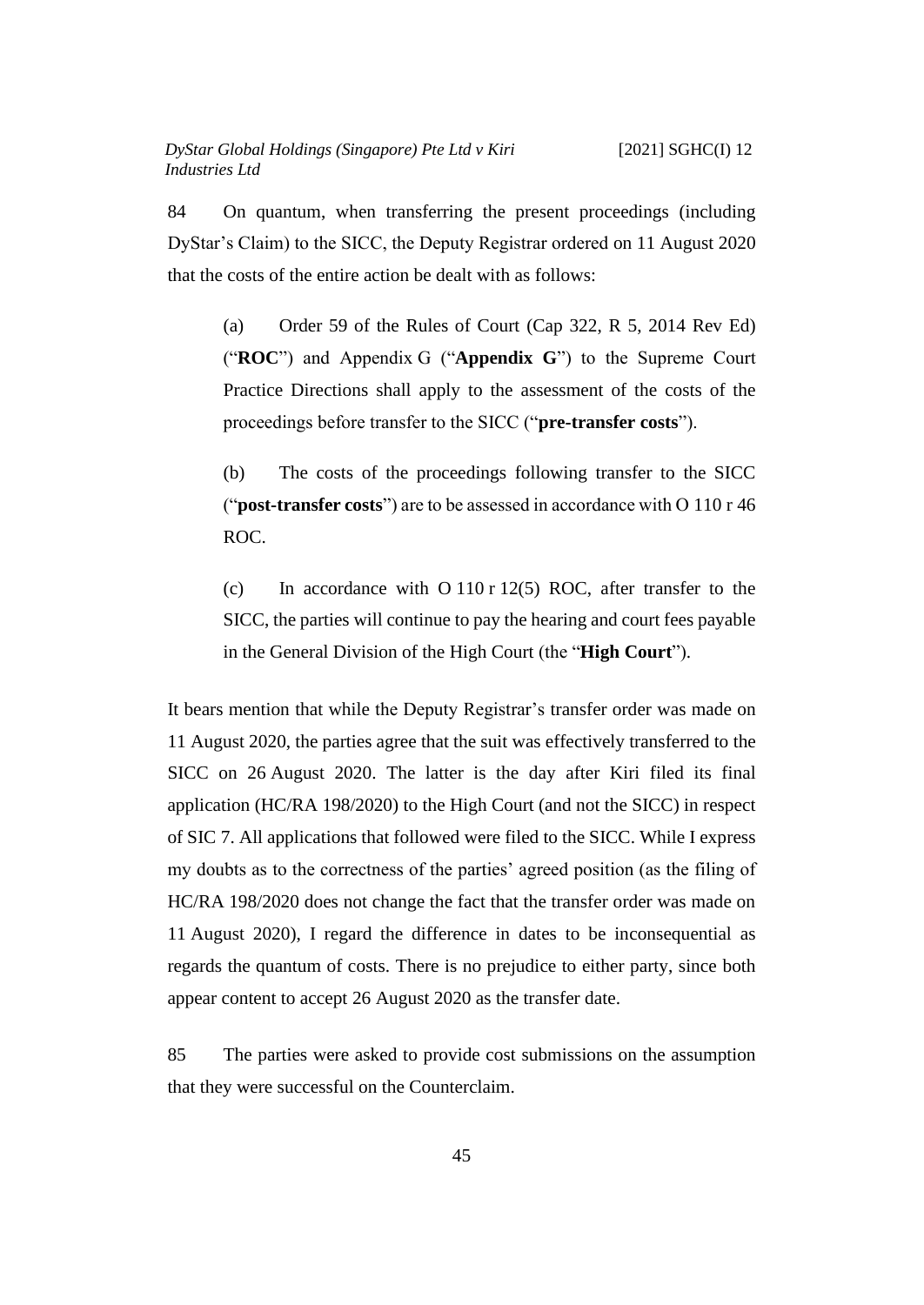84 On quantum, when transferring the present proceedings (including DyStar's Claim) to the SICC, the Deputy Registrar ordered on 11 August 2020 that the costs of the entire action be dealt with as follows:

> (a) Order 59 of the Rules of Court (Cap 322, R 5, 2014 Rev Ed) ("**ROC**") and Appendix G ("**Appendix G**") to the Supreme Court Practice Directions shall apply to the assessment of the costs of the proceedings before transfer to the SICC ("**pre-transfer costs**").
>
> (b) The costs of the proceedings following transfer to the SICC ("**post-transfer costs**") are to be assessed in accordance with O 110 r 46 ROC.
>
> (c) In accordance with O 110 r 12(5) ROC, after transfer to the SICC, the parties will continue to pay the hearing and court fees payable in the General Division of the High Court (the "**High Court**").

It bears mention that while the Deputy Registrar's transfer order was made on 11 August 2020, the parties agree that the suit was effectively transferred to the SICC on 26 August 2020. The latter is the day after Kiri filed its final application (HC/RA 198/2020) to the High Court (and not the SICC) in respect of SIC 7. All applications that followed were filed to the SICC. While I express my doubts as to the correctness of the parties' agreed position (as the filing of HC/RA 198/2020 does not change the fact that the transfer order was made on 11 August 2020), I regard the difference in dates to be inconsequential as regards the quantum of costs. There is no prejudice to either party, since both appear content to accept 26 August 2020 as the transfer date.

85 The parties were asked to provide cost submissions on the assumption that they were successful on the Counterclaim.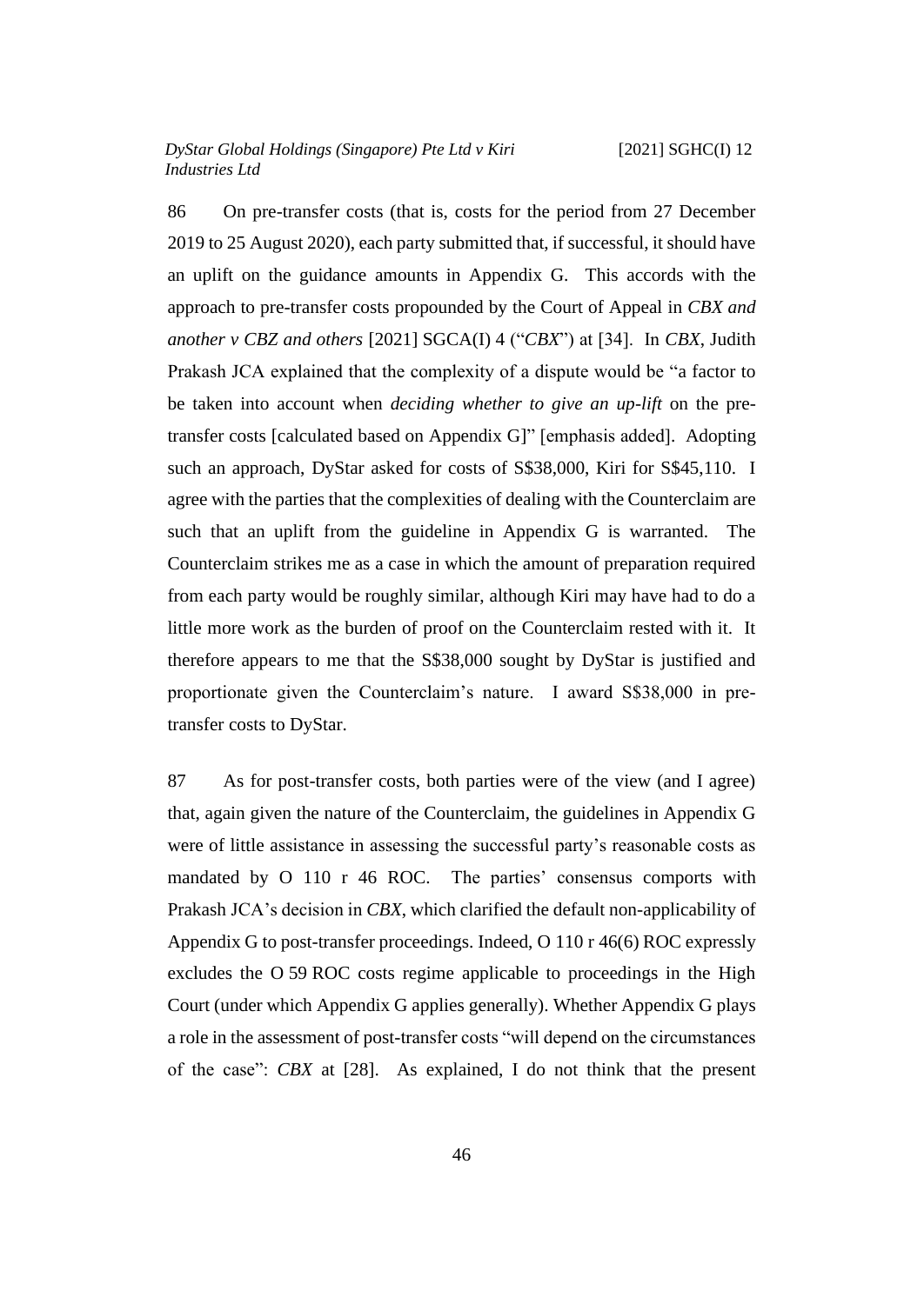86 On pre-transfer costs (that is, costs for the period from 27 December 2019 to 25 August 2020), each party submitted that, if successful, it should have an uplift on the guidance amounts in Appendix G. This accords with the approach to pre-transfer costs propounded by the Court of Appeal in *CBX and another v CBZ and others* [2021] SGCA(I) 4 ("*CBX*") at [34]. In *CBX*, Judith Prakash JCA explained that the complexity of a dispute would be "a factor to be taken into account when *deciding whether to give an up-lift* on the pre-transfer costs [calculated based on Appendix G]" [emphasis added]. Adopting such an approach, DyStar asked for costs of S$38,000, Kiri for S$45,110. I agree with the parties that the complexities of dealing with the Counterclaim are such that an uplift from the guideline in Appendix G is warranted. The Counterclaim strikes me as a case in which the amount of preparation required from each party would be roughly similar, although Kiri may have had to do a little more work as the burden of proof on the Counterclaim rested with it. It therefore appears to me that the S$38,000 sought by DyStar is justified and proportionate given the Counterclaim's nature. I award S$38,000 in pre-transfer costs to DyStar.

87 As for post-transfer costs, both parties were of the view (and I agree) that, again given the nature of the Counterclaim, the guidelines in Appendix G were of little assistance in assessing the successful party's reasonable costs as mandated by O 110 r 46 ROC. The parties' consensus comports with Prakash JCA's decision in *CBX*, which clarified the default non-applicability of Appendix G to post-transfer proceedings. Indeed, O 110 r 46(6) ROC expressly excludes the O 59 ROC costs regime applicable to proceedings in the High Court (under which Appendix G applies generally). Whether Appendix G plays a role in the assessment of post-transfer costs "will depend on the circumstances of the case": *CBX* at [28]. As explained, I do not think that the present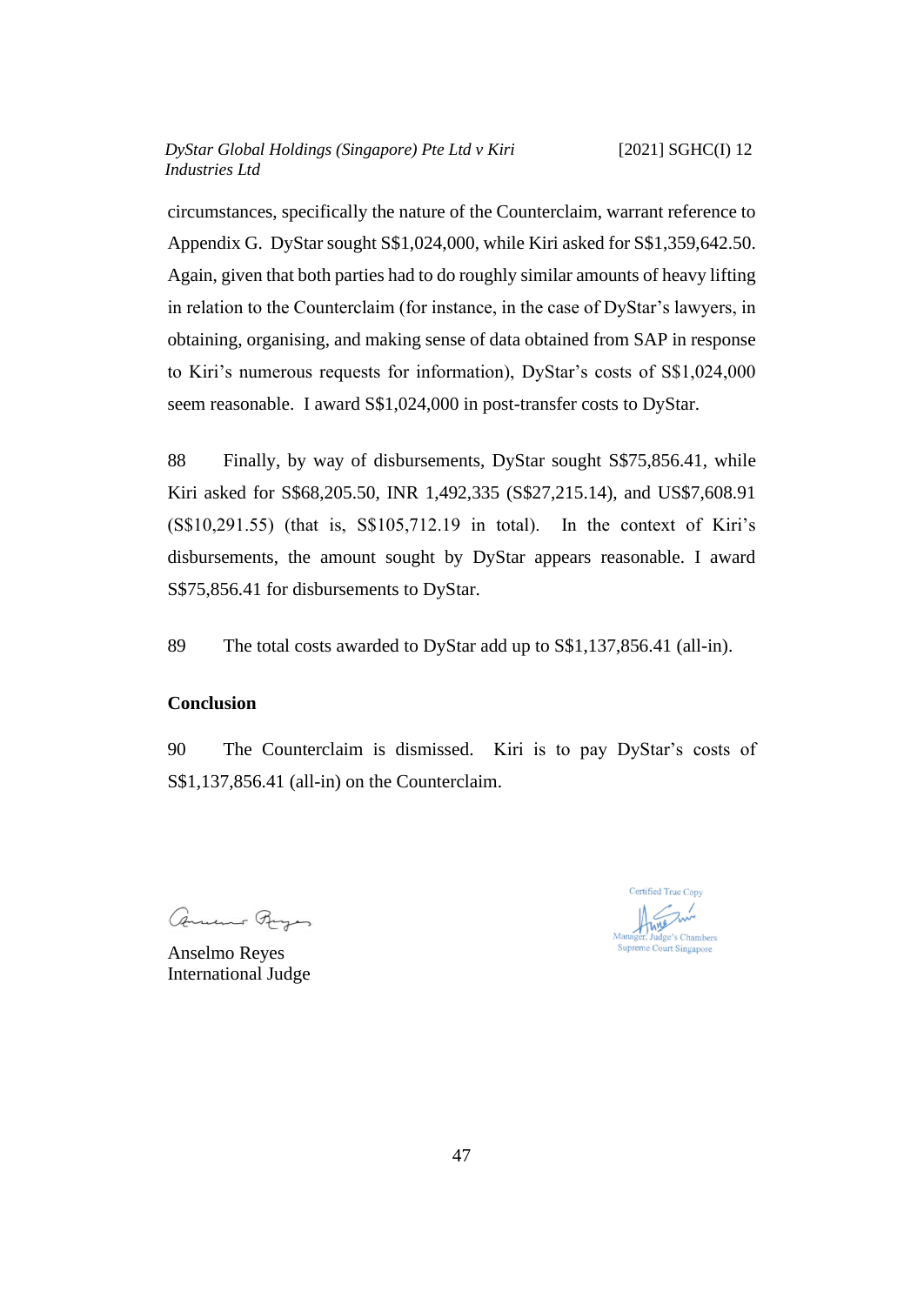circumstances, specifically the nature of the Counterclaim, warrant reference to Appendix G. DyStar sought S$1,024,000, while Kiri asked for S$1,359,642.50. Again, given that both parties had to do roughly similar amounts of heavy lifting in relation to the Counterclaim (for instance, in the case of DyStar's lawyers, in obtaining, organising, and making sense of data obtained from SAP in response to Kiri's numerous requests for information), DyStar's costs of S$1,024,000 seem reasonable. I award S$1,024,000 in post-transfer costs to DyStar.

88 Finally, by way of disbursements, DyStar sought S$75,856.41, while Kiri asked for S$68,205.50, INR 1,492,335 (S$27,215.14), and US$7,608.91 (S$10,291.55) (that is, S$105,712.19 in total). In the context of Kiri's disbursements, the amount sought by DyStar appears reasonable. I award S$75,856.41 for disbursements to DyStar.

89 The total costs awarded to DyStar add up to S$1,137,856.41 (all-in).

**Conclusion**

90 The Counterclaim is dismissed. Kiri is to pay DyStar's costs of S$1,137,856.41 (all-in) on the Counterclaim.

Anselmo Reyes
International Judge

Certified True Copy
Manager, Judge's Chambers
Supreme Court Singapore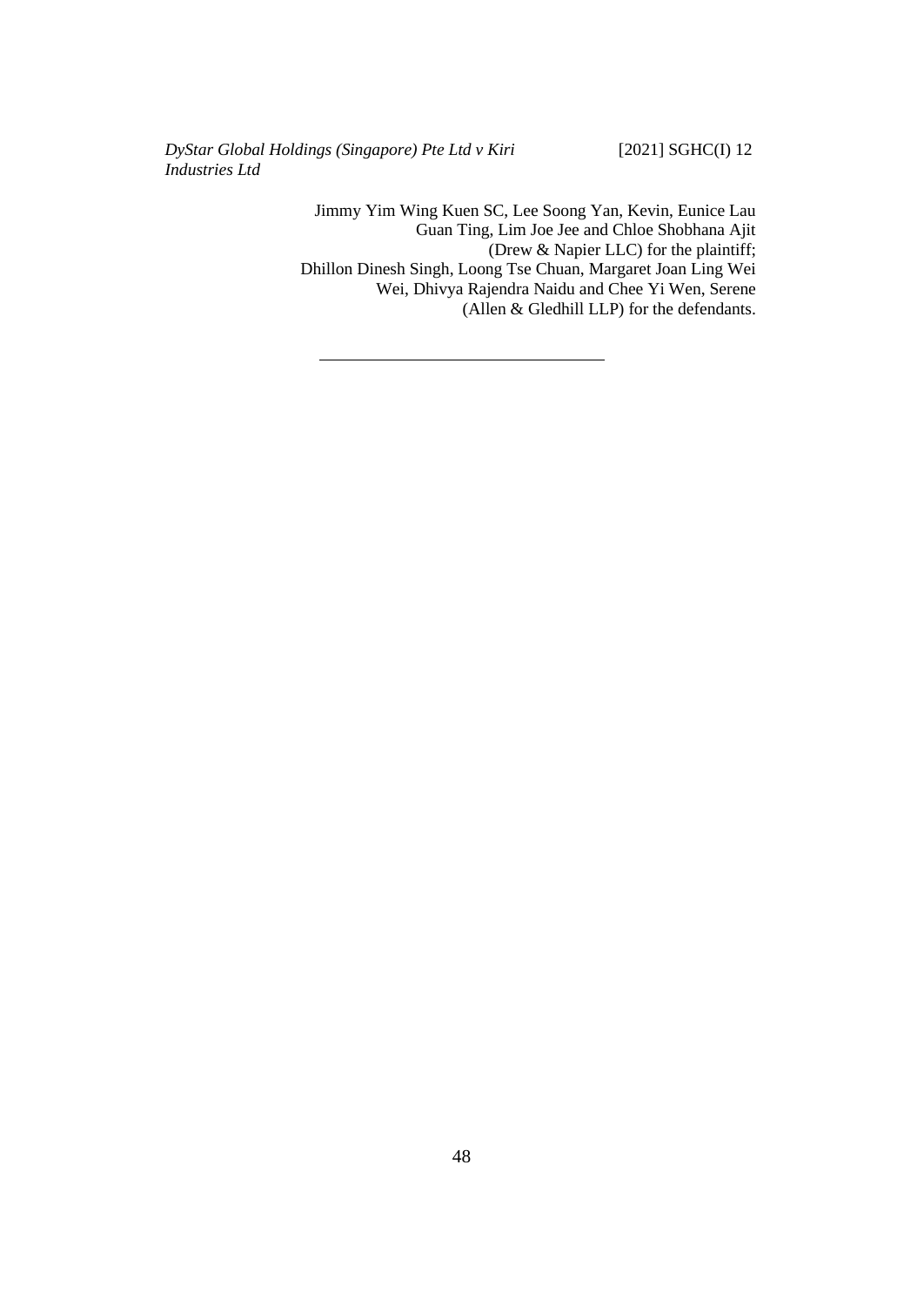Jimmy Yim Wing Kuen SC, Lee Soong Yan, Kevin, Eunice Lau Guan Ting, Lim Joe Jee and Chloe Shobhana Ajit (Drew & Napier LLC) for the plaintiff;
Dhillon Dinesh Singh, Loong Tse Chuan, Margaret Joan Ling Wei Wei, Dhivya Rajendra Naidu and Chee Yi Wen, Serene (Allen & Gledhill LLP) for the defendants.

---